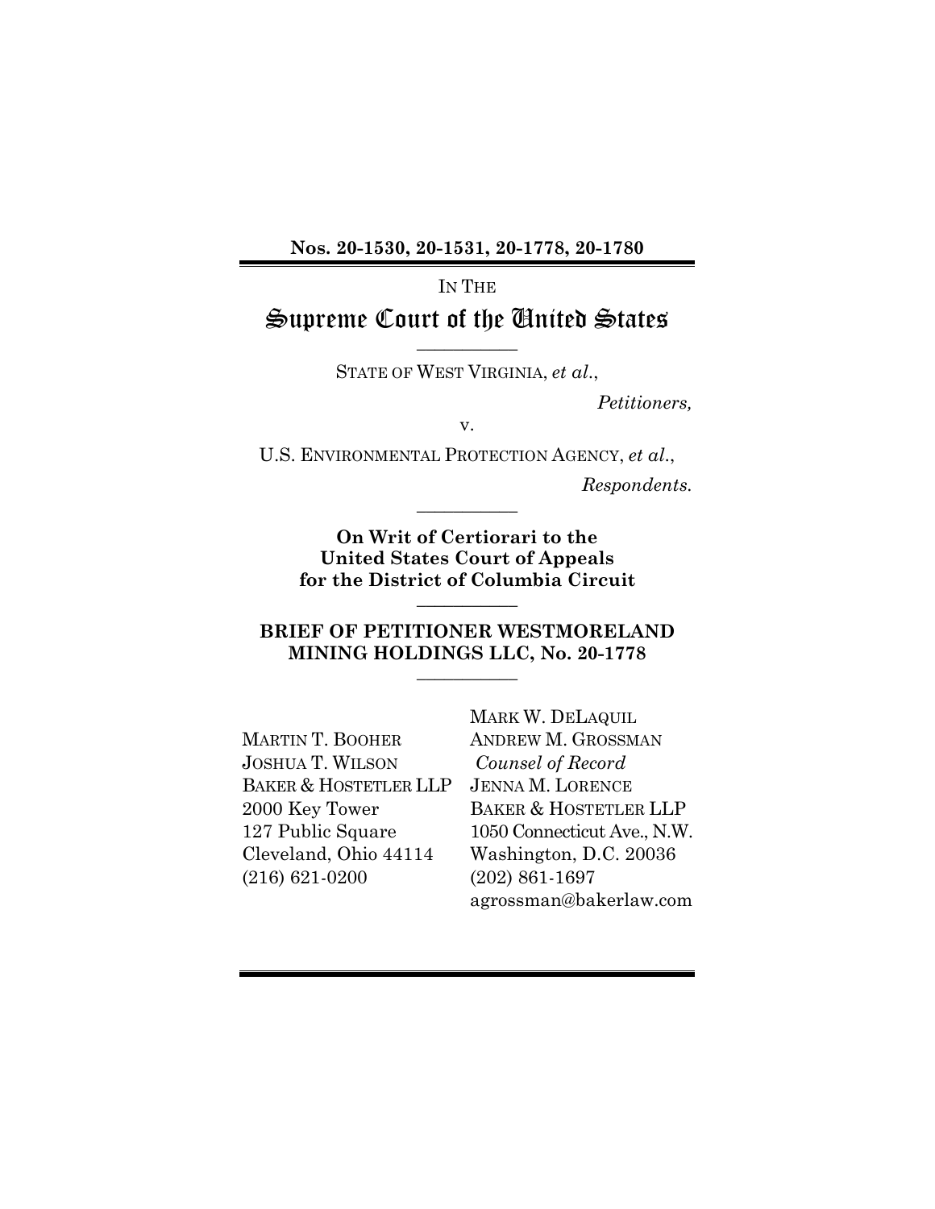**Nos. 20-1530, 20-1531, 20-1778, 20-1780**

IN THE

# Supreme Court of the United States

---

STATE OF WEST VIRGINIA, *et al.*,

*Petitioners,*

v.

U.S. ENVIRONMENTAL PROTECTION AGENCY, *et al.*,

*Respondents.*

---

**On Writ of Certiorari to the United States Court of Appeals for the District of Columbia Circuit**

---

**BRIEF OF PETITIONER WESTMORELAND MINING HOLDINGS LLC, No. 20-1778**

---

MARTIN T. BOOHER
JOSHUA T. WILSON
BAKER & HOSTETLER LLP
2000 Key Tower
127 Public Square
Cleveland, Ohio 44114
(216) 621-0200

MARK W. DELAQUIL
ANDREW M. GROSSMAN
*Counsel of Record*
JENNA M. LORENCE
BAKER & HOSTETLER LLP
1050 Connecticut Ave., N.W.
Washington, D.C. 20036
(202) 861-1697
agrossman@bakerlaw.com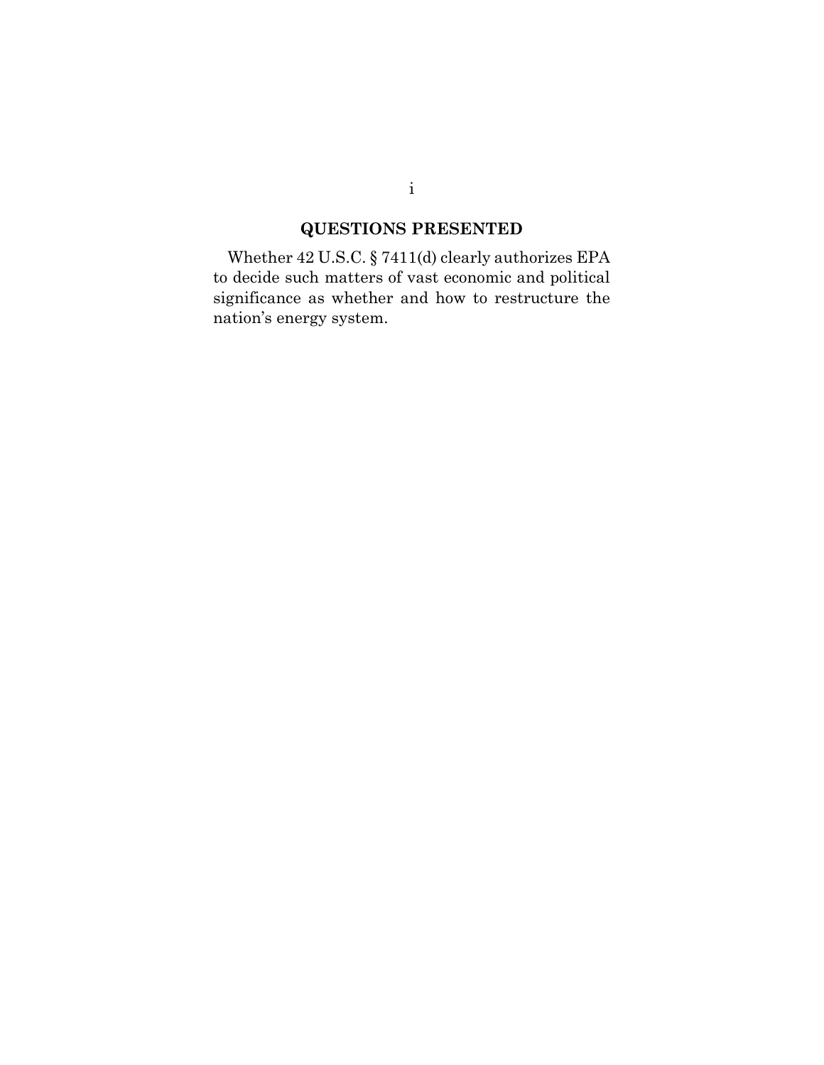## QUESTIONS PRESENTED

Whether 42 U.S.C. § 7411(d) clearly authorizes EPA to decide such matters of vast economic and political significance as whether and how to restructure the nation's energy system.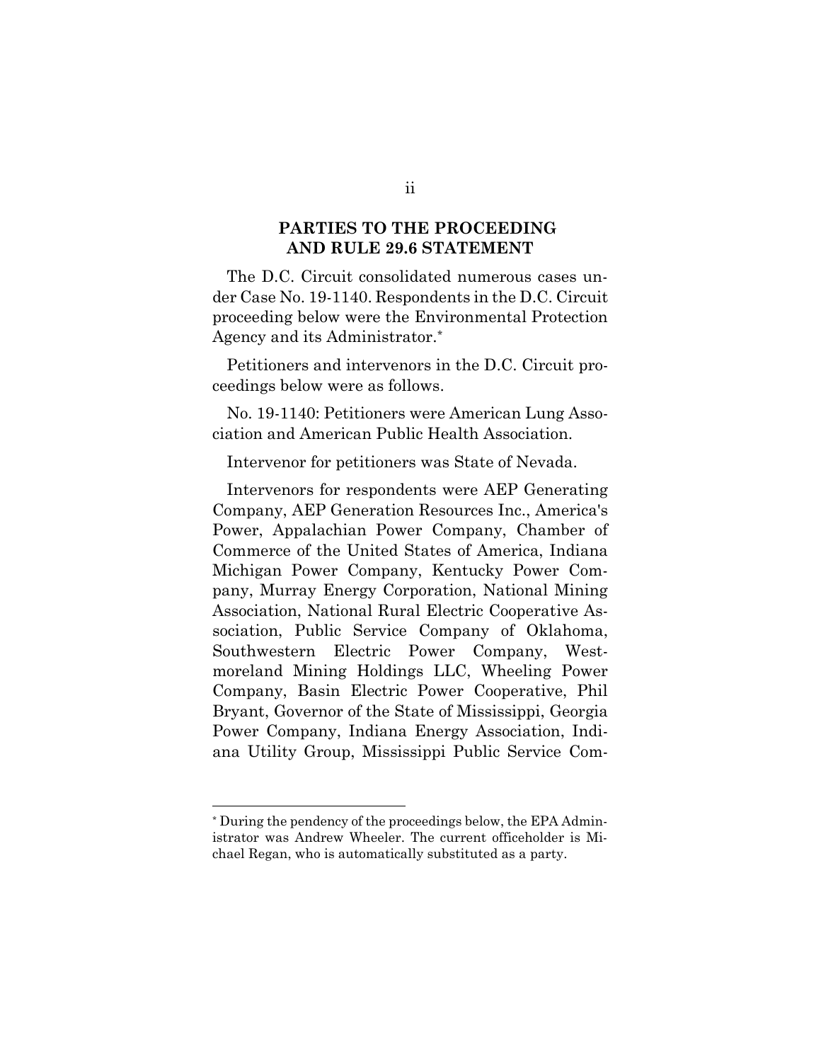## PARTIES TO THE PROCEEDING AND RULE 29.6 STATEMENT

The D.C. Circuit consolidated numerous cases under Case No. 19-1140. Respondents in the D.C. Circuit proceeding below were the Environmental Protection Agency and its Administrator.*

Petitioners and intervenors in the D.C. Circuit proceedings below were as follows.

No. 19-1140: Petitioners were American Lung Association and American Public Health Association.

Intervenor for petitioners was State of Nevada.

Intervenors for respondents were AEP Generating Company, AEP Generation Resources Inc., America's Power, Appalachian Power Company, Chamber of Commerce of the United States of America, Indiana Michigan Power Company, Kentucky Power Company, Murray Energy Corporation, National Mining Association, National Rural Electric Cooperative Association, Public Service Company of Oklahoma, Southwestern Electric Power Company, Westmoreland Mining Holdings LLC, Wheeling Power Company, Basin Electric Power Cooperative, Phil Bryant, Governor of the State of Mississippi, Georgia Power Company, Indiana Energy Association, Indiana Utility Group, Mississippi Public Service Com-

* During the pendency of the proceedings below, the EPA Administrator was Andrew Wheeler. The current officeholder is Michael Regan, who is automatically substituted as a party.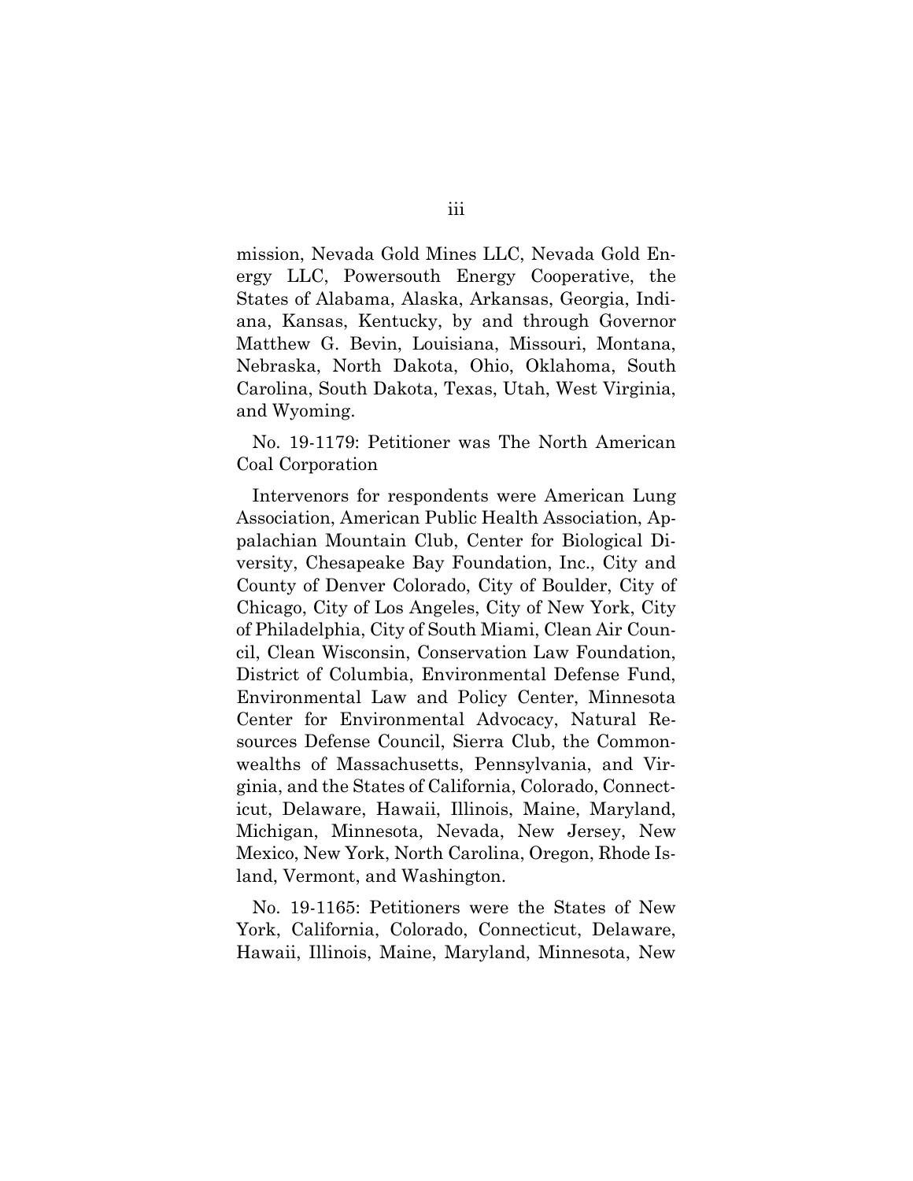mission, Nevada Gold Mines LLC, Nevada Gold Energy LLC, Powersouth Energy Cooperative, the States of Alabama, Alaska, Arkansas, Georgia, Indiana, Kansas, Kentucky, by and through Governor Matthew G. Bevin, Louisiana, Missouri, Montana, Nebraska, North Dakota, Ohio, Oklahoma, South Carolina, South Dakota, Texas, Utah, West Virginia, and Wyoming.

No. 19-1179: Petitioner was The North American Coal Corporation

Intervenors for respondents were American Lung Association, American Public Health Association, Appalachian Mountain Club, Center for Biological Diversity, Chesapeake Bay Foundation, Inc., City and County of Denver Colorado, City of Boulder, City of Chicago, City of Los Angeles, City of New York, City of Philadelphia, City of South Miami, Clean Air Council, Clean Wisconsin, Conservation Law Foundation, District of Columbia, Environmental Defense Fund, Environmental Law and Policy Center, Minnesota Center for Environmental Advocacy, Natural Resources Defense Council, Sierra Club, the Commonwealths of Massachusetts, Pennsylvania, and Virginia, and the States of California, Colorado, Connecticut, Delaware, Hawaii, Illinois, Maine, Maryland, Michigan, Minnesota, Nevada, New Jersey, New Mexico, New York, North Carolina, Oregon, Rhode Island, Vermont, and Washington.

No. 19-1165: Petitioners were the States of New York, California, Colorado, Connecticut, Delaware, Hawaii, Illinois, Maine, Maryland, Minnesota, New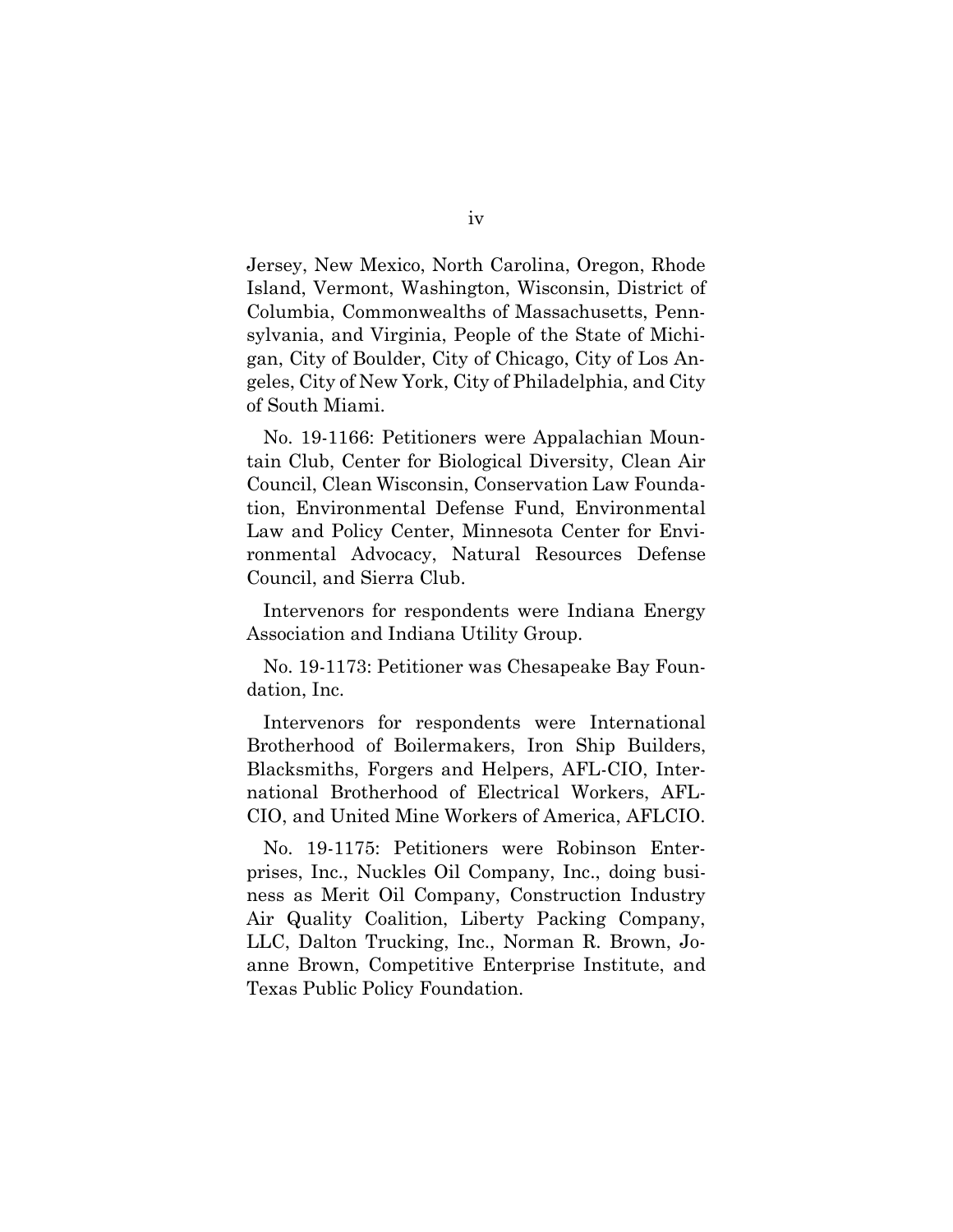Jersey, New Mexico, North Carolina, Oregon, Rhode Island, Vermont, Washington, Wisconsin, District of Columbia, Commonwealths of Massachusetts, Pennsylvania, and Virginia, People of the State of Michigan, City of Boulder, City of Chicago, City of Los Angeles, City of New York, City of Philadelphia, and City of South Miami.

No. 19-1166: Petitioners were Appalachian Mountain Club, Center for Biological Diversity, Clean Air Council, Clean Wisconsin, Conservation Law Foundation, Environmental Defense Fund, Environmental Law and Policy Center, Minnesota Center for Environmental Advocacy, Natural Resources Defense Council, and Sierra Club.

Intervenors for respondents were Indiana Energy Association and Indiana Utility Group.

No. 19-1173: Petitioner was Chesapeake Bay Foundation, Inc.

Intervenors for respondents were International Brotherhood of Boilermakers, Iron Ship Builders, Blacksmiths, Forgers and Helpers, AFL-CIO, International Brotherhood of Electrical Workers, AFL-CIO, and United Mine Workers of America, AFLCIO.

No. 19-1175: Petitioners were Robinson Enterprises, Inc., Nuckles Oil Company, Inc., doing business as Merit Oil Company, Construction Industry Air Quality Coalition, Liberty Packing Company, LLC, Dalton Trucking, Inc., Norman R. Brown, Joanne Brown, Competitive Enterprise Institute, and Texas Public Policy Foundation.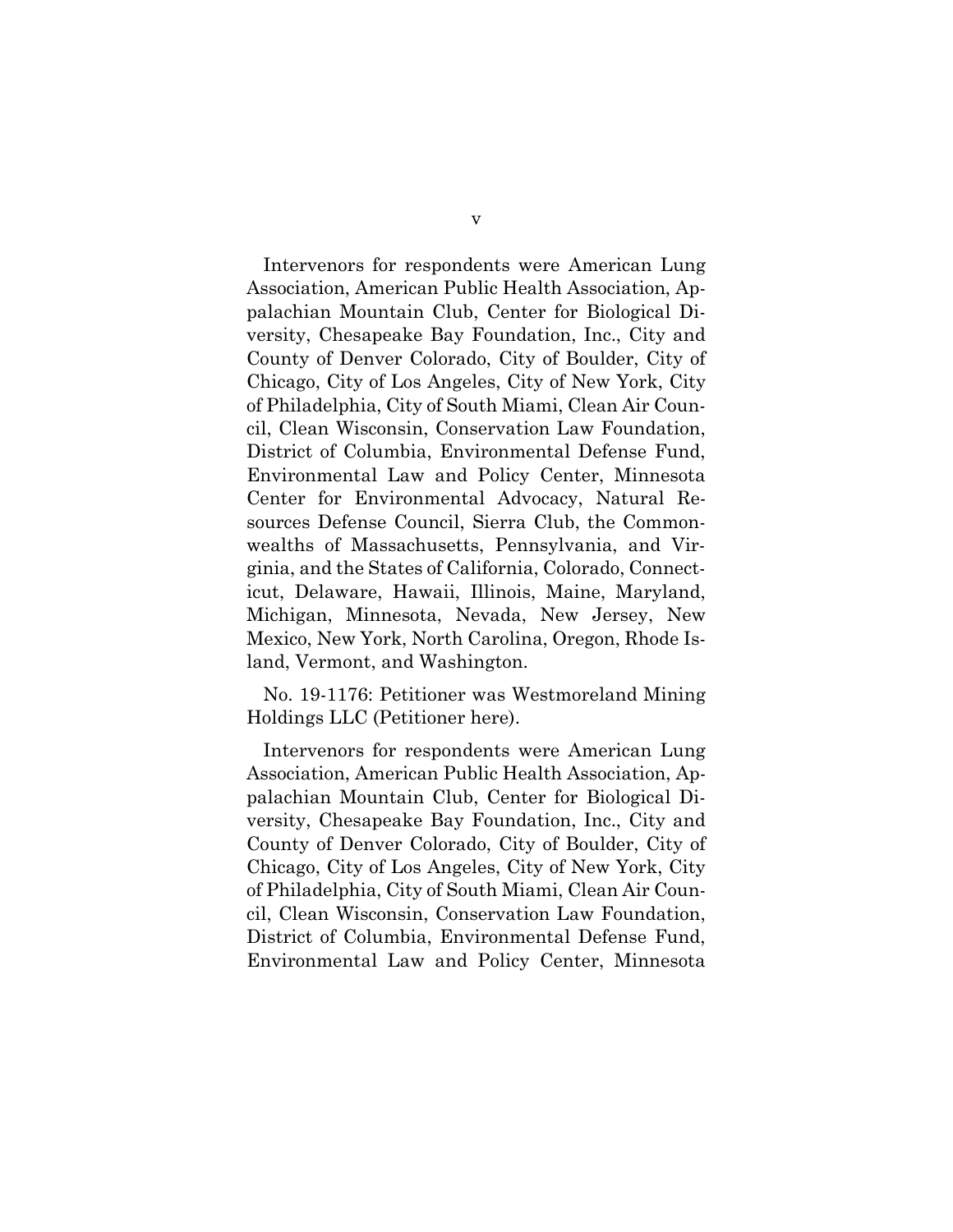Intervenors for respondents were American Lung Association, American Public Health Association, Appalachian Mountain Club, Center for Biological Diversity, Chesapeake Bay Foundation, Inc., City and County of Denver Colorado, City of Boulder, City of Chicago, City of Los Angeles, City of New York, City of Philadelphia, City of South Miami, Clean Air Council, Clean Wisconsin, Conservation Law Foundation, District of Columbia, Environmental Defense Fund, Environmental Law and Policy Center, Minnesota Center for Environmental Advocacy, Natural Resources Defense Council, Sierra Club, the Commonwealths of Massachusetts, Pennsylvania, and Virginia, and the States of California, Colorado, Connecticut, Delaware, Hawaii, Illinois, Maine, Maryland, Michigan, Minnesota, Nevada, New Jersey, New Mexico, New York, North Carolina, Oregon, Rhode Island, Vermont, and Washington.

No. 19-1176: Petitioner was Westmoreland Mining Holdings LLC (Petitioner here).

Intervenors for respondents were American Lung Association, American Public Health Association, Appalachian Mountain Club, Center for Biological Diversity, Chesapeake Bay Foundation, Inc., City and County of Denver Colorado, City of Boulder, City of Chicago, City of Los Angeles, City of New York, City of Philadelphia, City of South Miami, Clean Air Council, Clean Wisconsin, Conservation Law Foundation, District of Columbia, Environmental Defense Fund, Environmental Law and Policy Center, Minnesota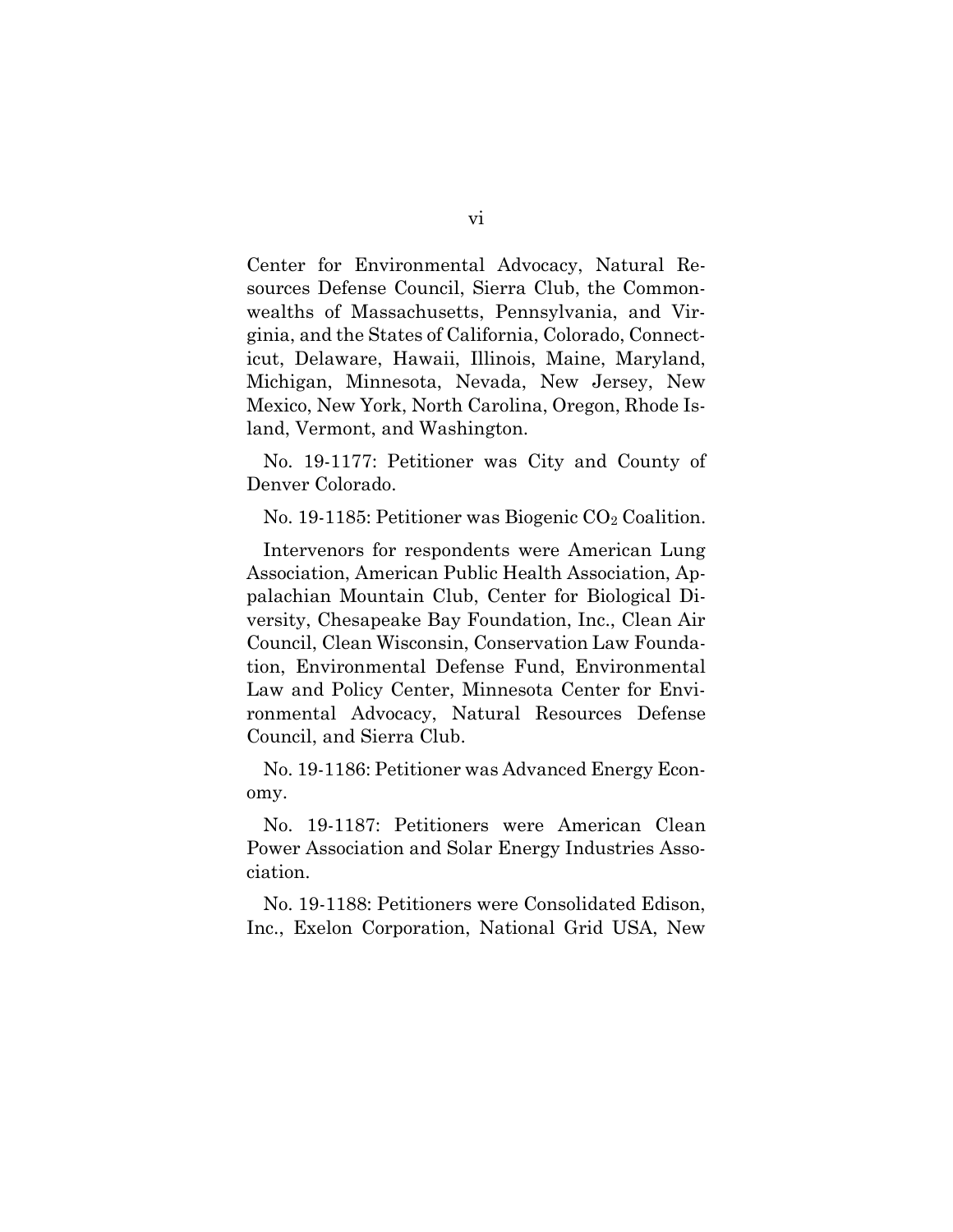Center for Environmental Advocacy, Natural Resources Defense Council, Sierra Club, the Commonwealths of Massachusetts, Pennsylvania, and Virginia, and the States of California, Colorado, Connecticut, Delaware, Hawaii, Illinois, Maine, Maryland, Michigan, Minnesota, Nevada, New Jersey, New Mexico, New York, North Carolina, Oregon, Rhode Island, Vermont, and Washington.

No. 19-1177: Petitioner was City and County of Denver Colorado.

No. 19-1185: Petitioner was Biogenic $CO_2$ Coalition.

Intervenors for respondents were American Lung Association, American Public Health Association, Appalachian Mountain Club, Center for Biological Diversity, Chesapeake Bay Foundation, Inc., Clean Air Council, Clean Wisconsin, Conservation Law Foundation, Environmental Defense Fund, Environmental Law and Policy Center, Minnesota Center for Environmental Advocacy, Natural Resources Defense Council, and Sierra Club.

No. 19-1186: Petitioner was Advanced Energy Economy.

No. 19-1187: Petitioners were American Clean Power Association and Solar Energy Industries Association.

No. 19-1188: Petitioners were Consolidated Edison, Inc., Exelon Corporation, National Grid USA, New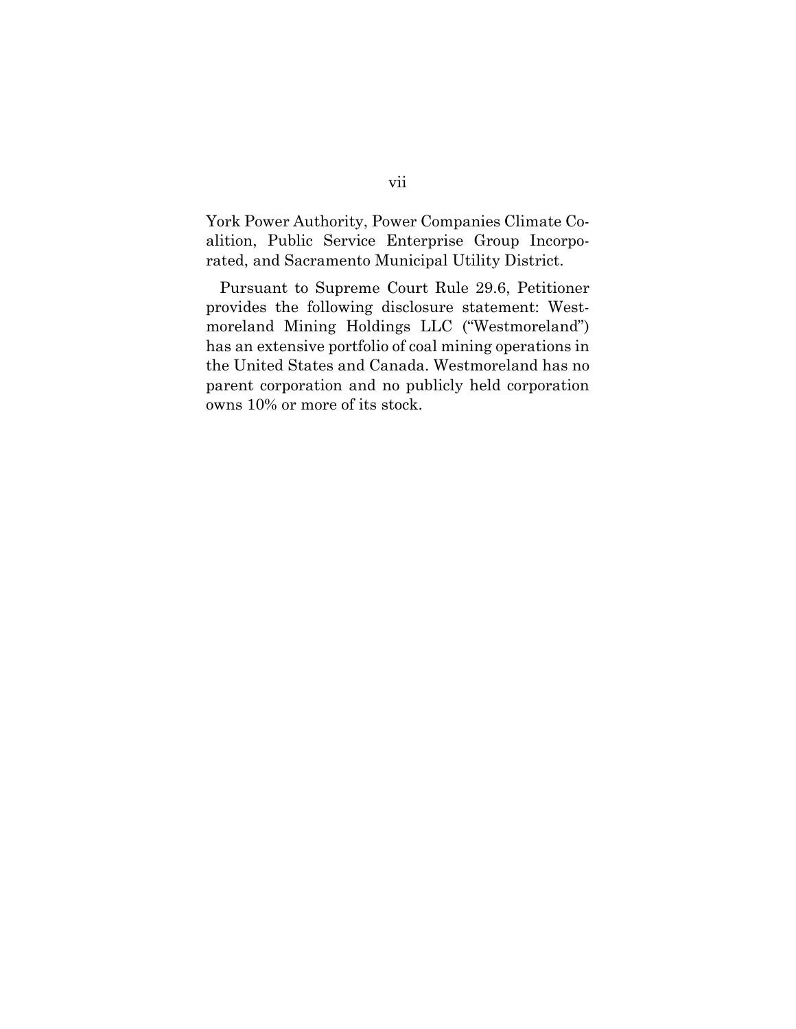York Power Authority, Power Companies Climate Coalition, Public Service Enterprise Group Incorporated, and Sacramento Municipal Utility District.

Pursuant to Supreme Court Rule 29.6, Petitioner provides the following disclosure statement: Westmoreland Mining Holdings LLC ("Westmoreland") has an extensive portfolio of coal mining operations in the United States and Canada. Westmoreland has no parent corporation and no publicly held corporation owns 10% or more of its stock.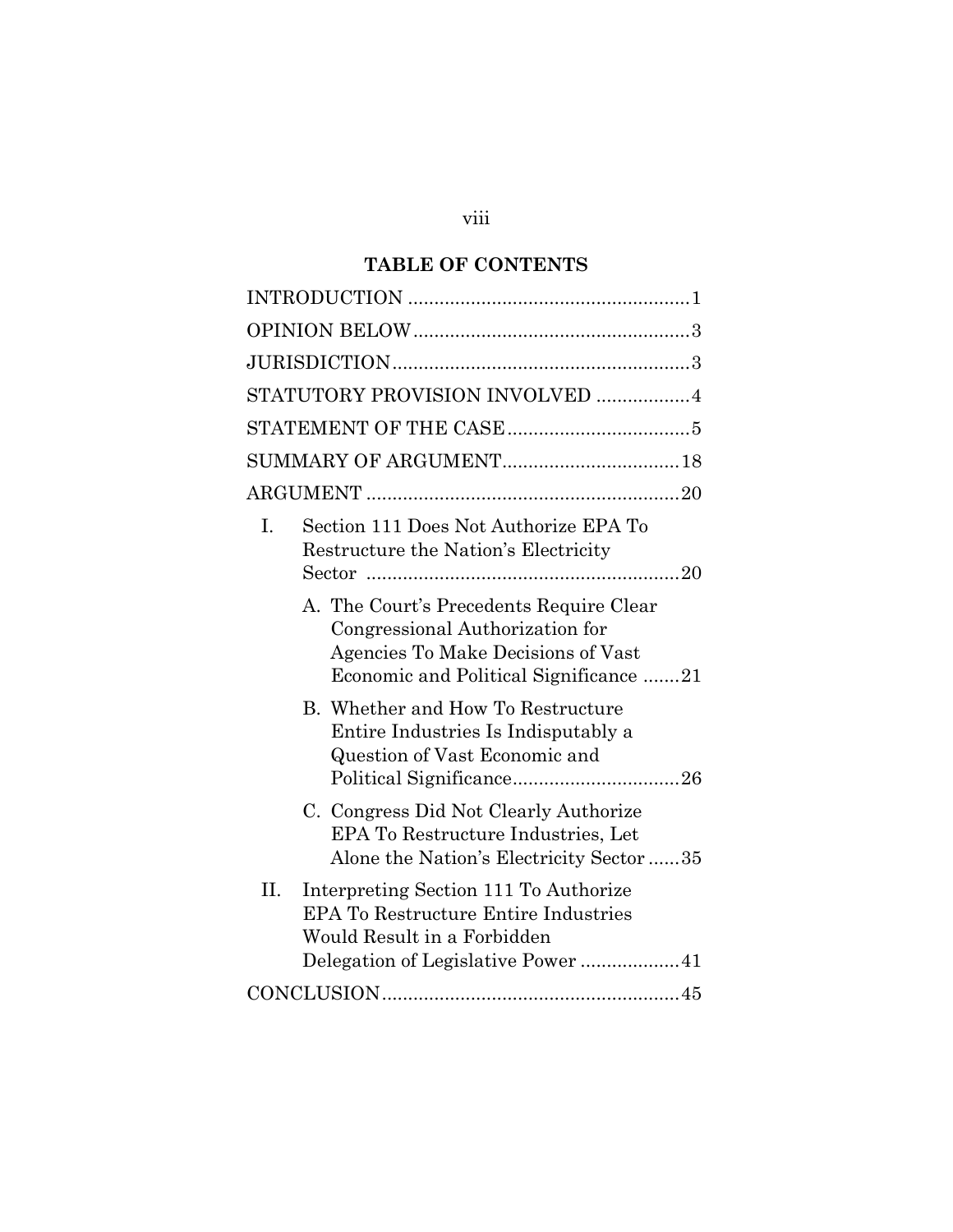# TABLE OF CONTENTS

INTRODUCTION ..................................................... 1

OPINION BELOW .................................................... 3

JURISDICTION ........................................................ 3

STATUTORY PROVISION INVOLVED .................. 4

STATEMENT OF THE CASE ................................... 5

SUMMARY OF ARGUMENT .................................. 18

ARGUMENT ............................................................ 20

- I. Section 111 Does Not Authorize EPA To Restructure the Nation's Electricity Sector ............................................................ 20
  - A. The Court's Precedents Require Clear Congressional Authorization for Agencies To Make Decisions of Vast Economic and Political Significance ....... 21
  - B. Whether and How To Restructure Entire Industries Is Indisputably a Question of Vast Economic and Political Significance ................................ 26
  - C. Congress Did Not Clearly Authorize EPA To Restructure Industries, Let Alone the Nation's Electricity Sector ...... 35
- II. Interpreting Section 111 To Authorize EPA To Restructure Entire Industries Would Result in a Forbidden Delegation of Legislative Power ................... 41

CONCLUSION ......................................................... 45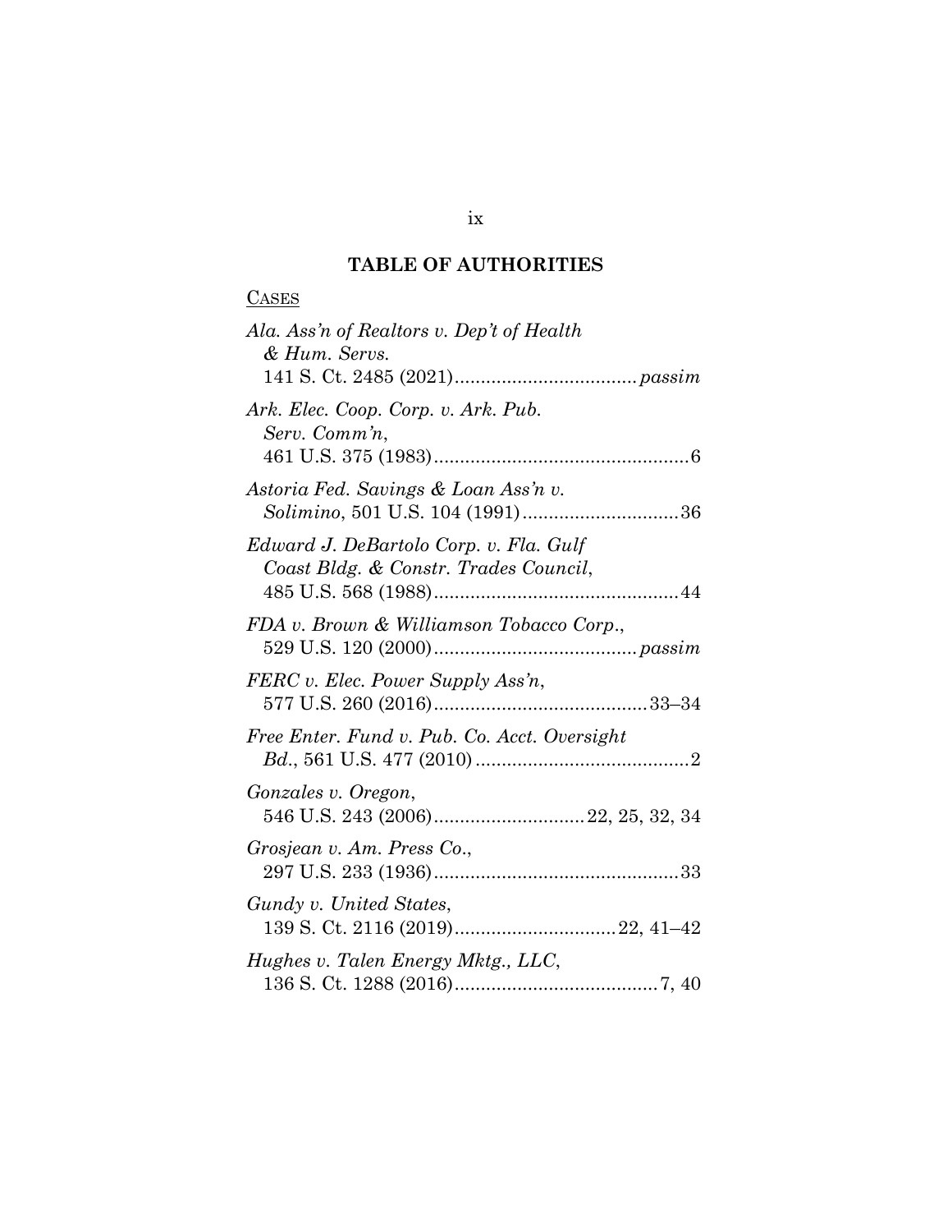## TABLE OF AUTHORITIES

<u>CASES</u>

*Ala. Ass'n of Realtors v. Dep't of Health & Hum. Servs.* 141 S. Ct. 2485 (2021) .................................. *passim*

*Ark. Elec. Coop. Corp. v. Ark. Pub. Serv. Comm'n*, 461 U.S. 375 (1983) ................................................. 6

*Astoria Fed. Savings & Loan Ass'n v. Solimino*, 501 U.S. 104 (1991) .............................. 36

*Edward J. DeBartolo Corp. v. Fla. Gulf Coast Bldg. & Constr. Trades Council*, 485 U.S. 568 (1988) ............................................... 44

*FDA v. Brown & Williamson Tobacco Corp.*, 529 U.S. 120 (2000) ....................................... *passim*

*FERC v. Elec. Power Supply Ass'n*, 577 U.S. 260 (2016) ......................................... 33–34

*Free Enter. Fund v. Pub. Co. Acct. Oversight Bd.*, 561 U.S. 477 (2010) ......................................... 2

*Gonzales v. Oregon*, 546 U.S. 243 (2006) ............................ 22, 25, 32, 34

*Grosjean v. Am. Press Co.*, 297 U.S. 233 (1936) ............................................... 33

*Gundy v. United States*, 139 S. Ct. 2116 (2019) ............................... 22, 41–42

*Hughes v. Talen Energy Mktg., LLC*, 136 S. Ct. 1288 (2016) ....................................... 7, 40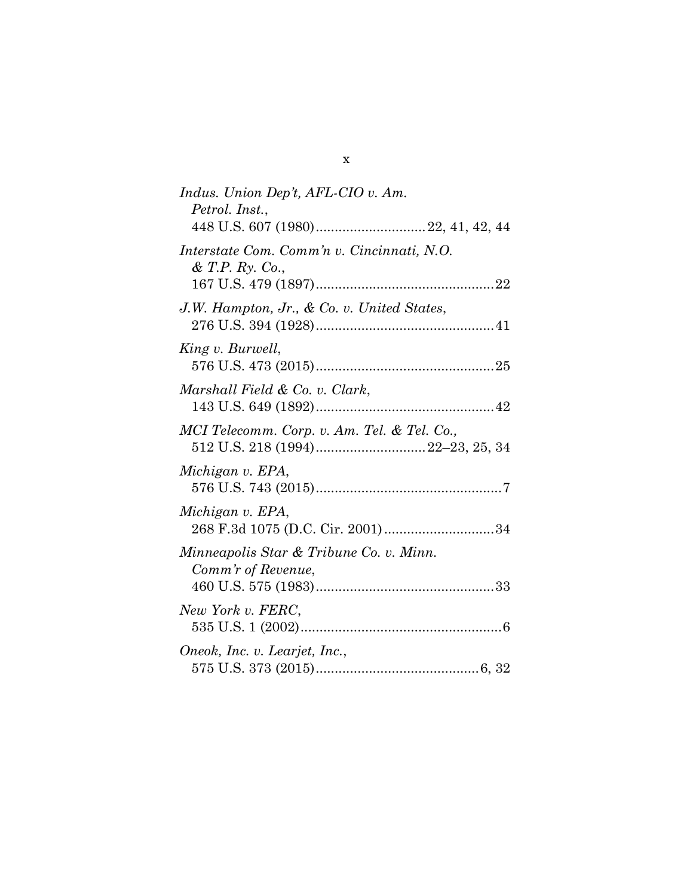*Indus. Union Dep't, AFL-CIO v. Am. Petrol. Inst.*,
448 U.S. 607 (1980) ............................ 22, 41, 42, 44

*Interstate Com. Comm'n v. Cincinnati, N.O. & T.P. Ry. Co.*,
167 U.S. 479 (1897) ............................................... 22

*J.W. Hampton, Jr., & Co. v. United States*,
276 U.S. 394 (1928) ............................................... 41

*King v. Burwell*,
576 U.S. 473 (2015) ............................................... 25

*Marshall Field & Co. v. Clark*,
143 U.S. 649 (1892) ............................................... 42

*MCI Telecomm. Corp. v. Am. Tel. & Tel. Co.*,
512 U.S. 218 (1994) ............................ 22–23, 25, 34

*Michigan v. EPA*,
576 U.S. 743 (2015) ................................................. 7

*Michigan v. EPA*,
268 F.3d 1075 (D.C. Cir. 2001) ............................ 34

*Minneapolis Star & Tribune Co. v. Minn. Comm'r of Revenue*,
460 U.S. 575 (1983) ............................................... 33

*New York v. FERC*,
535 U.S. 1 (2002) ..................................................... 6

*Oneok, Inc. v. Learjet, Inc.*,
575 U.S. 373 (2015) ........................................... 6, 32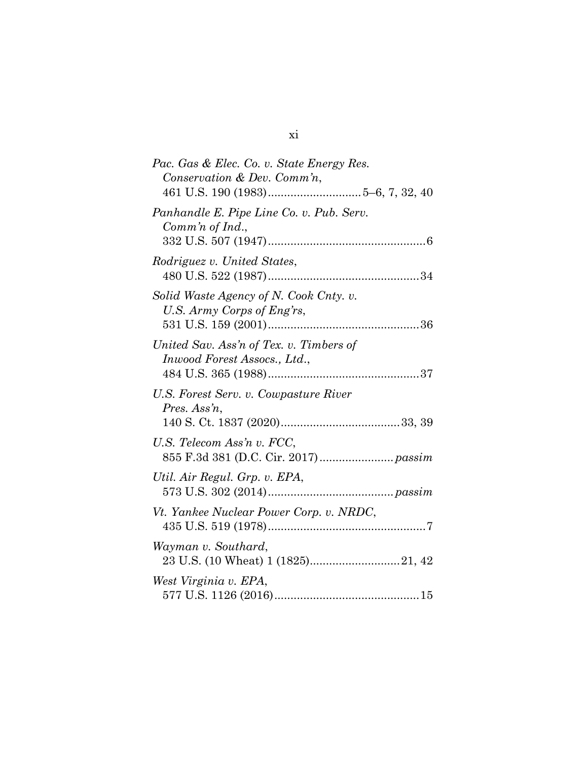*Pac. Gas & Elec. Co. v. State Energy Res. Conservation & Dev. Comm'n*,
461 U.S. 190 (1983) ............................ 5–6, 7, 32, 40

*Panhandle E. Pipe Line Co. v. Pub. Serv. Comm'n of Ind.*,
332 U.S. 507 (1947) ................................................ 6

*Rodriguez v. United States*,
480 U.S. 522 (1987) .............................................. 34

*Solid Waste Agency of N. Cook Cnty. v. U.S. Army Corps of Eng'rs*,
531 U.S. 159 (2001) .............................................. 36

*United Sav. Ass'n of Tex. v. Timbers of Inwood Forest Assocs., Ltd.*,
484 U.S. 365 (1988) .............................................. 37

*U.S. Forest Serv. v. Cowpasture River Pres. Ass'n*,
140 S. Ct. 1837 (2020) .................................... 33, 39

*U.S. Telecom Ass'n v. FCC*,
855 F.3d 381 (D.C. Cir. 2017) ...................... *passim*

*Util. Air Regul. Grp. v. EPA*,
573 U.S. 302 (2014) ...................................... *passim*

*Vt. Yankee Nuclear Power Corp. v. NRDC*,
435 U.S. 519 (1978) ................................................ 7

*Wayman v. Southard*,
23 U.S. (10 Wheat) 1 (1825) ........................... 21, 42

*West Virginia v. EPA*,
577 U.S. 1126 (2016) ............................................ 15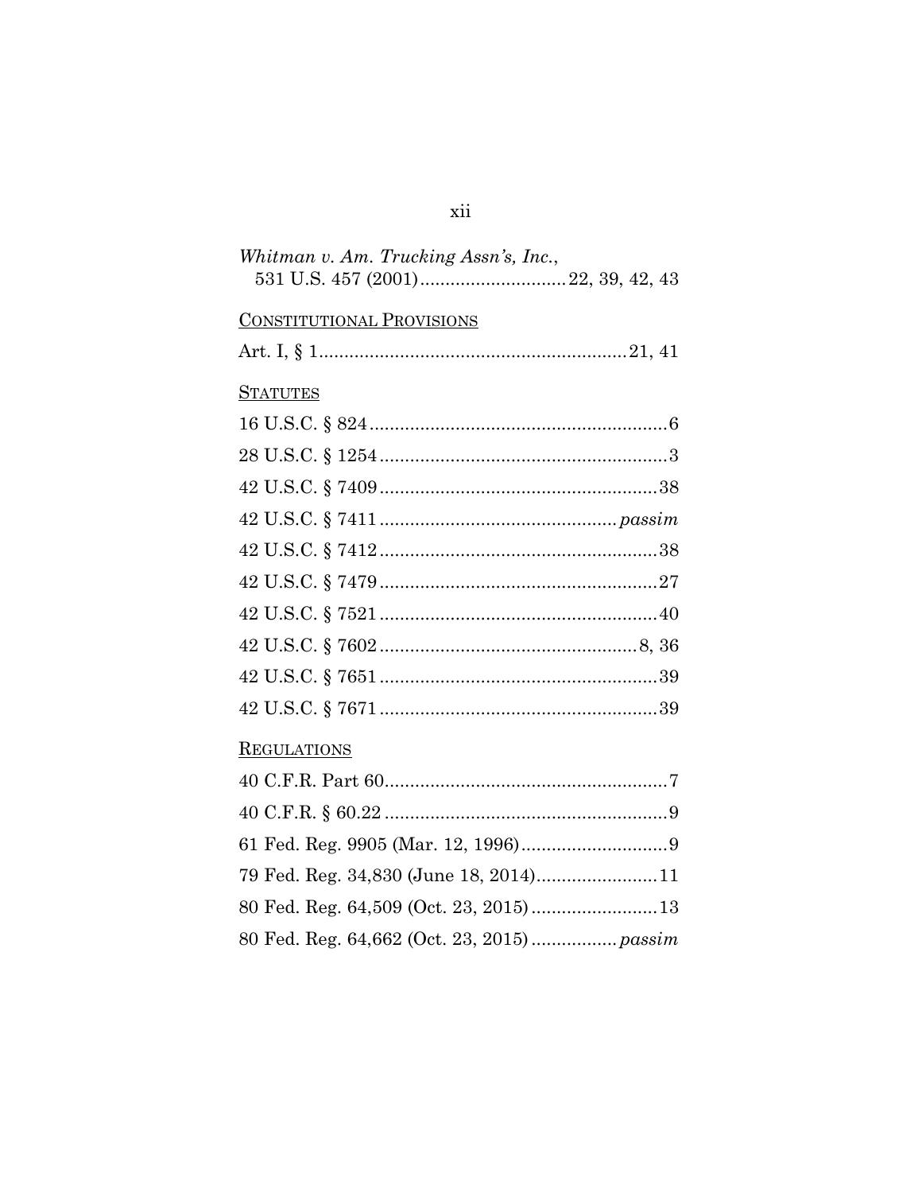*Whitman v. Am. Trucking Assn's, Inc.*,
531 U.S. 457 (2001)............................22, 39, 42, 43

CONSTITUTIONAL PROVISIONS

Art. I, § 1............................................................21, 41

STATUTES

16 U.S.C. § 824..........................................................6

28 U.S.C. § 1254........................................................3

42 U.S.C. § 7409......................................................38

42 U.S.C. § 7411.............................................*passim*

42 U.S.C. § 7412......................................................38

42 U.S.C. § 7479......................................................27

42 U.S.C. § 7521......................................................40

42 U.S.C. § 7602..................................................8, 36

42 U.S.C. § 7651......................................................39

42 U.S.C. § 7671......................................................39

REGULATIONS

40 C.F.R. Part 60.......................................................7

40 C.F.R. § 60.22.......................................................9

61 Fed. Reg. 9905 (Mar. 12, 1996)............................9

79 Fed. Reg. 34,830 (June 18, 2014)........................11

80 Fed. Reg. 64,509 (Oct. 23, 2015).........................13

80 Fed. Reg. 64,662 (Oct. 23, 2015)................*passim*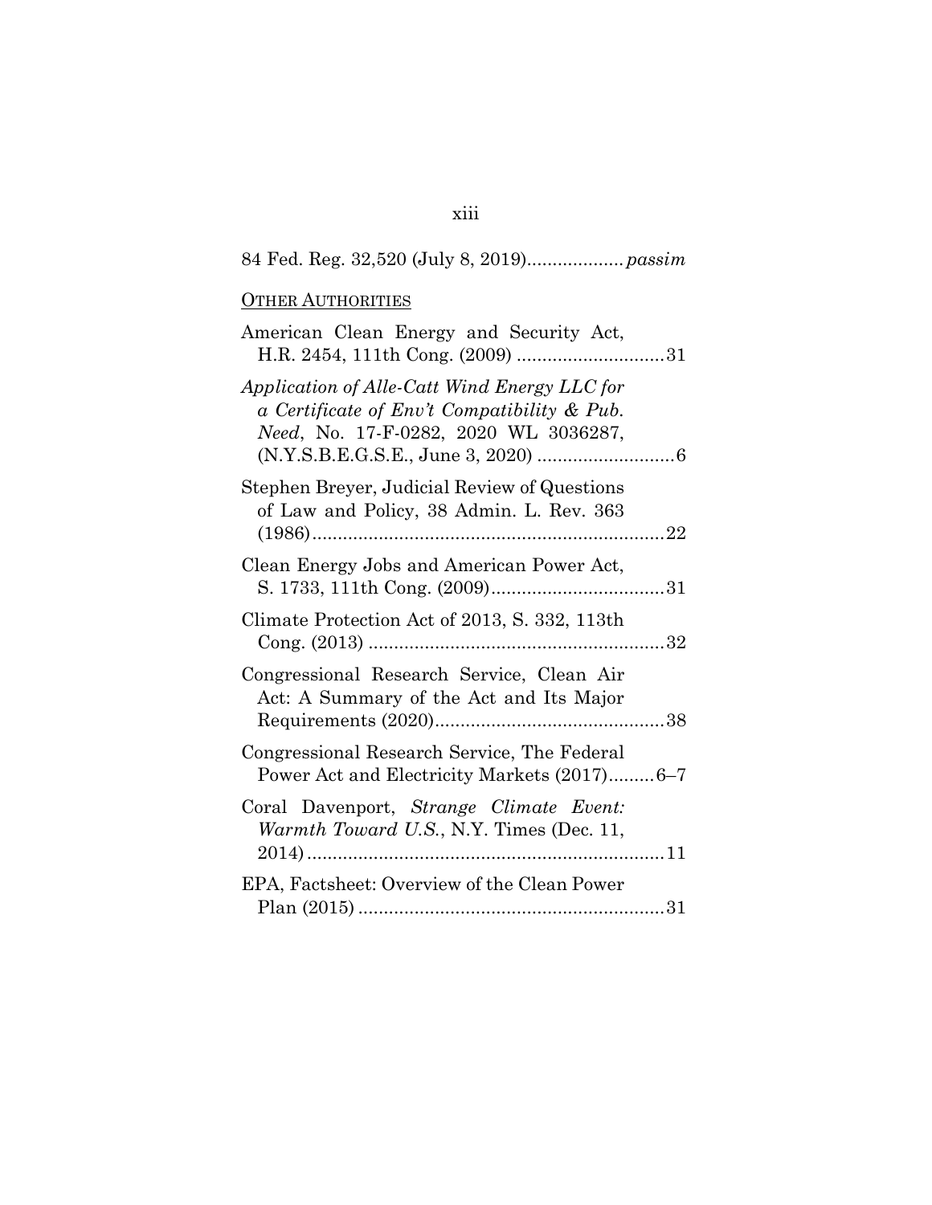84 Fed. Reg. 32,520 (July 8, 2019).................. *passim*

OTHER AUTHORITIES

American Clean Energy and Security Act, H.R. 2454, 111th Cong. (2009) ............................31

*Application of Alle-Catt Wind Energy LLC for a Certificate of Env't Compatibility & Pub. Need*, No. 17-F-0282, 2020 WL 3036287, (N.Y.S.B.E.G.S.E., June 3, 2020) ..........................6

Stephen Breyer, Judicial Review of Questions of Law and Policy, 38 Admin. L. Rev. 363 (1986)....................................................................22

Clean Energy Jobs and American Power Act, S. 1733, 111th Cong. (2009).................................31

Climate Protection Act of 2013, S. 332, 113th Cong. (2013) .........................................................32

Congressional Research Service, Clean Air Act: A Summary of the Act and Its Major Requirements (2020)............................................38

Congressional Research Service, The Federal Power Act and Electricity Markets (2017).........6–7

Coral Davenport, *Strange Climate Event: Warmth Toward U.S.*, N.Y. Times (Dec. 11, 2014).....................................................................11

EPA, Factsheet: Overview of the Clean Power Plan (2015)...........................................................31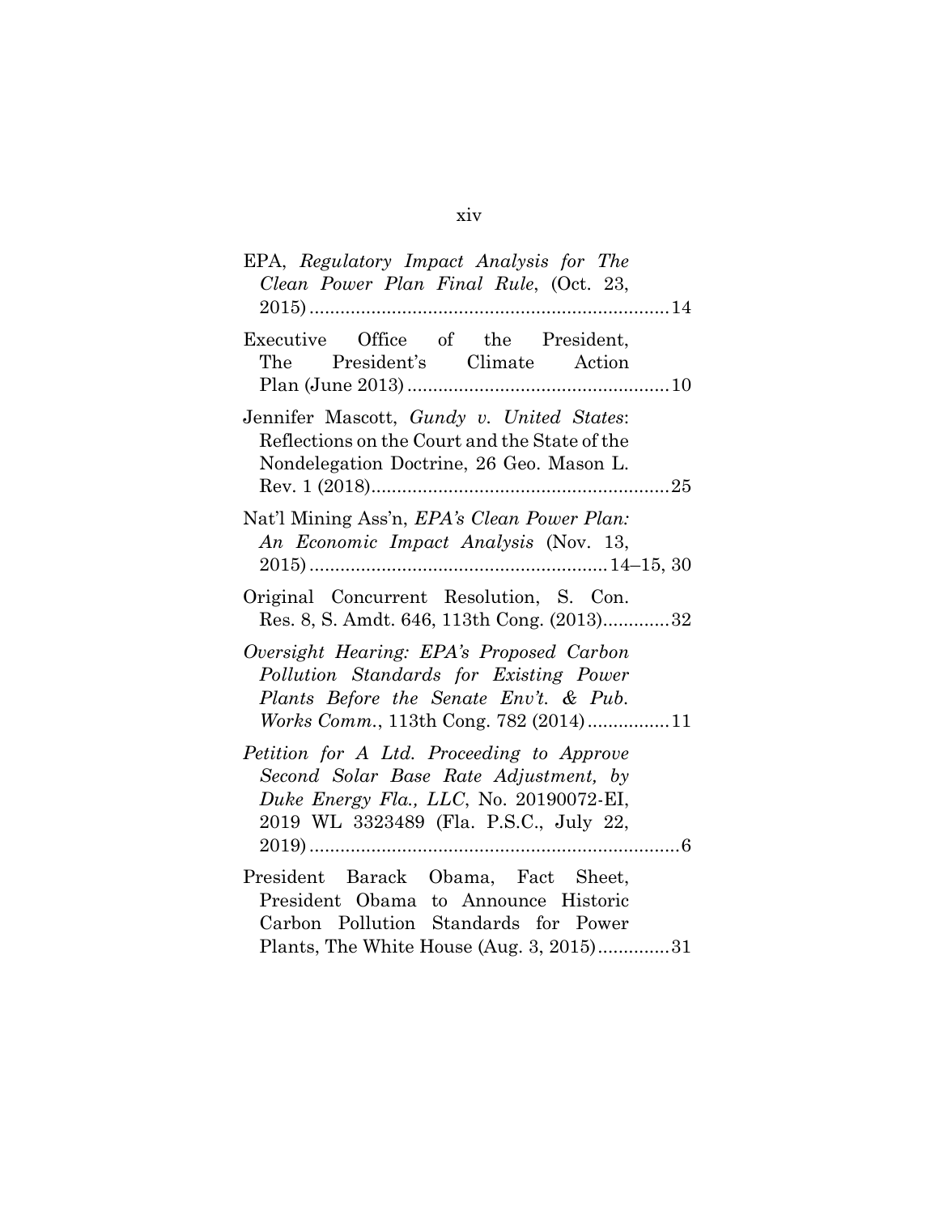EPA, *Regulatory Impact Analysis for The Clean Power Plan Final Rule*, (Oct. 23, 2015) ....................................................................14

Executive Office of the President, The President's Climate Action Plan (June 2013) .................................................10

Jennifer Mascott, *Gundy v. United States*: Reflections on the Court and the State of the Nondelegation Doctrine, 26 Geo. Mason L. Rev. 1 (2018).......................................................25

Nat'l Mining Ass'n, *EPA's Clean Power Plan: An Economic Impact Analysis* (Nov. 13, 2015) ...................................................... 14–15, 30

Original Concurrent Resolution, S. Con. Res. 8, S. Amdt. 646, 113th Cong. (2013).............32

*Oversight Hearing: EPA's Proposed Carbon Pollution Standards for Existing Power Plants Before the Senate Env't. & Pub. Works Comm.*, 113th Cong. 782 (2014)................11

*Petition for A Ltd. Proceeding to Approve Second Solar Base Rate Adjustment, by Duke Energy Fla., LLC*, No. 20190072-EI, 2019 WL 3323489 (Fla. P.S.C., July 22, 2019).......................................................................6

President Barack Obama, Fact Sheet, President Obama to Announce Historic Carbon Pollution Standards for Power Plants, The White House (Aug. 3, 2015)..............31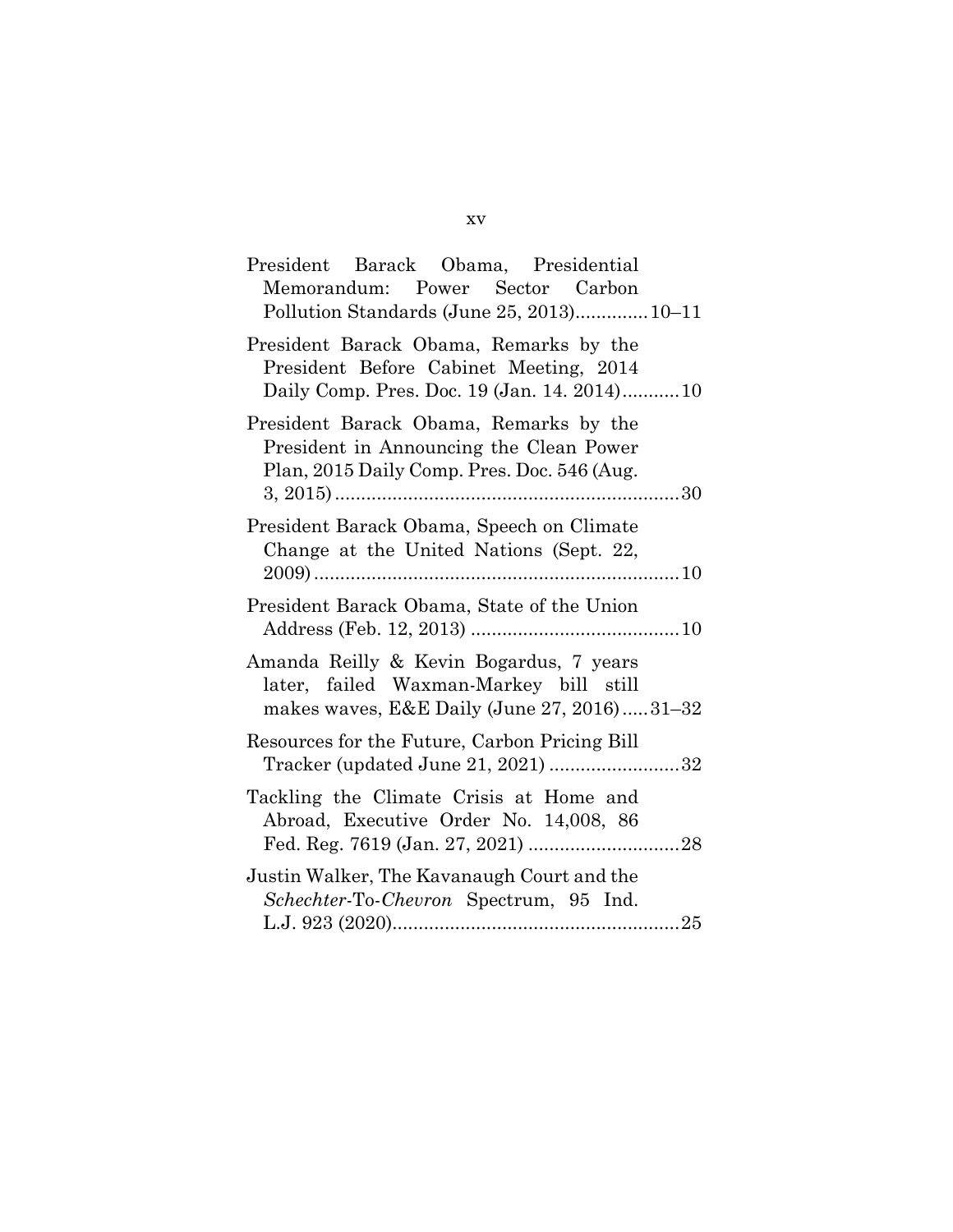President Barack Obama, Presidential Memorandum: Power Sector Carbon Pollution Standards (June 25, 2013)..............10–11

President Barack Obama, Remarks by the President Before Cabinet Meeting, 2014 Daily Comp. Pres. Doc. 19 (Jan. 14. 2014)...........10

President Barack Obama, Remarks by the President in Announcing the Clean Power Plan, 2015 Daily Comp. Pres. Doc. 546 (Aug. 3, 2015).................................................................30

President Barack Obama, Speech on Climate Change at the United Nations (Sept. 22, 2009)....................................................................10

President Barack Obama, State of the Union Address (Feb. 12, 2013) ........................................10

Amanda Reilly & Kevin Bogardus, 7 years later, failed Waxman-Markey bill still makes waves, E&E Daily (June 27, 2016).....31–32

Resources for the Future, Carbon Pricing Bill Tracker (updated June 21, 2021) .........................32

Tackling the Climate Crisis at Home and Abroad, Executive Order No. 14,008, 86 Fed. Reg. 7619 (Jan. 27, 2021) .............................28

Justin Walker, The Kavanaugh Court and the *Schechter*-To-*Chevron* Spectrum, 95 Ind. L.J. 923 (2020).......................................................25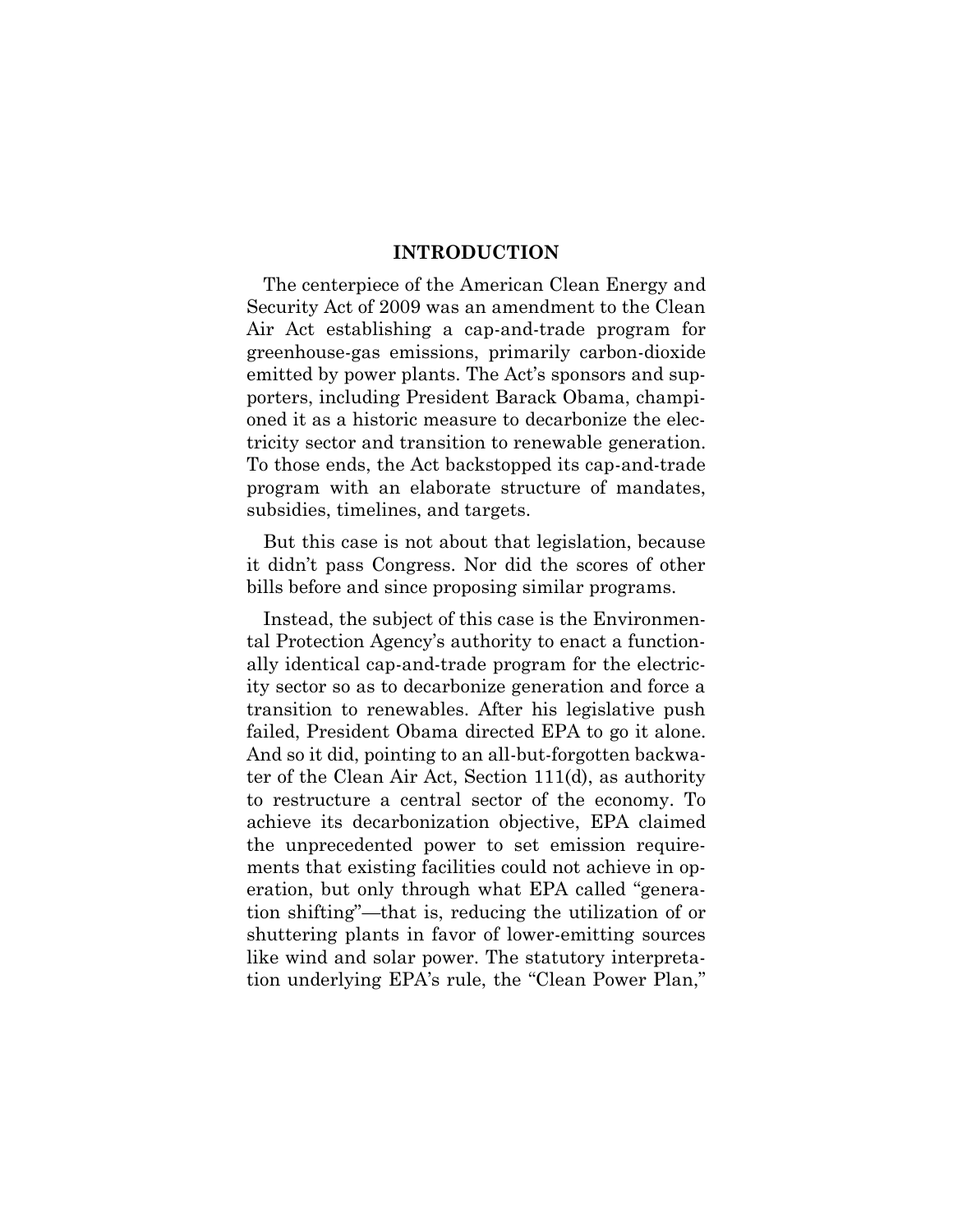## INTRODUCTION

The centerpiece of the American Clean Energy and Security Act of 2009 was an amendment to the Clean Air Act establishing a cap-and-trade program for greenhouse-gas emissions, primarily carbon-dioxide emitted by power plants. The Act's sponsors and supporters, including President Barack Obama, championed it as a historic measure to decarbonize the electricity sector and transition to renewable generation. To those ends, the Act backstopped its cap-and-trade program with an elaborate structure of mandates, subsidies, timelines, and targets.

But this case is not about that legislation, because it didn't pass Congress. Nor did the scores of other bills before and since proposing similar programs.

Instead, the subject of this case is the Environmental Protection Agency's authority to enact a functionally identical cap-and-trade program for the electricity sector so as to decarbonize generation and force a transition to renewables. After his legislative push failed, President Obama directed EPA to go it alone. And so it did, pointing to an all-but-forgotten backwater of the Clean Air Act, Section 111(d), as authority to restructure a central sector of the economy. To achieve its decarbonization objective, EPA claimed the unprecedented power to set emission requirements that existing facilities could not achieve in operation, but only through what EPA called "generation shifting"—that is, reducing the utilization of or shuttering plants in favor of lower-emitting sources like wind and solar power. The statutory interpretation underlying EPA's rule, the "Clean Power Plan,"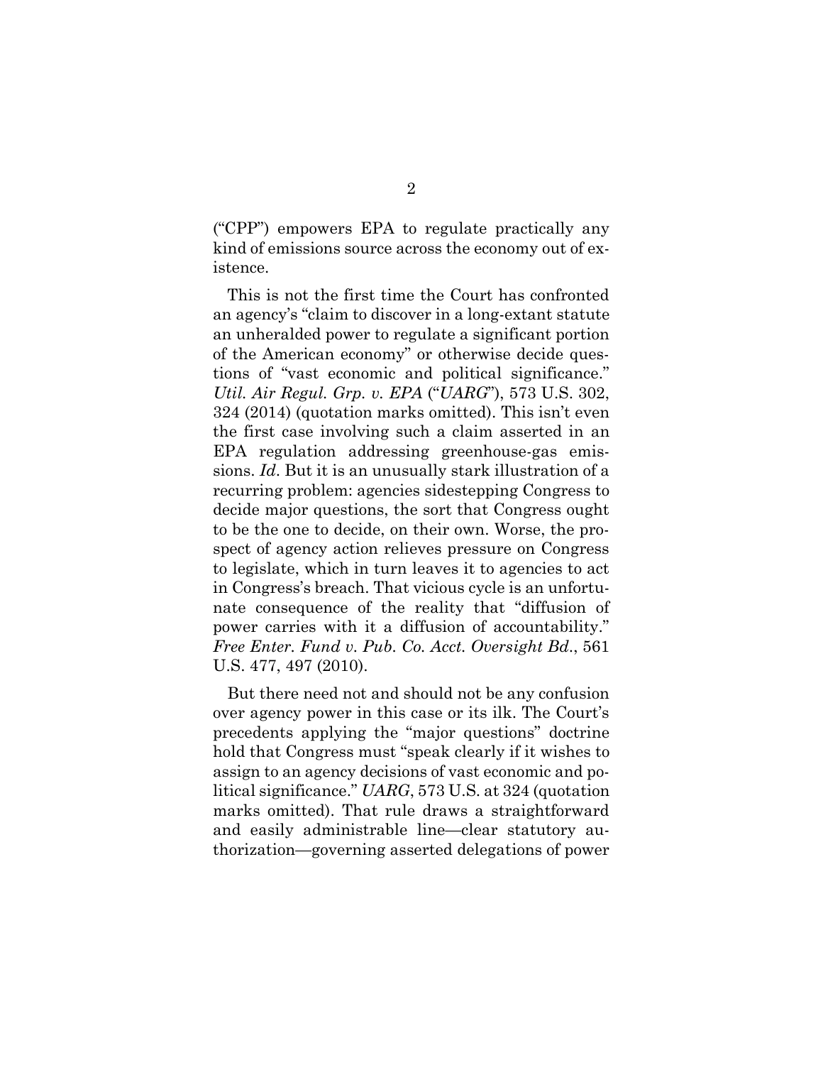("CPP") empowers EPA to regulate practically any kind of emissions source across the economy out of existence.

This is not the first time the Court has confronted an agency's "claim to discover in a long-extant statute an unheralded power to regulate a significant portion of the American economy" or otherwise decide questions of "vast economic and political significance." *Util. Air Regul. Grp. v. EPA* ("*UARG*"), 573 U.S. 302, 324 (2014) (quotation marks omitted). This isn't even the first case involving such a claim asserted in an EPA regulation addressing greenhouse-gas emissions. *Id*. But it is an unusually stark illustration of a recurring problem: agencies sidestepping Congress to decide major questions, the sort that Congress ought to be the one to decide, on their own. Worse, the prospect of agency action relieves pressure on Congress to legislate, which in turn leaves it to agencies to act in Congress's breach. That vicious cycle is an unfortunate consequence of the reality that "diffusion of power carries with it a diffusion of accountability." *Free Enter. Fund v. Pub. Co. Acct. Oversight Bd.*, 561 U.S. 477, 497 (2010).

But there need not and should not be any confusion over agency power in this case or its ilk. The Court's precedents applying the "major questions" doctrine hold that Congress must "speak clearly if it wishes to assign to an agency decisions of vast economic and political significance." *UARG*, 573 U.S. at 324 (quotation marks omitted). That rule draws a straightforward and easily administrable line—clear statutory authorization—governing asserted delegations of power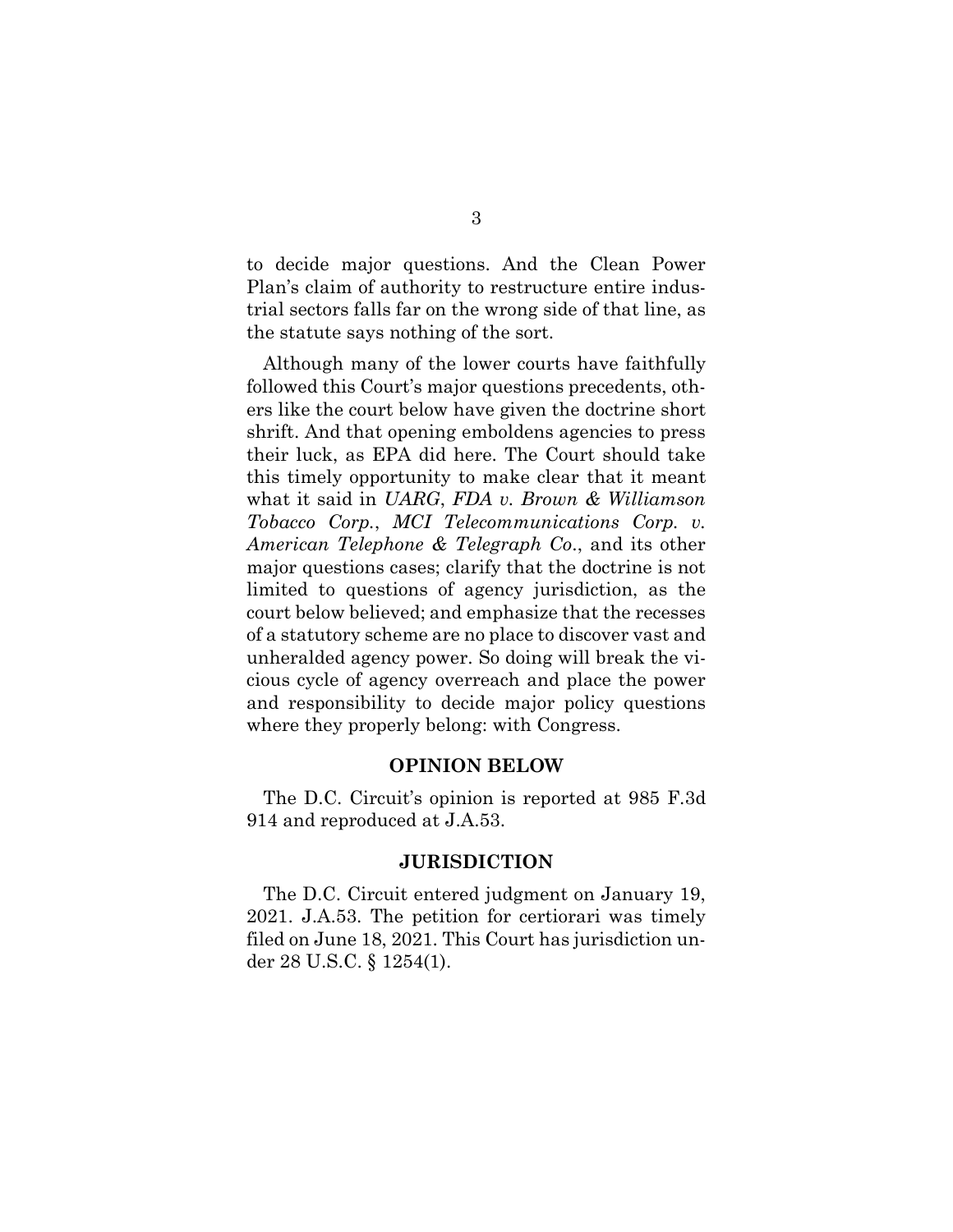to decide major questions. And the Clean Power Plan's claim of authority to restructure entire industrial sectors falls far on the wrong side of that line, as the statute says nothing of the sort.

Although many of the lower courts have faithfully followed this Court's major questions precedents, others like the court below have given the doctrine short shrift. And that opening emboldens agencies to press their luck, as EPA did here. The Court should take this timely opportunity to make clear that it meant what it said in *UARG*, *FDA v. Brown & Williamson Tobacco Corp.*, *MCI Telecommunications Corp. v. American Telephone & Telegraph Co.*, and its other major questions cases; clarify that the doctrine is not limited to questions of agency jurisdiction, as the court below believed; and emphasize that the recesses of a statutory scheme are no place to discover vast and unheralded agency power. So doing will break the vicious cycle of agency overreach and place the power and responsibility to decide major policy questions where they properly belong: with Congress.

## OPINION BELOW

The D.C. Circuit's opinion is reported at 985 F.3d 914 and reproduced at J.A.53.

## JURISDICTION

The D.C. Circuit entered judgment on January 19, 2021. J.A.53. The petition for certiorari was timely filed on June 18, 2021. This Court has jurisdiction under 28 U.S.C. § 1254(1).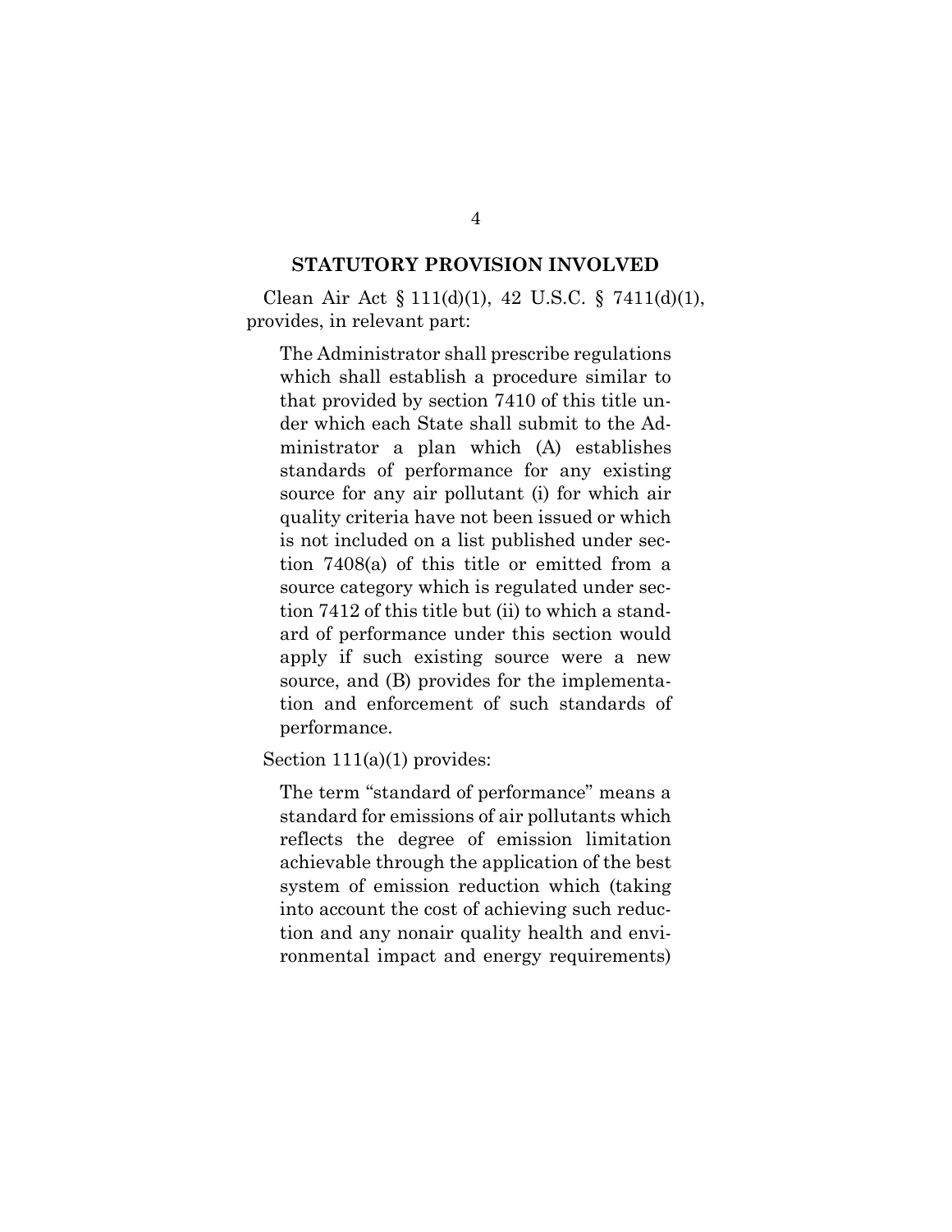## STATUTORY PROVISION INVOLVED

Clean Air Act § 111(d)(1), 42 U.S.C. § 7411(d)(1), provides, in relevant part:

> The Administrator shall prescribe regulations which shall establish a procedure similar to that provided by section 7410 of this title under which each State shall submit to the Administrator a plan which (A) establishes standards of performance for any existing source for any air pollutant (i) for which air quality criteria have not been issued or which is not included on a list published under section 7408(a) of this title or emitted from a source category which is regulated under section 7412 of this title but (ii) to which a standard of performance under this section would apply if such existing source were a new source, and (B) provides for the implementation and enforcement of such standards of performance.

Section 111(a)(1) provides:

> The term "standard of performance" means a standard for emissions of air pollutants which reflects the degree of emission limitation achievable through the application of the best system of emission reduction which (taking into account the cost of achieving such reduction and any nonair quality health and environmental impact and energy requirements)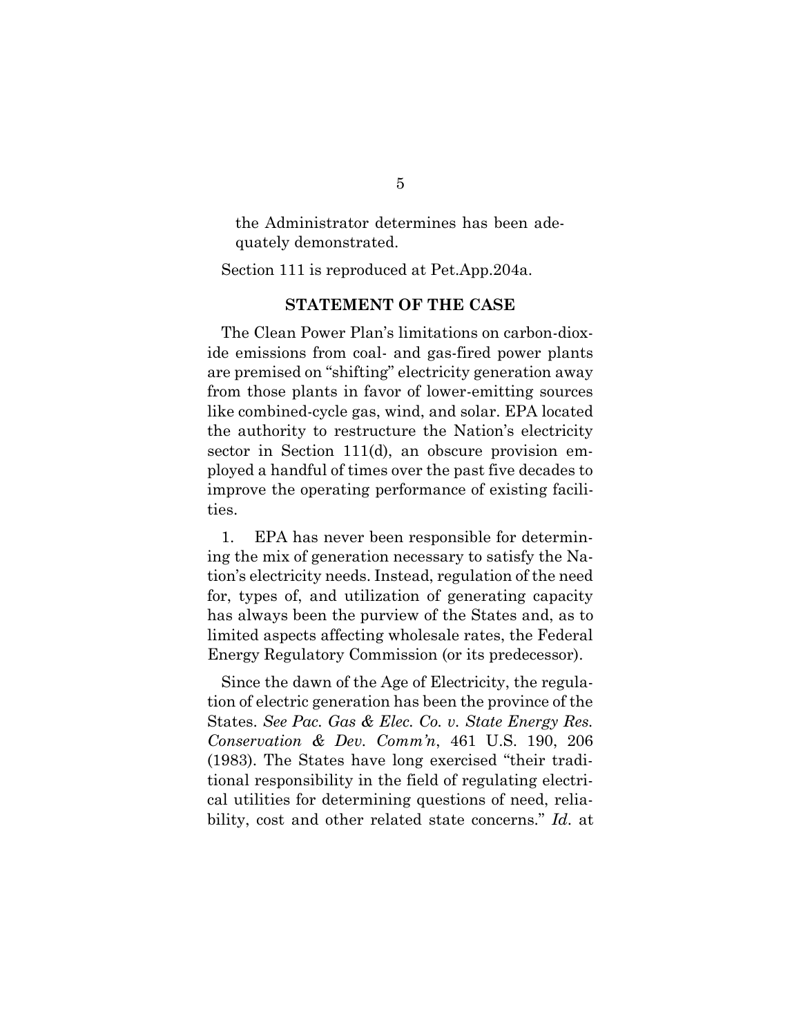the Administrator determines has been adequately demonstrated.

Section 111 is reproduced at Pet.App.204a.

## STATEMENT OF THE CASE

The Clean Power Plan's limitations on carbon-dioxide emissions from coal- and gas-fired power plants are premised on "shifting" electricity generation away from those plants in favor of lower-emitting sources like combined-cycle gas, wind, and solar. EPA located the authority to restructure the Nation's electricity sector in Section 111(d), an obscure provision employed a handful of times over the past five decades to improve the operating performance of existing facilities.

1. EPA has never been responsible for determining the mix of generation necessary to satisfy the Nation's electricity needs. Instead, regulation of the need for, types of, and utilization of generating capacity has always been the purview of the States and, as to limited aspects affecting wholesale rates, the Federal Energy Regulatory Commission (or its predecessor).

Since the dawn of the Age of Electricity, the regulation of electric generation has been the province of the States. *See Pac. Gas & Elec. Co. v. State Energy Res. Conservation & Dev. Comm'n*, 461 U.S. 190, 206 (1983). The States have long exercised "their traditional responsibility in the field of regulating electrical utilities for determining questions of need, reliability, cost and other related state concerns." *Id.* at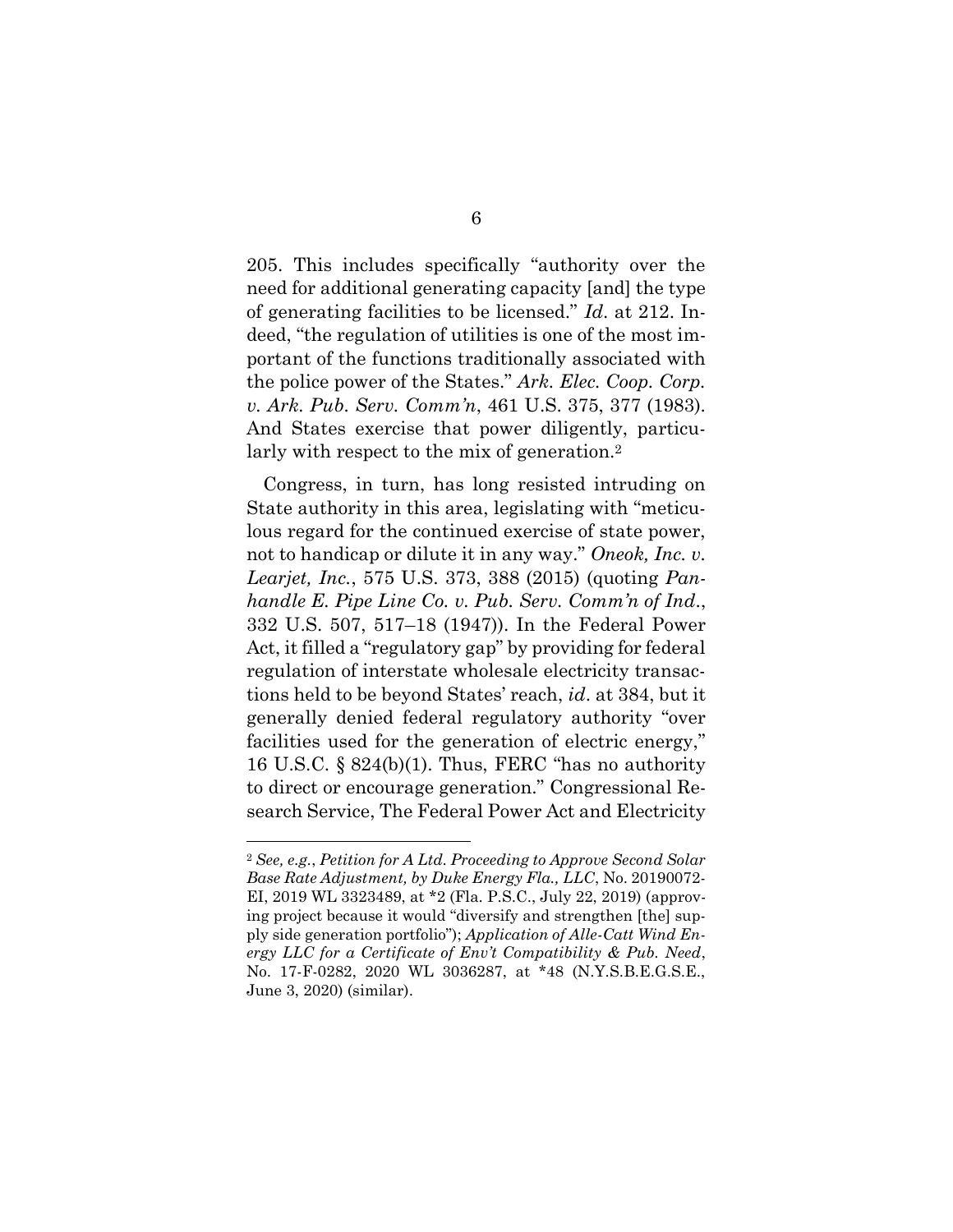205. This includes specifically "authority over the need for additional generating capacity [and] the type of generating facilities to be licensed." *Id*. at 212. Indeed, "the regulation of utilities is one of the most important of the functions traditionally associated with the police power of the States." *Ark. Elec. Coop. Corp. v. Ark. Pub. Serv. Comm'n*, 461 U.S. 375, 377 (1983). And States exercise that power diligently, particularly with respect to the mix of generation.[2]

Congress, in turn, has long resisted intruding on State authority in this area, legislating with "meticulous regard for the continued exercise of state power, not to handicap or dilute it in any way." *Oneok, Inc. v. Learjet, Inc.*, 575 U.S. 373, 388 (2015) (quoting *Panhandle E. Pipe Line Co. v. Pub. Serv. Comm'n of Ind*., 332 U.S. 507, 517–18 (1947)). In the Federal Power Act, it filled a "regulatory gap" by providing for federal regulation of interstate wholesale electricity transactions held to be beyond States' reach, *id*. at 384, but it generally denied federal regulatory authority "over facilities used for the generation of electric energy," 16 U.S.C. § 824(b)(1). Thus, FERC "has no authority to direct or encourage generation." Congressional Research Service, The Federal Power Act and Electricity

---

[2] *See, e.g.*, *Petition for A Ltd. Proceeding to Approve Second Solar Base Rate Adjustment, by Duke Energy Fla., LLC*, No. 20190072-EI, 2019 WL 3323489, at *2 (Fla. P.S.C., July 22, 2019) (approving project because it would "diversify and strengthen [the] supply side generation portfolio"); *Application of Alle-Catt Wind Energy LLC for a Certificate of Env't Compatibility & Pub. Need*, No. 17-F-0282, 2020 WL 3036287, at *48 (N.Y.S.B.E.G.S.E., June 3, 2020) (similar).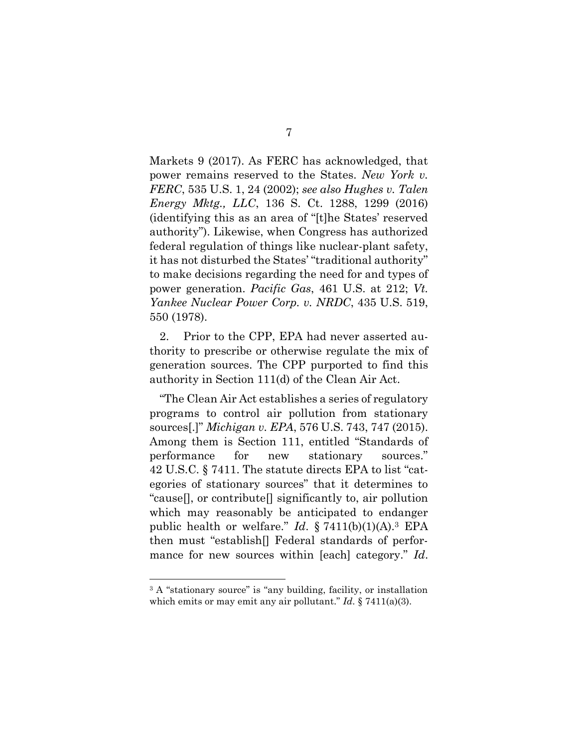Markets 9 (2017). As FERC has acknowledged, that power remains reserved to the States. *New York v. FERC*, 535 U.S. 1, 24 (2002); *see also Hughes v. Talen Energy Mktg., LLC*, 136 S. Ct. 1288, 1299 (2016) (identifying this as an area of "[t]he States' reserved authority"). Likewise, when Congress has authorized federal regulation of things like nuclear-plant safety, it has not disturbed the States' "traditional authority" to make decisions regarding the need for and types of power generation. *Pacific Gas*, 461 U.S. at 212; *Vt. Yankee Nuclear Power Corp. v. NRDC*, 435 U.S. 519, 550 (1978).

2. Prior to the CPP, EPA had never asserted authority to prescribe or otherwise regulate the mix of generation sources. The CPP purported to find this authority in Section 111(d) of the Clean Air Act.

"The Clean Air Act establishes a series of regulatory programs to control air pollution from stationary sources[.]" *Michigan v. EPA*, 576 U.S. 743, 747 (2015). Among them is Section 111, entitled "Standards of performance for new stationary sources." 42 U.S.C. § 7411. The statute directs EPA to list "categories of stationary sources" that it determines to "cause[], or contribute[] significantly to, air pollution which may reasonably be anticipated to endanger public health or welfare." *Id*. § 7411(b)(1)(A).[3] EPA then must "establish[] Federal standards of performance for new sources within [each] category." *Id*.

---

[3] A "stationary source" is "any building, facility, or installation which emits or may emit any air pollutant." *Id*. § 7411(a)(3).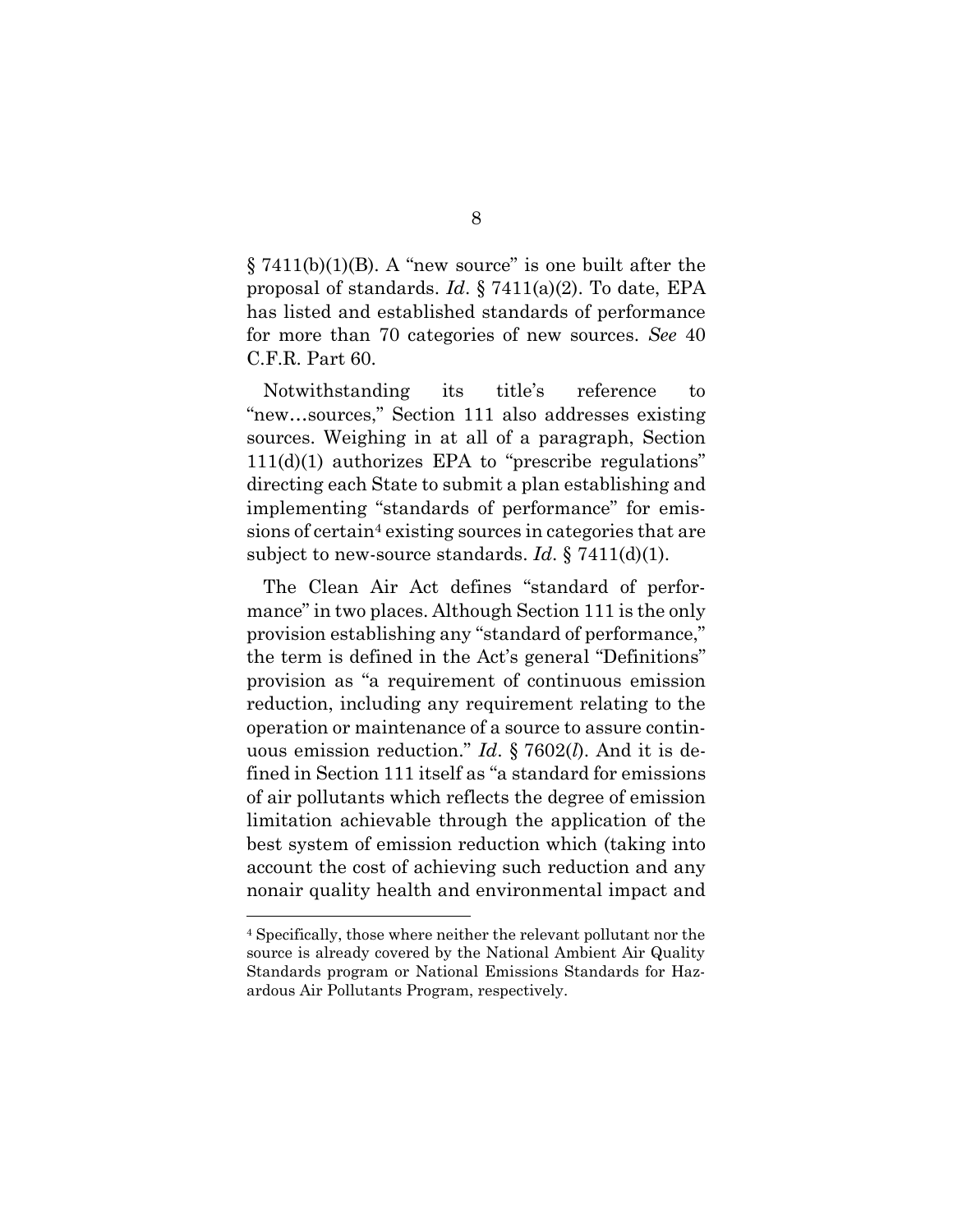§ 7411(b)(1)(B). A "new source" is one built after the proposal of standards. *Id*. § 7411(a)(2). To date, EPA has listed and established standards of performance for more than 70 categories of new sources. *See* 40 C.F.R. Part 60.

Notwithstanding its title's reference to "new…sources," Section 111 also addresses existing sources. Weighing in at all of a paragraph, Section 111(d)(1) authorizes EPA to "prescribe regulations" directing each State to submit a plan establishing and implementing "standards of performance" for emissions of certain[4] existing sources in categories that are subject to new-source standards. *Id*. § 7411(d)(1).

The Clean Air Act defines "standard of performance" in two places. Although Section 111 is the only provision establishing any "standard of performance," the term is defined in the Act's general "Definitions" provision as "a requirement of continuous emission reduction, including any requirement relating to the operation or maintenance of a source to assure continuous emission reduction." *Id*. § 7602(*l*). And it is defined in Section 111 itself as "a standard for emissions of air pollutants which reflects the degree of emission limitation achievable through the application of the best system of emission reduction which (taking into account the cost of achieving such reduction and any nonair quality health and environmental impact and

---

[4] Specifically, those where neither the relevant pollutant nor the source is already covered by the National Ambient Air Quality Standards program or National Emissions Standards for Hazardous Air Pollutants Program, respectively.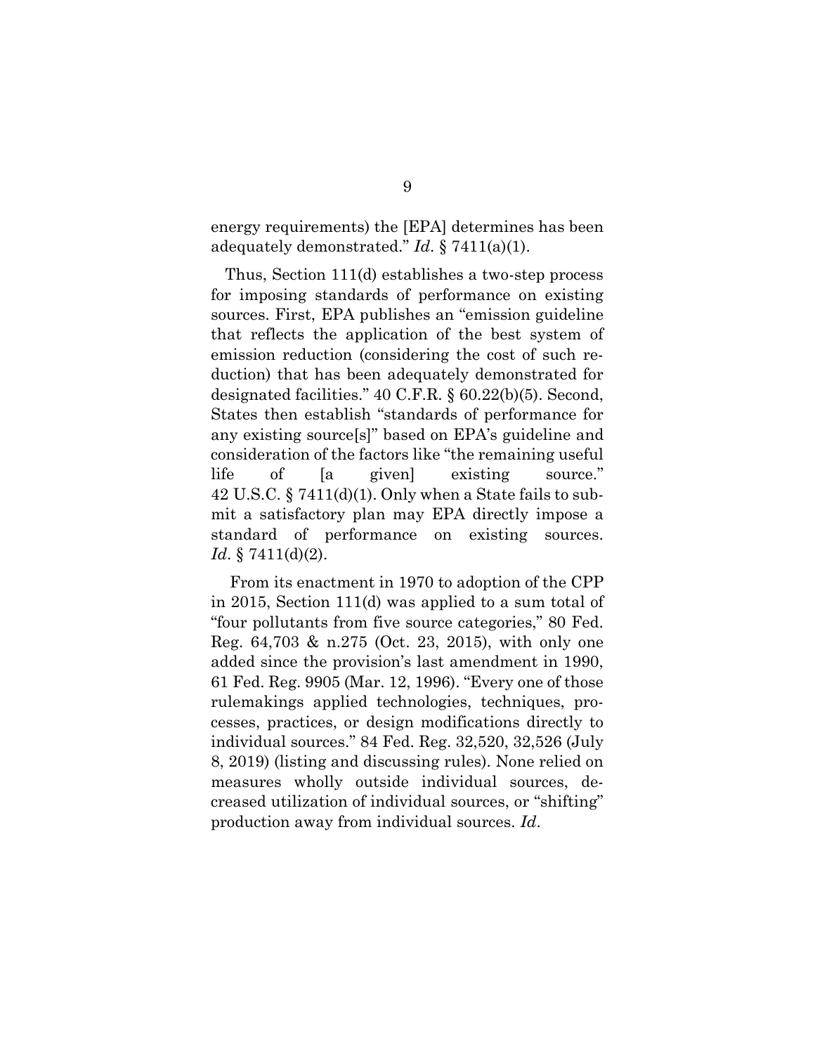energy requirements) the [EPA] determines has been adequately demonstrated." *Id*. § 7411(a)(1).

Thus, Section 111(d) establishes a two-step process for imposing standards of performance on existing sources. First, EPA publishes an "emission guideline that reflects the application of the best system of emission reduction (considering the cost of such reduction) that has been adequately demonstrated for designated facilities." 40 C.F.R. § 60.22(b)(5). Second, States then establish "standards of performance for any existing source[s]" based on EPA's guideline and consideration of the factors like "the remaining useful life of [a given] existing source." 42 U.S.C. § 7411(d)(1). Only when a State fails to submit a satisfactory plan may EPA directly impose a standard of performance on existing sources. *Id*. § 7411(d)(2).

From its enactment in 1970 to adoption of the CPP in 2015, Section 111(d) was applied to a sum total of "four pollutants from five source categories," 80 Fed. Reg. 64,703 & n.275 (Oct. 23, 2015), with only one added since the provision's last amendment in 1990, 61 Fed. Reg. 9905 (Mar. 12, 1996). "Every one of those rulemakings applied technologies, techniques, processes, practices, or design modifications directly to individual sources." 84 Fed. Reg. 32,520, 32,526 (July 8, 2019) (listing and discussing rules). None relied on measures wholly outside individual sources, decreased utilization of individual sources, or "shifting" production away from individual sources. *Id*.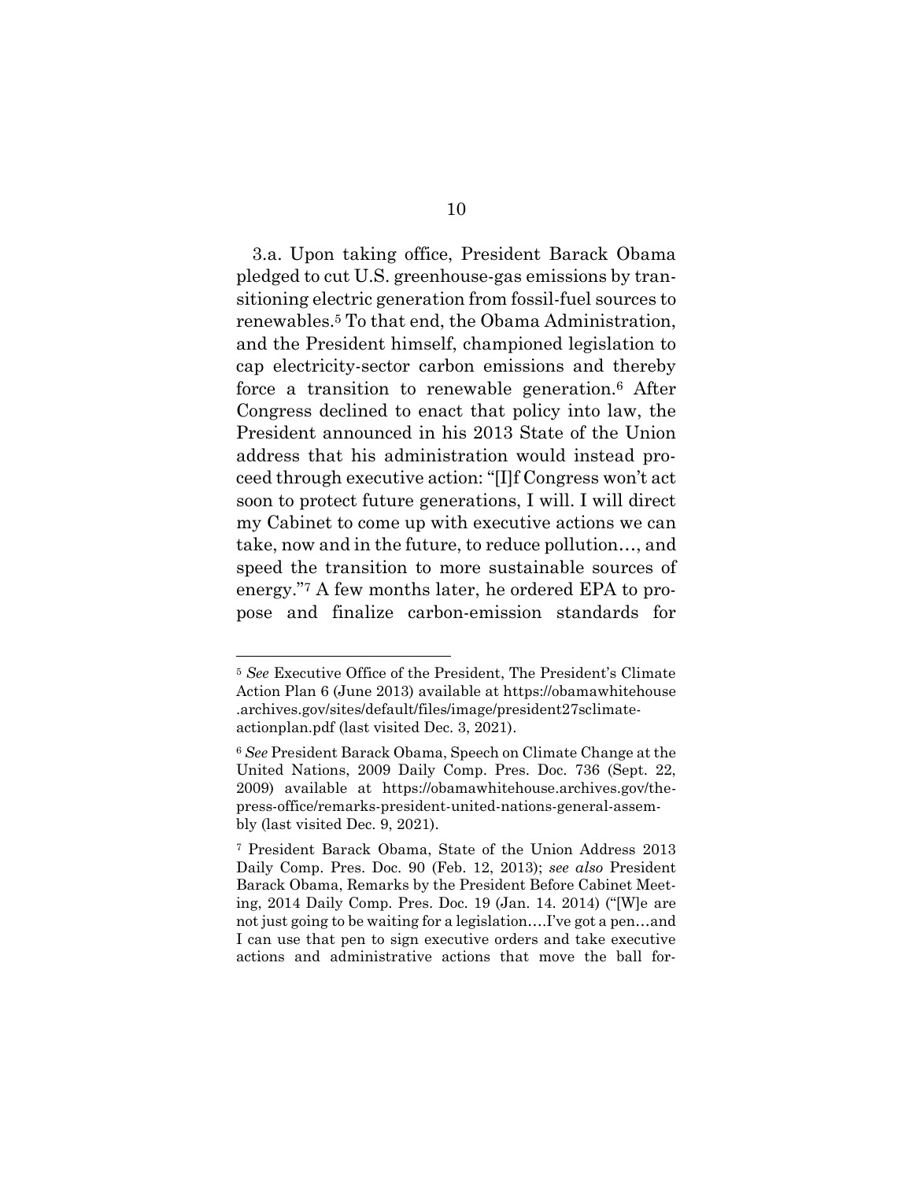3.a. Upon taking office, President Barack Obama pledged to cut U.S. greenhouse-gas emissions by transitioning electric generation from fossil-fuel sources to renewables.[5] To that end, the Obama Administration, and the President himself, championed legislation to cap electricity-sector carbon emissions and thereby force a transition to renewable generation.[6] After Congress declined to enact that policy into law, the President announced in his 2013 State of the Union address that his administration would instead proceed through executive action: "[I]f Congress won't act soon to protect future generations, I will. I will direct my Cabinet to come up with executive actions we can take, now and in the future, to reduce pollution…, and speed the transition to more sustainable sources of energy."[7] A few months later, he ordered EPA to propose and finalize carbon-emission standards for

---

[5] *See* Executive Office of the President, The President's Climate Action Plan 6 (June 2013) available at https://obamawhitehouse.archives.gov/sites/default/files/image/president27sclimateactionplan.pdf (last visited Dec. 3, 2021).

[6] *See* President Barack Obama, Speech on Climate Change at the United Nations, 2009 Daily Comp. Pres. Doc. 736 (Sept. 22, 2009) available at https://obamawhitehouse.archives.gov/the-press-office/remarks-president-united-nations-general-assembly (last visited Dec. 9, 2021).

[7] President Barack Obama, State of the Union Address 2013 Daily Comp. Pres. Doc. 90 (Feb. 12, 2013); *see also* President Barack Obama, Remarks by the President Before Cabinet Meeting, 2014 Daily Comp. Pres. Doc. 19 (Jan. 14. 2014) ("[W]e are not just going to be waiting for a legislation….I've got a pen…and I can use that pen to sign executive orders and take executive actions and administrative actions that move the ball for-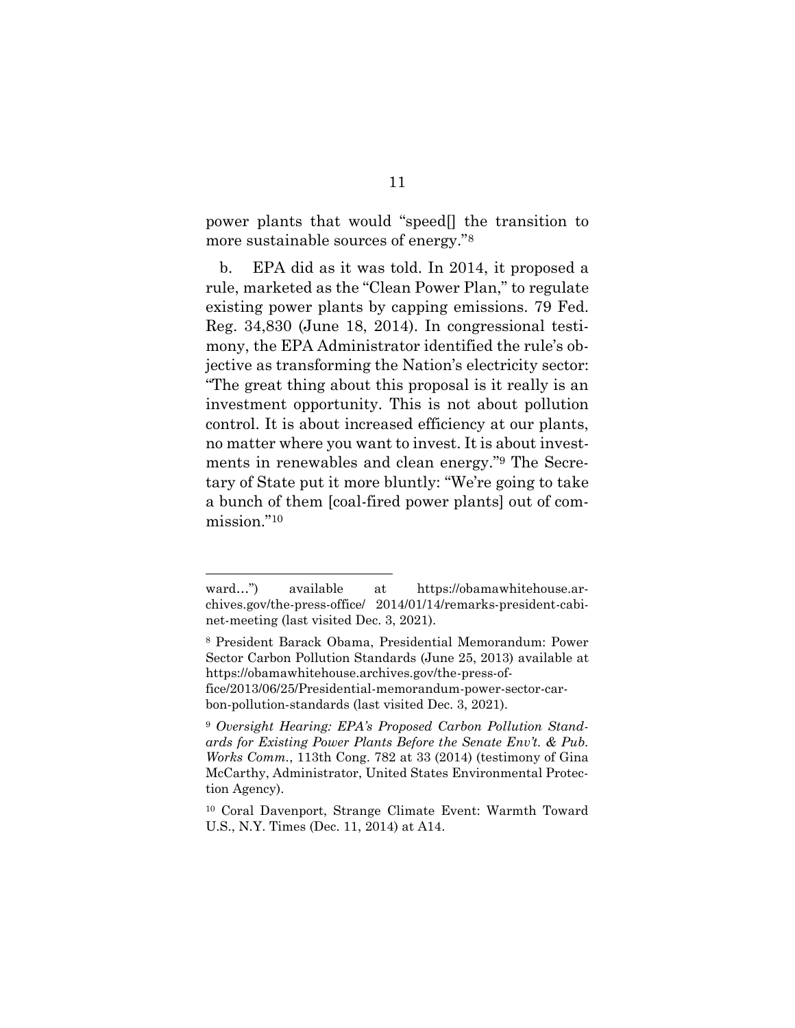power plants that would "speed[] the transition to more sustainable sources of energy."[8]

b. EPA did as it was told. In 2014, it proposed a rule, marketed as the "Clean Power Plan," to regulate existing power plants by capping emissions. 79 Fed. Reg. 34,830 (June 18, 2014). In congressional testimony, the EPA Administrator identified the rule's objective as transforming the Nation's electricity sector: "The great thing about this proposal is it really is an investment opportunity. This is not about pollution control. It is about increased efficiency at our plants, no matter where you want to invest. It is about investments in renewables and clean energy."[9] The Secretary of State put it more bluntly: "We're going to take a bunch of them [coal-fired power plants] out of commission."[10]

---

ward…") available at https://obamawhitehouse.archives.gov/the-press-office/ 2014/01/14/remarks-president-cabinet-meeting (last visited Dec. 3, 2021).

[8] President Barack Obama, Presidential Memorandum: Power Sector Carbon Pollution Standards (June 25, 2013) available at https://obamawhitehouse.archives.gov/the-press-office/2013/06/25/Presidential-memorandum-power-sector-carbon-pollution-standards (last visited Dec. 3, 2021).

[9] *Oversight Hearing: EPA's Proposed Carbon Pollution Standards for Existing Power Plants Before the Senate Env't. & Pub. Works Comm.*, 113th Cong. 782 at 33 (2014) (testimony of Gina McCarthy, Administrator, United States Environmental Protection Agency).

[10] Coral Davenport, Strange Climate Event: Warmth Toward U.S., N.Y. Times (Dec. 11, 2014) at A14.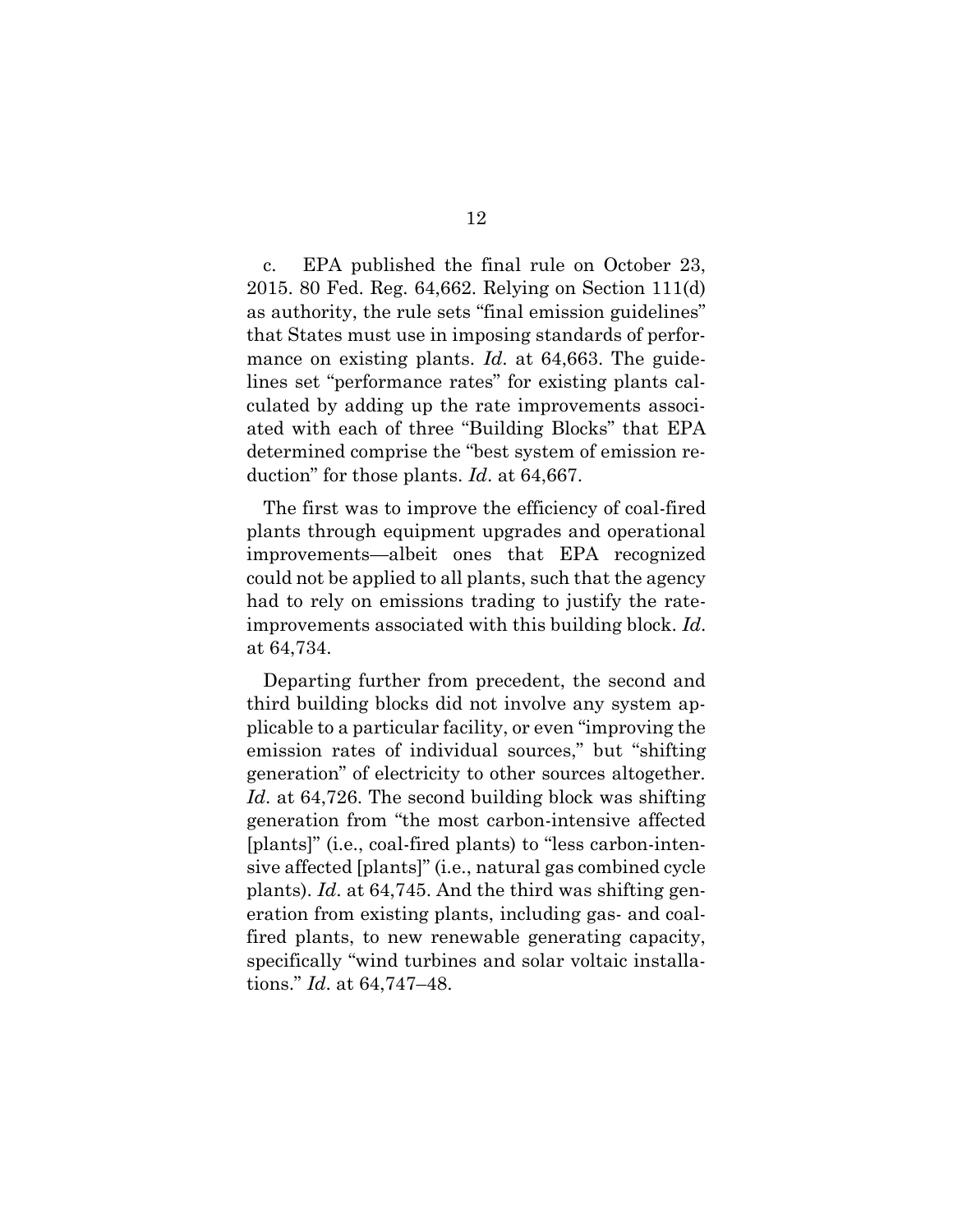c. EPA published the final rule on October 23, 2015. 80 Fed. Reg. 64,662. Relying on Section 111(d) as authority, the rule sets "final emission guidelines" that States must use in imposing standards of performance on existing plants. *Id*. at 64,663. The guidelines set "performance rates" for existing plants calculated by adding up the rate improvements associated with each of three "Building Blocks" that EPA determined comprise the "best system of emission reduction" for those plants. *Id*. at 64,667.

The first was to improve the efficiency of coal-fired plants through equipment upgrades and operational improvements—albeit ones that EPA recognized could not be applied to all plants, such that the agency had to rely on emissions trading to justify the rate-improvements associated with this building block. *Id*. at 64,734.

Departing further from precedent, the second and third building blocks did not involve any system applicable to a particular facility, or even "improving the emission rates of individual sources," but "shifting generation" of electricity to other sources altogether. *Id*. at 64,726. The second building block was shifting generation from "the most carbon-intensive affected [plants]" (i.e., coal-fired plants) to "less carbon-intensive affected [plants]" (i.e., natural gas combined cycle plants). *Id*. at 64,745. And the third was shifting generation from existing plants, including gas- and coal-fired plants, to new renewable generating capacity, specifically "wind turbines and solar voltaic installations." *Id*. at 64,747–48.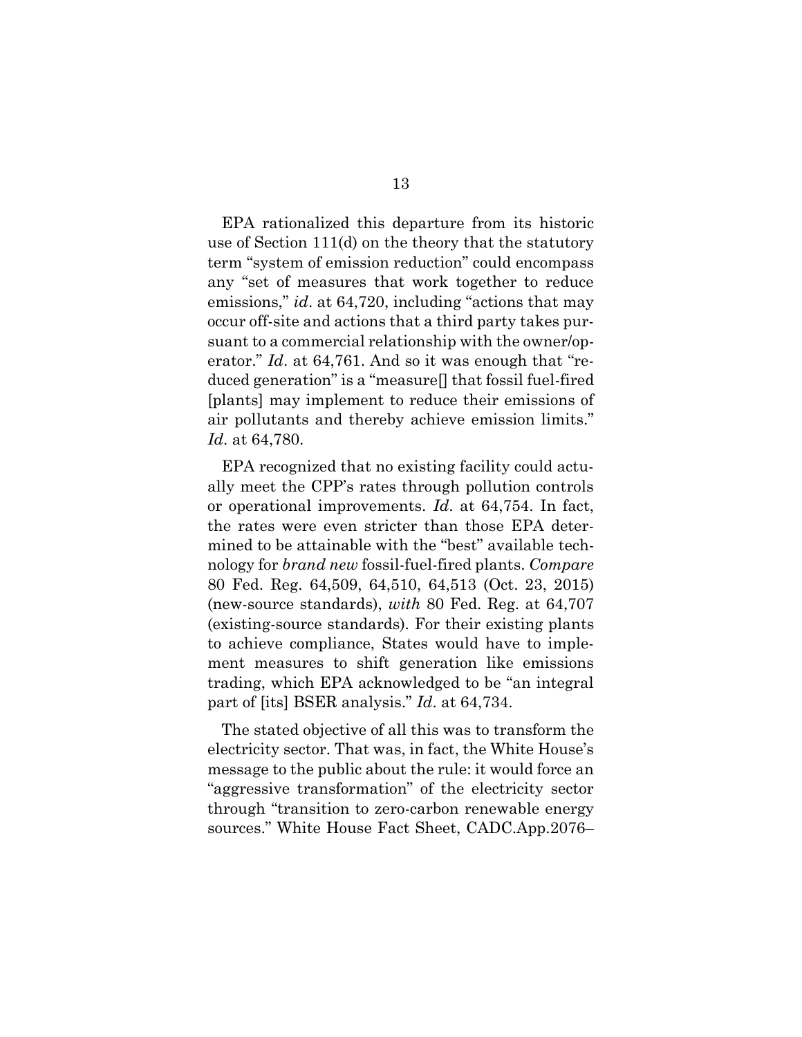EPA rationalized this departure from its historic use of Section 111(d) on the theory that the statutory term "system of emission reduction" could encompass any "set of measures that work together to reduce emissions," *id*. at 64,720, including "actions that may occur off-site and actions that a third party takes pursuant to a commercial relationship with the owner/operator." *Id*. at 64,761. And so it was enough that "reduced generation" is a "measure[] that fossil fuel-fired [plants] may implement to reduce their emissions of air pollutants and thereby achieve emission limits." *Id*. at 64,780.

EPA recognized that no existing facility could actually meet the CPP's rates through pollution controls or operational improvements. *Id*. at 64,754. In fact, the rates were even stricter than those EPA determined to be attainable with the "best" available technology for *brand new* fossil-fuel-fired plants. *Compare* 80 Fed. Reg. 64,509, 64,510, 64,513 (Oct. 23, 2015) (new-source standards), *with* 80 Fed. Reg. at 64,707 (existing-source standards). For their existing plants to achieve compliance, States would have to implement measures to shift generation like emissions trading, which EPA acknowledged to be "an integral part of [its] BSER analysis." *Id*. at 64,734.

The stated objective of all this was to transform the electricity sector. That was, in fact, the White House's message to the public about the rule: it would force an "aggressive transformation" of the electricity sector through "transition to zero-carbon renewable energy sources." White House Fact Sheet, CADC.App.2076–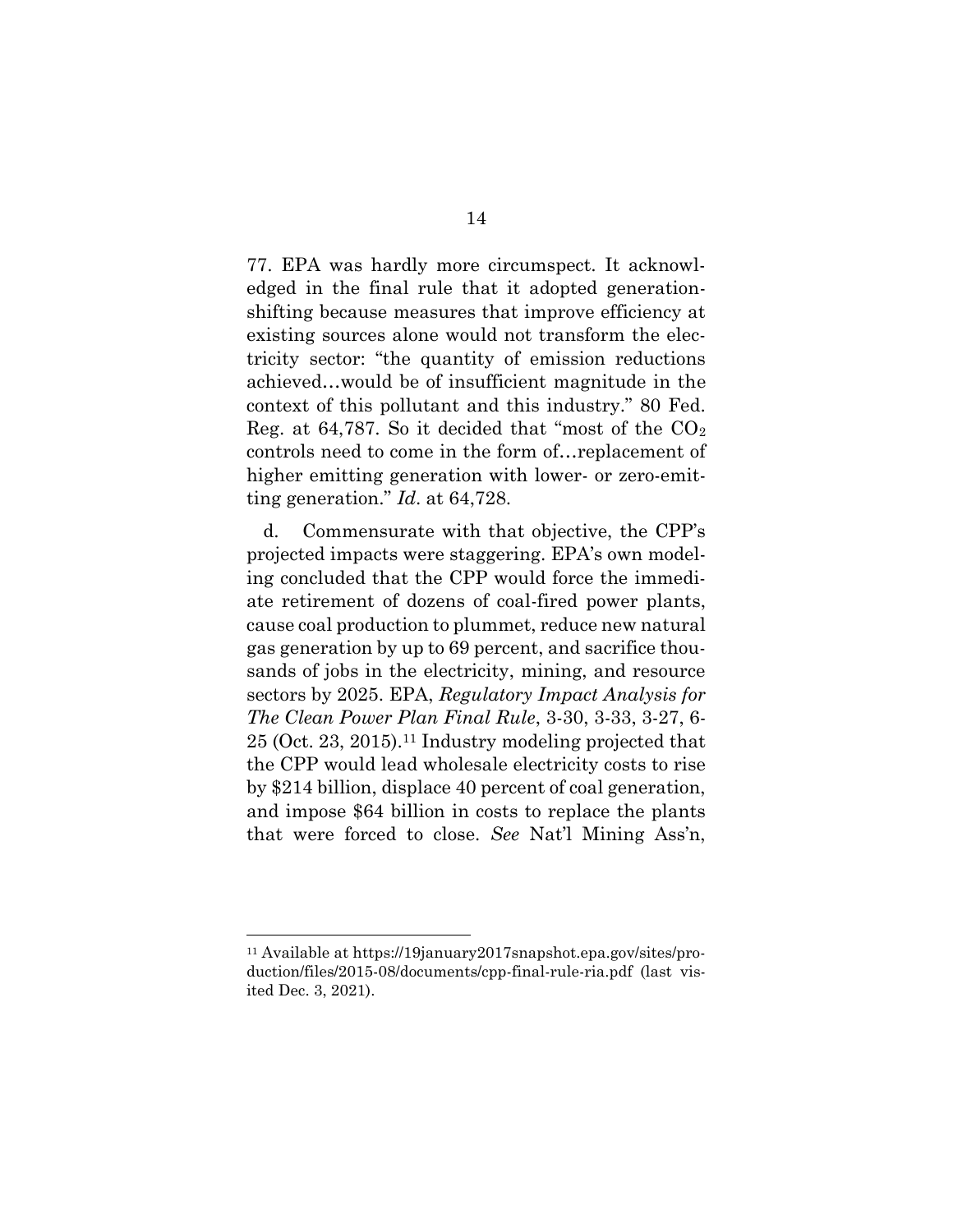77. EPA was hardly more circumspect. It acknowledged in the final rule that it adopted generation-shifting because measures that improve efficiency at existing sources alone would not transform the electricity sector: "the quantity of emission reductions achieved…would be of insufficient magnitude in the context of this pollutant and this industry." 80 Fed. Reg. at 64,787. So it decided that "most of the $CO_2$ controls need to come in the form of…replacement of higher emitting generation with lower- or zero-emitting generation." *Id*. at 64,728.

d. Commensurate with that objective, the CPP's projected impacts were staggering. EPA's own modeling concluded that the CPP would force the immediate retirement of dozens of coal-fired power plants, cause coal production to plummet, reduce new natural gas generation by up to 69 percent, and sacrifice thousands of jobs in the electricity, mining, and resource sectors by 2025. EPA, *Regulatory Impact Analysis for The Clean Power Plan Final Rule*, 3-30, 3-33, 3-27, 6-25 (Oct. 23, 2015).[11] Industry modeling projected that the CPP would lead wholesale electricity costs to rise by $214 billion, displace 40 percent of coal generation, and impose $64 billion in costs to replace the plants that were forced to close. *See* Nat'l Mining Ass'n,

[11] Available at https://19january2017snapshot.epa.gov/sites/production/files/2015-08/documents/cpp-final-rule-ria.pdf (last visited Dec. 3, 2021).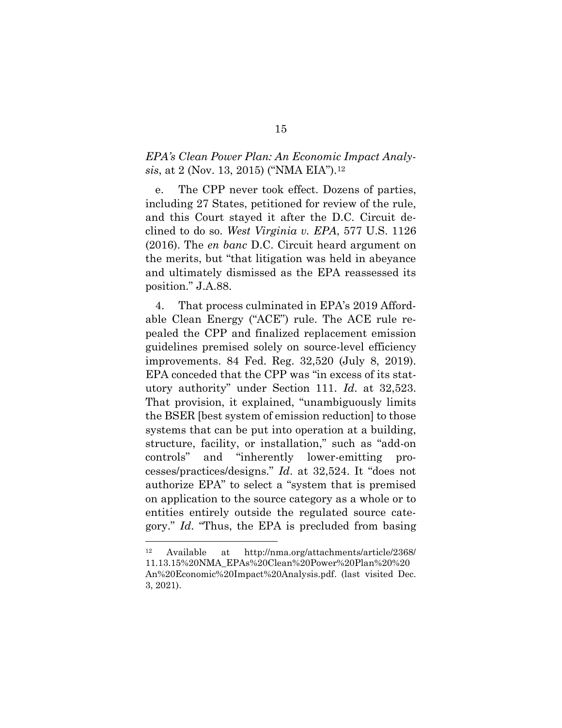*EPA's Clean Power Plan: An Economic Impact Analysis*, at 2 (Nov. 13, 2015) ("NMA EIA").[12]

e. The CPP never took effect. Dozens of parties, including 27 States, petitioned for review of the rule, and this Court stayed it after the D.C. Circuit declined to do so. *West Virginia v. EPA*, 577 U.S. 1126 (2016). The *en banc* D.C. Circuit heard argument on the merits, but "that litigation was held in abeyance and ultimately dismissed as the EPA reassessed its position." J.A.88.

4. That process culminated in EPA's 2019 Affordable Clean Energy ("ACE") rule. The ACE rule repealed the CPP and finalized replacement emission guidelines premised solely on source-level efficiency improvements. 84 Fed. Reg. 32,520 (July 8, 2019). EPA conceded that the CPP was "in excess of its statutory authority" under Section 111. *Id*. at 32,523. That provision, it explained, "unambiguously limits the BSER [best system of emission reduction] to those systems that can be put into operation at a building, structure, facility, or installation," such as "add-on controls" and "inherently lower-emitting processes/practices/designs." *Id*. at 32,524. It "does not authorize EPA" to select a "system that is premised on application to the source category as a whole or to entities entirely outside the regulated source category." *Id*. "Thus, the EPA is precluded from basing

---

[12] Available at http://nma.org/attachments/article/2368/11.13.15%20NMA_EPAs%20Clean%20Power%20Plan%20%20An%20Economic%20Impact%20Analysis.pdf. (last visited Dec. 3, 2021).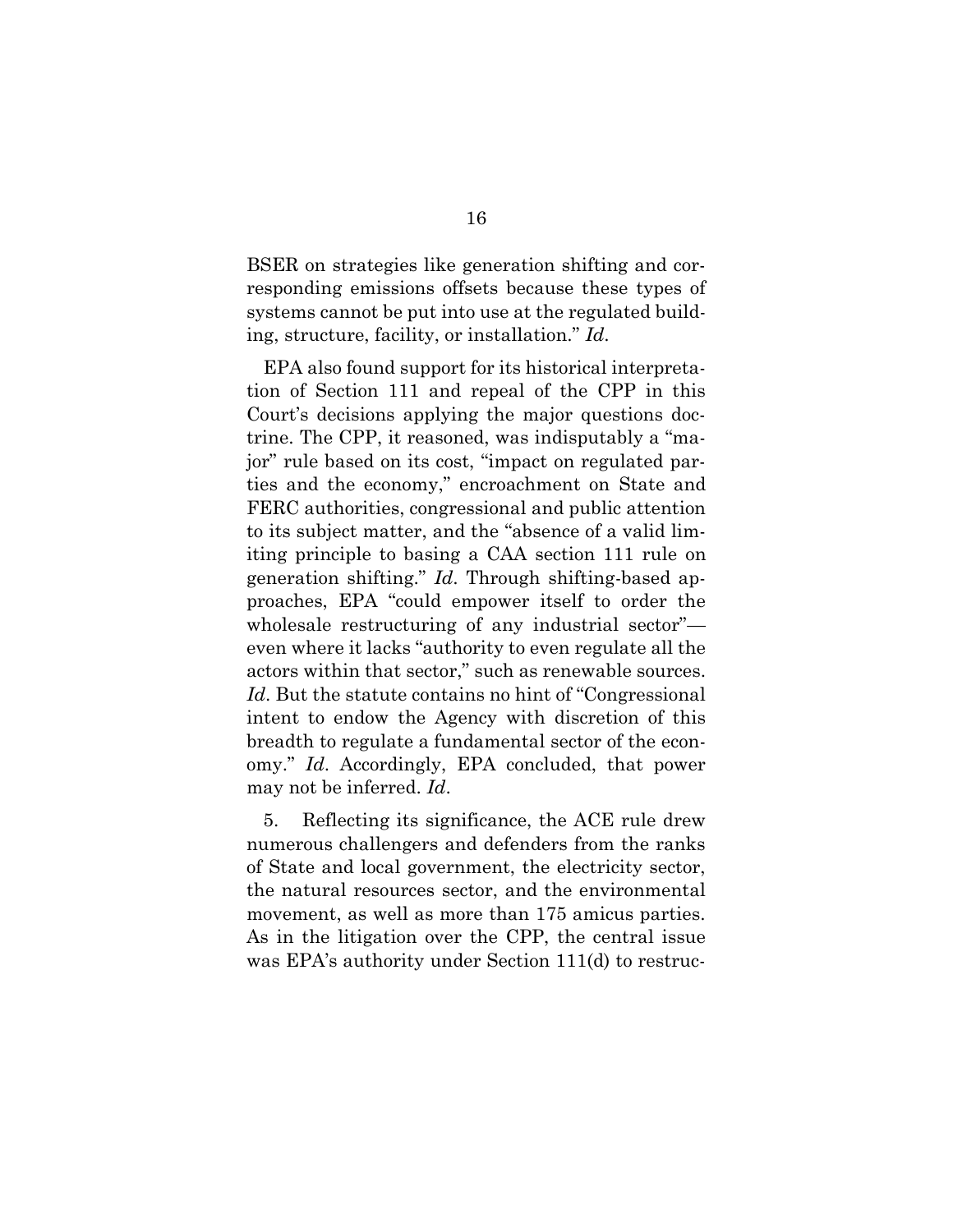BSER on strategies like generation shifting and corresponding emissions offsets because these types of systems cannot be put into use at the regulated building, structure, facility, or installation." *Id*.

EPA also found support for its historical interpretation of Section 111 and repeal of the CPP in this Court's decisions applying the major questions doctrine. The CPP, it reasoned, was indisputably a "major" rule based on its cost, "impact on regulated parties and the economy," encroachment on State and FERC authorities, congressional and public attention to its subject matter, and the "absence of a valid limiting principle to basing a CAA section 111 rule on generation shifting." *Id*. Through shifting-based approaches, EPA "could empower itself to order the wholesale restructuring of any industrial sector"—even where it lacks "authority to even regulate all the actors within that sector," such as renewable sources. *Id*. But the statute contains no hint of "Congressional intent to endow the Agency with discretion of this breadth to regulate a fundamental sector of the economy." *Id*. Accordingly, EPA concluded, that power may not be inferred. *Id*.

5. Reflecting its significance, the ACE rule drew numerous challengers and defenders from the ranks of State and local government, the electricity sector, the natural resources sector, and the environmental movement, as well as more than 175 amicus parties. As in the litigation over the CPP, the central issue was EPA's authority under Section 111(d) to restruc-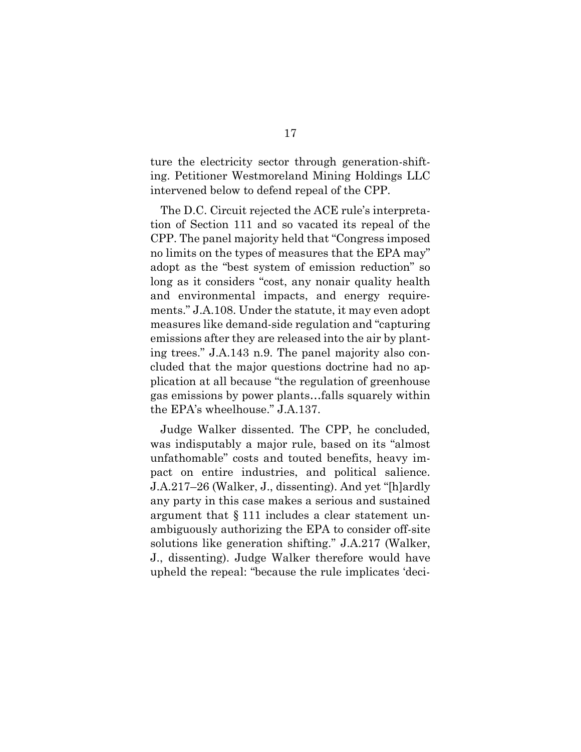ture the electricity sector through generation-shifting. Petitioner Westmoreland Mining Holdings LLC intervened below to defend repeal of the CPP.

The D.C. Circuit rejected the ACE rule's interpretation of Section 111 and so vacated its repeal of the CPP. The panel majority held that "Congress imposed no limits on the types of measures that the EPA may" adopt as the "best system of emission reduction" so long as it considers "cost, any nonair quality health and environmental impacts, and energy requirements." J.A.108. Under the statute, it may even adopt measures like demand-side regulation and "capturing emissions after they are released into the air by planting trees." J.A.143 n.9. The panel majority also concluded that the major questions doctrine had no application at all because "the regulation of greenhouse gas emissions by power plants…falls squarely within the EPA's wheelhouse." J.A.137.

Judge Walker dissented. The CPP, he concluded, was indisputably a major rule, based on its "almost unfathomable" costs and touted benefits, heavy impact on entire industries, and political salience. J.A.217–26 (Walker, J., dissenting). And yet "[h]ardly any party in this case makes a serious and sustained argument that § 111 includes a clear statement unambiguously authorizing the EPA to consider off-site solutions like generation shifting." J.A.217 (Walker, J., dissenting). Judge Walker therefore would have upheld the repeal: "because the rule implicates 'deci-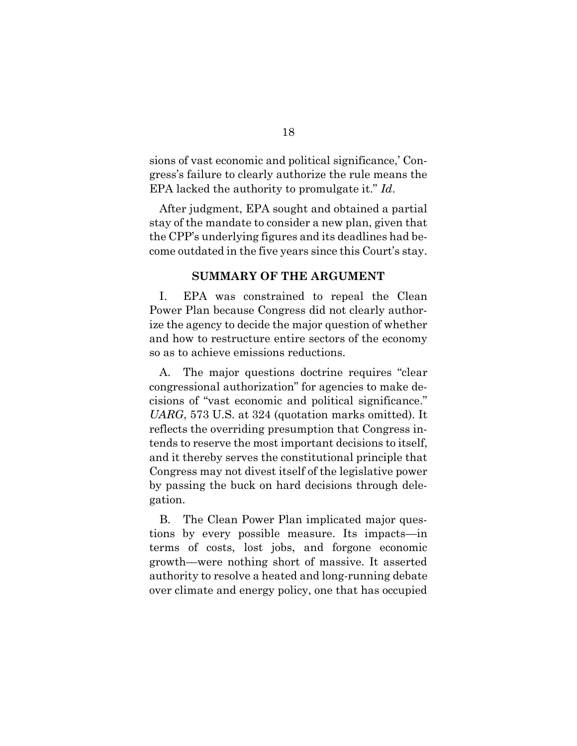sions of vast economic and political significance,' Congress's failure to clearly authorize the rule means the EPA lacked the authority to promulgate it." *Id*.

After judgment, EPA sought and obtained a partial stay of the mandate to consider a new plan, given that the CPP's underlying figures and its deadlines had become outdated in the five years since this Court's stay.

## SUMMARY OF THE ARGUMENT

I. EPA was constrained to repeal the Clean Power Plan because Congress did not clearly authorize the agency to decide the major question of whether and how to restructure entire sectors of the economy so as to achieve emissions reductions.

A. The major questions doctrine requires "clear congressional authorization" for agencies to make decisions of "vast economic and political significance." *UARG*, 573 U.S. at 324 (quotation marks omitted). It reflects the overriding presumption that Congress intends to reserve the most important decisions to itself, and it thereby serves the constitutional principle that Congress may not divest itself of the legislative power by passing the buck on hard decisions through delegation.

B. The Clean Power Plan implicated major questions by every possible measure. Its impacts—in terms of costs, lost jobs, and forgone economic growth—were nothing short of massive. It asserted authority to resolve a heated and long-running debate over climate and energy policy, one that has occupied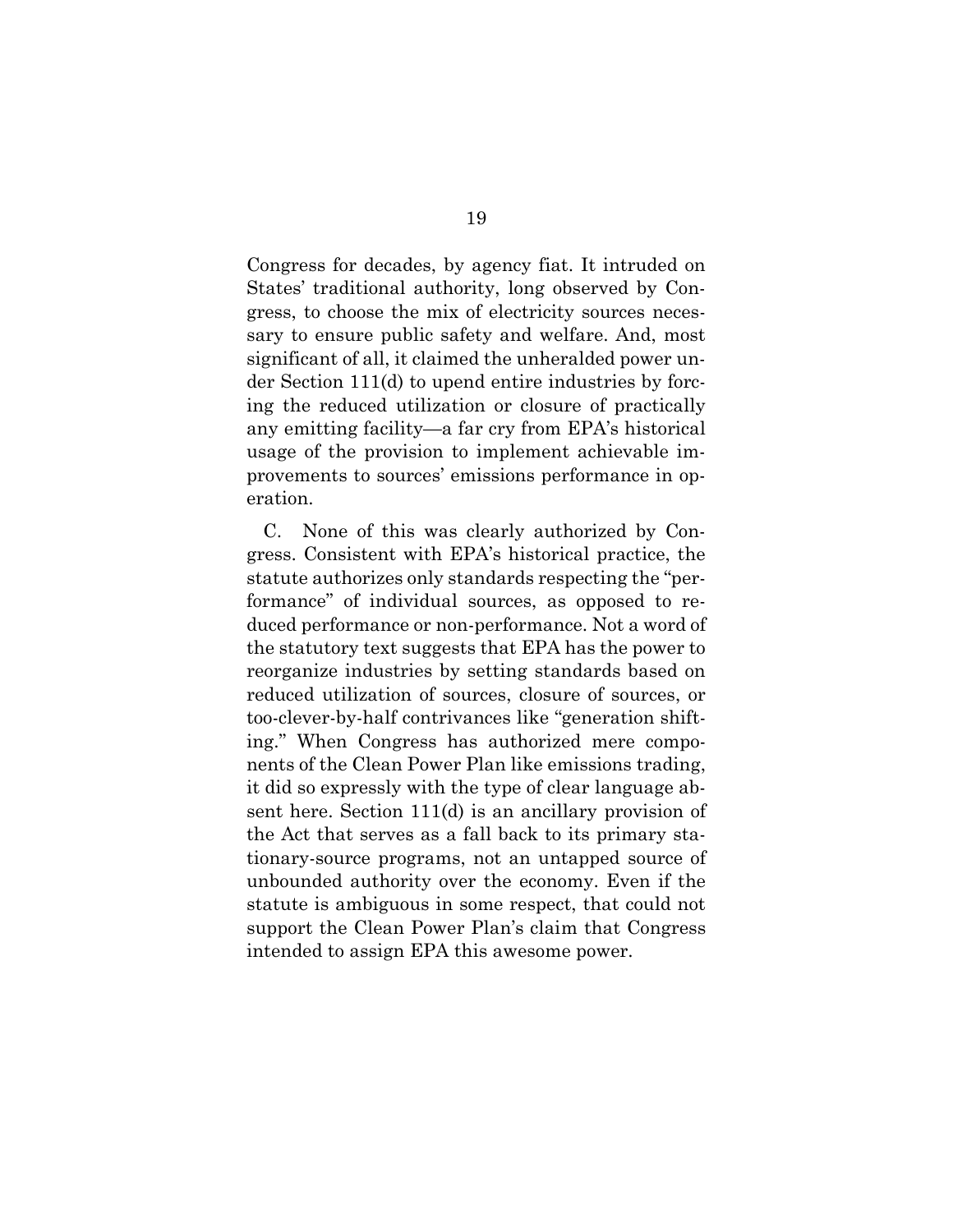Congress for decades, by agency fiat. It intruded on States' traditional authority, long observed by Congress, to choose the mix of electricity sources necessary to ensure public safety and welfare. And, most significant of all, it claimed the unheralded power under Section 111(d) to upend entire industries by forcing the reduced utilization or closure of practically any emitting facility—a far cry from EPA's historical usage of the provision to implement achievable improvements to sources' emissions performance in operation.

C. None of this was clearly authorized by Congress. Consistent with EPA's historical practice, the statute authorizes only standards respecting the "performance" of individual sources, as opposed to reduced performance or non-performance. Not a word of the statutory text suggests that EPA has the power to reorganize industries by setting standards based on reduced utilization of sources, closure of sources, or too-clever-by-half contrivances like "generation shifting." When Congress has authorized mere components of the Clean Power Plan like emissions trading, it did so expressly with the type of clear language absent here. Section 111(d) is an ancillary provision of the Act that serves as a fall back to its primary stationary-source programs, not an untapped source of unbounded authority over the economy. Even if the statute is ambiguous in some respect, that could not support the Clean Power Plan's claim that Congress intended to assign EPA this awesome power.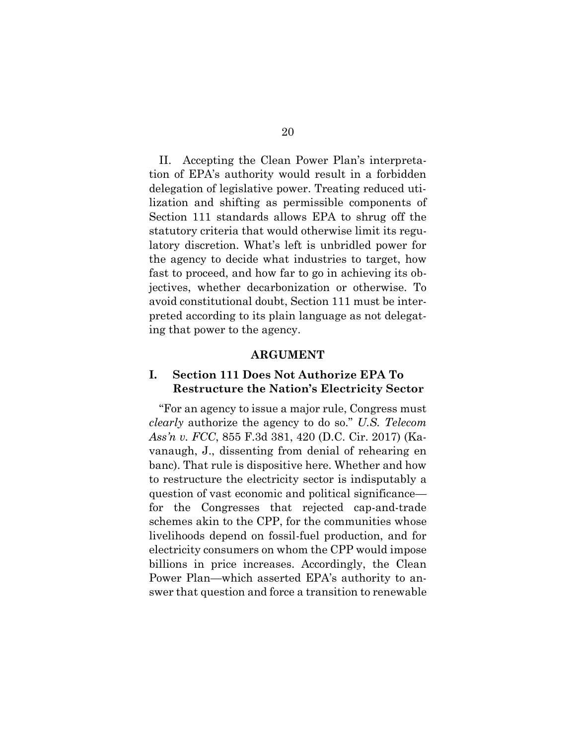II. Accepting the Clean Power Plan's interpretation of EPA's authority would result in a forbidden delegation of legislative power. Treating reduced utilization and shifting as permissible components of Section 111 standards allows EPA to shrug off the statutory criteria that would otherwise limit its regulatory discretion. What's left is unbridled power for the agency to decide what industries to target, how fast to proceed, and how far to go in achieving its objectives, whether decarbonization or otherwise. To avoid constitutional doubt, Section 111 must be interpreted according to its plain language as not delegating that power to the agency.

## ARGUMENT

### I. Section 111 Does Not Authorize EPA To Restructure the Nation's Electricity Sector

"For an agency to issue a major rule, Congress must *clearly* authorize the agency to do so." *U.S. Telecom Ass'n v. FCC*, 855 F.3d 381, 420 (D.C. Cir. 2017) (Kavanaugh, J., dissenting from denial of rehearing en banc). That rule is dispositive here. Whether and how to restructure the electricity sector is indisputably a question of vast economic and political significance—for the Congresses that rejected cap-and-trade schemes akin to the CPP, for the communities whose livelihoods depend on fossil-fuel production, and for electricity consumers on whom the CPP would impose billions in price increases. Accordingly, the Clean Power Plan—which asserted EPA's authority to answer that question and force a transition to renewable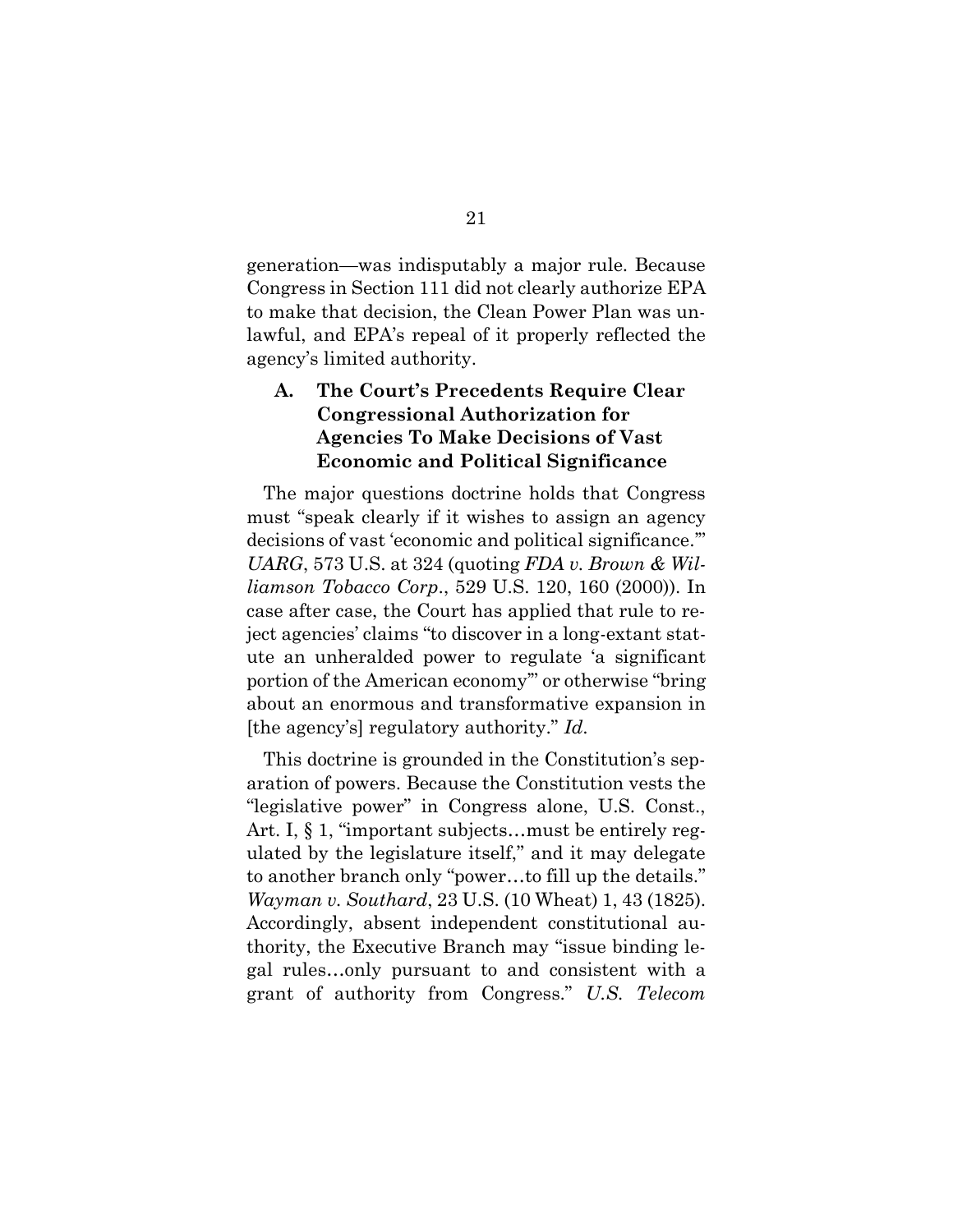generation—was indisputably a major rule. Because Congress in Section 111 did not clearly authorize EPA to make that decision, the Clean Power Plan was unlawful, and EPA's repeal of it properly reflected the agency's limited authority.

### A. The Court's Precedents Require Clear Congressional Authorization for Agencies To Make Decisions of Vast Economic and Political Significance

The major questions doctrine holds that Congress must "speak clearly if it wishes to assign an agency decisions of vast 'economic and political significance.'" *UARG*, 573 U.S. at 324 (quoting *FDA v. Brown & Williamson Tobacco Corp.*, 529 U.S. 120, 160 (2000)). In case after case, the Court has applied that rule to reject agencies' claims "to discover in a long-extant statute an unheralded power to regulate 'a significant portion of the American economy'" or otherwise "bring about an enormous and transformative expansion in [the agency's] regulatory authority." *Id.*

This doctrine is grounded in the Constitution's separation of powers. Because the Constitution vests the "legislative power" in Congress alone, U.S. Const., Art. I, § 1, "important subjects…must be entirely regulated by the legislature itself," and it may delegate to another branch only "power…to fill up the details." *Wayman v. Southard*, 23 U.S. (10 Wheat) 1, 43 (1825). Accordingly, absent independent constitutional authority, the Executive Branch may "issue binding legal rules…only pursuant to and consistent with a grant of authority from Congress." *U.S. Telecom*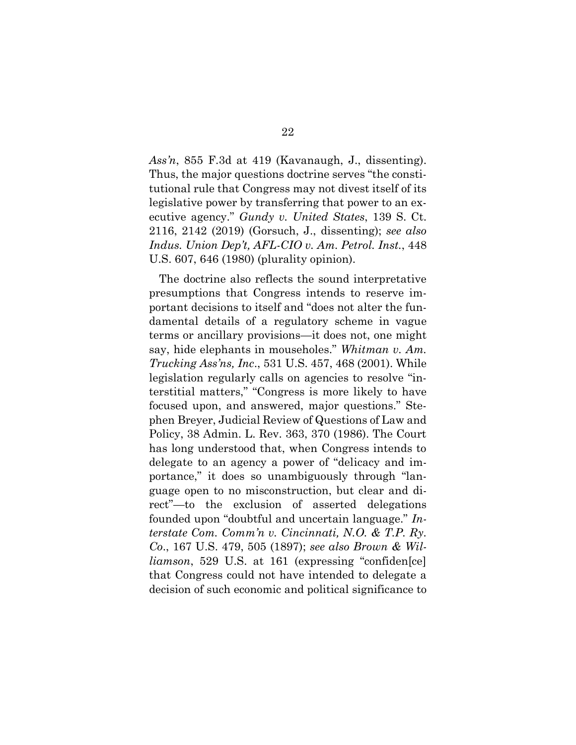*Ass'n*, 855 F.3d at 419 (Kavanaugh, J., dissenting). Thus, the major questions doctrine serves "the constitutional rule that Congress may not divest itself of its legislative power by transferring that power to an executive agency." *Gundy v. United States*, 139 S. Ct. 2116, 2142 (2019) (Gorsuch, J., dissenting); *see also Indus. Union Dep't, AFL-CIO v. Am. Petrol. Inst.*, 448 U.S. 607, 646 (1980) (plurality opinion).

The doctrine also reflects the sound interpretative presumptions that Congress intends to reserve important decisions to itself and "does not alter the fundamental details of a regulatory scheme in vague terms or ancillary provisions—it does not, one might say, hide elephants in mouseholes." *Whitman v. Am. Trucking Ass'ns, Inc.*, 531 U.S. 457, 468 (2001). While legislation regularly calls on agencies to resolve "interstitial matters," "Congress is more likely to have focused upon, and answered, major questions." Stephen Breyer, Judicial Review of Questions of Law and Policy, 38 Admin. L. Rev. 363, 370 (1986). The Court has long understood that, when Congress intends to delegate to an agency a power of "delicacy and importance," it does so unambiguously through "language open to no misconstruction, but clear and direct"—to the exclusion of asserted delegations founded upon "doubtful and uncertain language." *Interstate Com. Comm'n v. Cincinnati, N.O. & T.P. Ry. Co.*, 167 U.S. 479, 505 (1897); *see also Brown & Williamson*, 529 U.S. at 161 (expressing "confiden[ce] that Congress could not have intended to delegate a decision of such economic and political significance to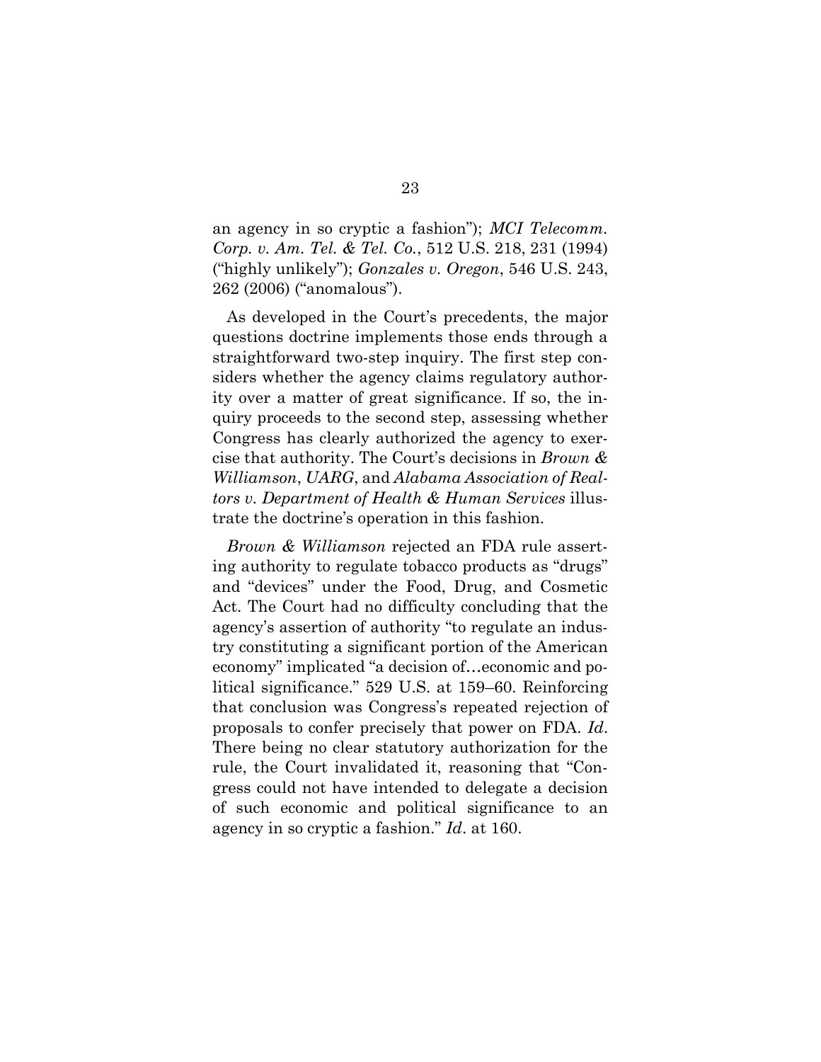an agency in so cryptic a fashion"); *MCI Telecomm. Corp. v. Am. Tel. & Tel. Co.*, 512 U.S. 218, 231 (1994) ("highly unlikely"); *Gonzales v. Oregon*, 546 U.S. 243, 262 (2006) ("anomalous").

As developed in the Court's precedents, the major questions doctrine implements those ends through a straightforward two-step inquiry. The first step considers whether the agency claims regulatory authority over a matter of great significance. If so, the inquiry proceeds to the second step, assessing whether Congress has clearly authorized the agency to exercise that authority. The Court's decisions in *Brown & Williamson*, *UARG*, and *Alabama Association of Realtors v. Department of Health & Human Services* illustrate the doctrine's operation in this fashion.

*Brown & Williamson* rejected an FDA rule asserting authority to regulate tobacco products as "drugs" and "devices" under the Food, Drug, and Cosmetic Act. The Court had no difficulty concluding that the agency's assertion of authority "to regulate an industry constituting a significant portion of the American economy" implicated "a decision of…economic and political significance." 529 U.S. at 159–60. Reinforcing that conclusion was Congress's repeated rejection of proposals to confer precisely that power on FDA. *Id*. There being no clear statutory authorization for the rule, the Court invalidated it, reasoning that "Congress could not have intended to delegate a decision of such economic and political significance to an agency in so cryptic a fashion." *Id*. at 160.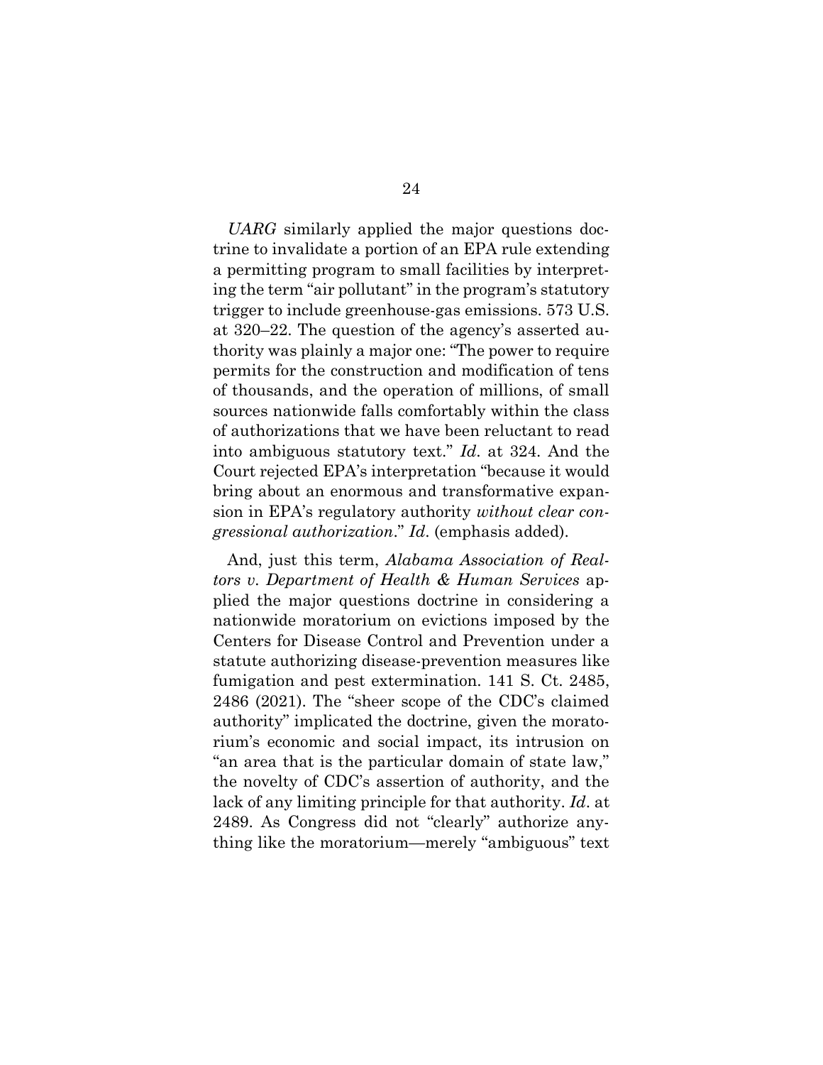*UARG* similarly applied the major questions doctrine to invalidate a portion of an EPA rule extending a permitting program to small facilities by interpreting the term "air pollutant" in the program's statutory trigger to include greenhouse-gas emissions. 573 U.S. at 320–22. The question of the agency's asserted authority was plainly a major one: "The power to require permits for the construction and modification of tens of thousands, and the operation of millions, of small sources nationwide falls comfortably within the class of authorizations that we have been reluctant to read into ambiguous statutory text." *Id.* at 324. And the Court rejected EPA's interpretation "because it would bring about an enormous and transformative expansion in EPA's regulatory authority *without clear congressional authorization*." *Id.* (emphasis added).

And, just this term, *Alabama Association of Realtors v. Department of Health & Human Services* applied the major questions doctrine in considering a nationwide moratorium on evictions imposed by the Centers for Disease Control and Prevention under a statute authorizing disease-prevention measures like fumigation and pest extermination. 141 S. Ct. 2485, 2486 (2021). The "sheer scope of the CDC's claimed authority" implicated the doctrine, given the moratorium's economic and social impact, its intrusion on "an area that is the particular domain of state law," the novelty of CDC's assertion of authority, and the lack of any limiting principle for that authority. *Id.* at 2489. As Congress did not "clearly" authorize anything like the moratorium—merely "ambiguous" text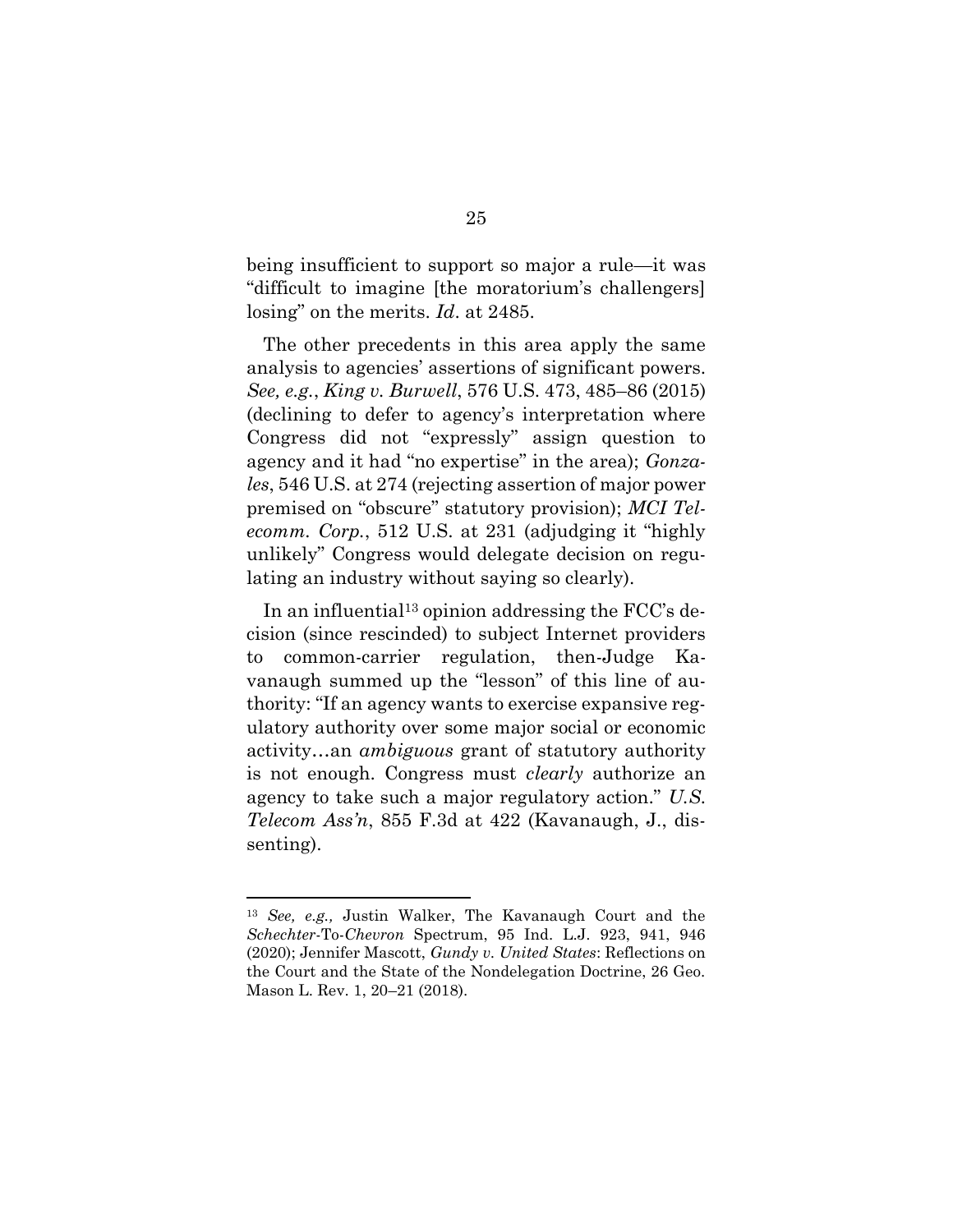being insufficient to support so major a rule—it was "difficult to imagine [the moratorium's challengers] losing" on the merits. *Id*. at 2485.

The other precedents in this area apply the same analysis to agencies' assertions of significant powers. *See, e.g.*, *King v. Burwell*, 576 U.S. 473, 485–86 (2015) (declining to defer to agency's interpretation where Congress did not "expressly" assign question to agency and it had "no expertise" in the area); *Gonzales*, 546 U.S. at 274 (rejecting assertion of major power premised on "obscure" statutory provision); *MCI Telecomm. Corp.*, 512 U.S. at 231 (adjudging it "highly unlikely" Congress would delegate decision on regulating an industry without saying so clearly).

In an influential[13] opinion addressing the FCC's decision (since rescinded) to subject Internet providers to common-carrier regulation, then-Judge Kavanaugh summed up the "lesson" of this line of authority: "If an agency wants to exercise expansive regulatory authority over some major social or economic activity…an *ambiguous* grant of statutory authority is not enough. Congress must *clearly* authorize an agency to take such a major regulatory action." *U.S. Telecom Ass'n*, 855 F.3d at 422 (Kavanaugh, J., dissenting).

---

[13] *See, e.g.,* Justin Walker, The Kavanaugh Court and the *Schechter*-To-*Chevron* Spectrum, 95 Ind. L.J. 923, 941, 946 (2020); Jennifer Mascott, *Gundy v. United States*: Reflections on the Court and the State of the Nondelegation Doctrine, 26 Geo. Mason L. Rev. 1, 20–21 (2018).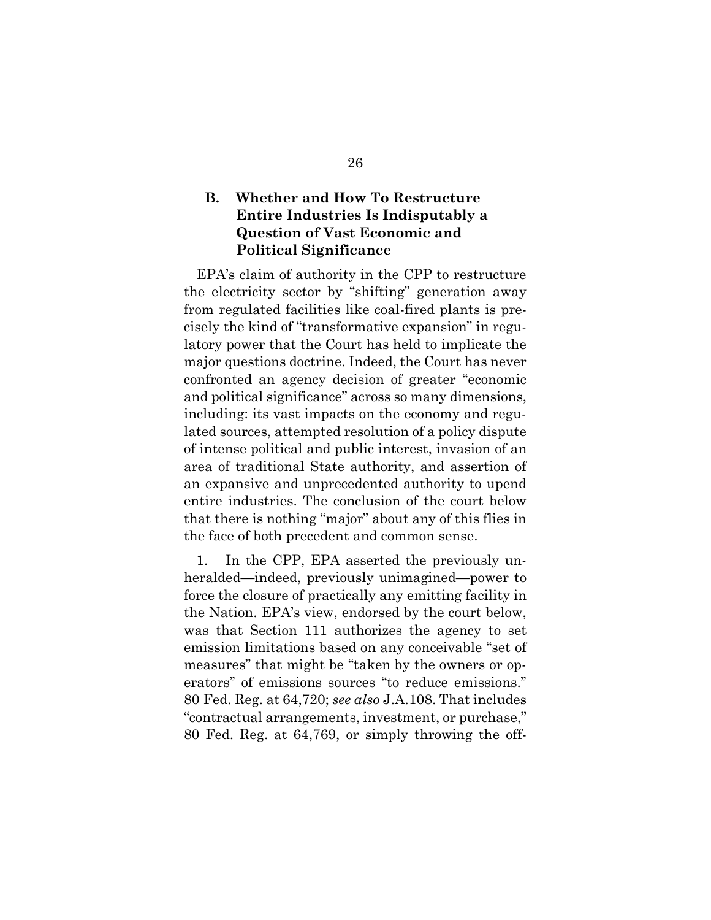### B. Whether and How To Restructure Entire Industries Is Indisputably a Question of Vast Economic and Political Significance

EPA's claim of authority in the CPP to restructure the electricity sector by "shifting" generation away from regulated facilities like coal-fired plants is precisely the kind of "transformative expansion" in regulatory power that the Court has held to implicate the major questions doctrine. Indeed, the Court has never confronted an agency decision of greater "economic and political significance" across so many dimensions, including: its vast impacts on the economy and regulated sources, attempted resolution of a policy dispute of intense political and public interest, invasion of an area of traditional State authority, and assertion of an expansive and unprecedented authority to upend entire industries. The conclusion of the court below that there is nothing "major" about any of this flies in the face of both precedent and common sense.

1. In the CPP, EPA asserted the previously unheralded—indeed, previously unimagined—power to force the closure of practically any emitting facility in the Nation. EPA's view, endorsed by the court below, was that Section 111 authorizes the agency to set emission limitations based on any conceivable "set of measures" that might be "taken by the owners or operators" of emissions sources "to reduce emissions." 80 Fed. Reg. at 64,720; *see also* J.A.108. That includes "contractual arrangements, investment, or purchase," 80 Fed. Reg. at 64,769, or simply throwing the off-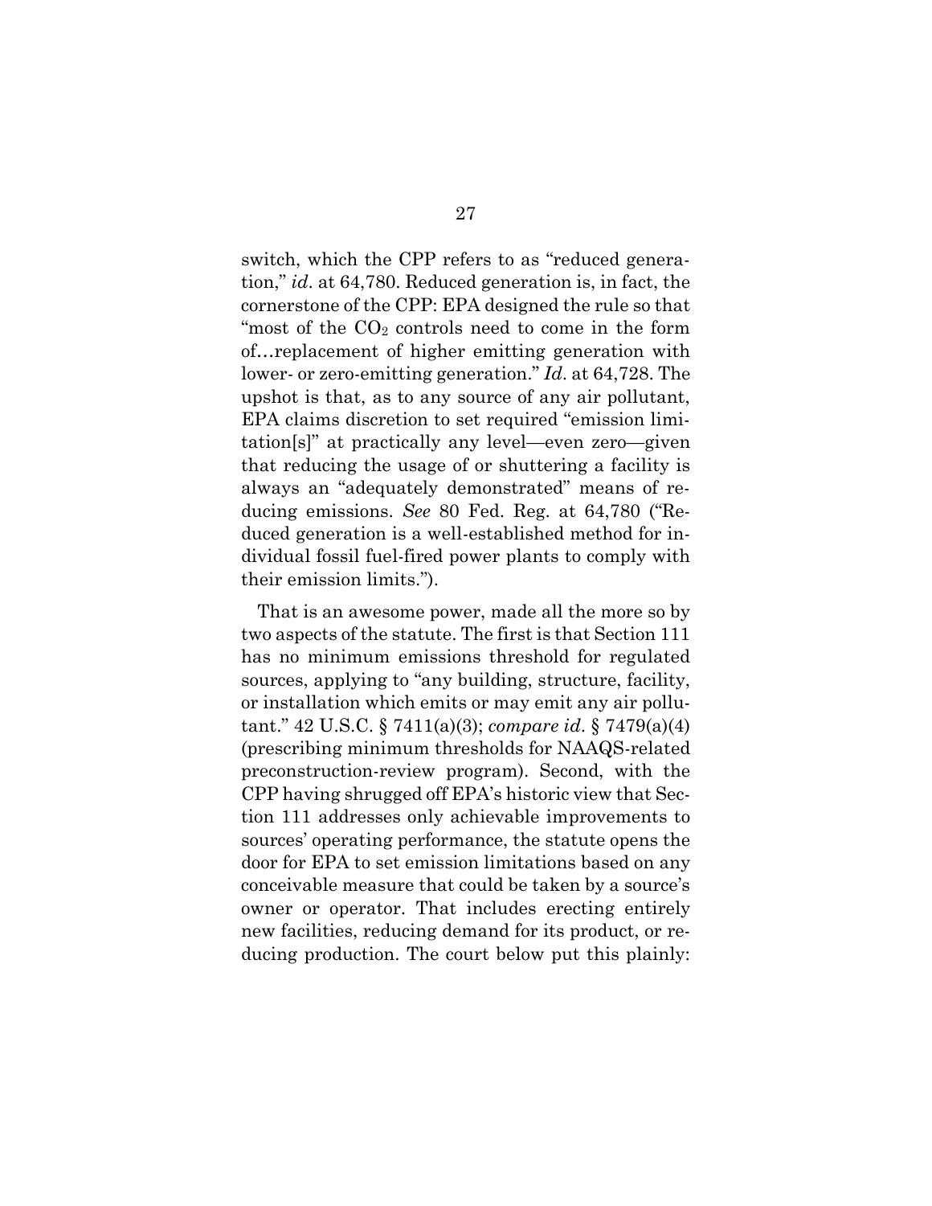switch, which the CPP refers to as "reduced generation," *id*. at 64,780. Reduced generation is, in fact, the cornerstone of the CPP: EPA designed the rule so that "most of the $CO_2$ controls need to come in the form of…replacement of higher emitting generation with lower- or zero-emitting generation." *Id*. at 64,728. The upshot is that, as to any source of any air pollutant, EPA claims discretion to set required "emission limitation[s]" at practically any level—even zero—given that reducing the usage of or shuttering a facility is always an "adequately demonstrated" means of reducing emissions. *See* 80 Fed. Reg. at 64,780 ("Reduced generation is a well-established method for individual fossil fuel-fired power plants to comply with their emission limits.").

That is an awesome power, made all the more so by two aspects of the statute. The first is that Section 111 has no minimum emissions threshold for regulated sources, applying to "any building, structure, facility, or installation which emits or may emit any air pollutant." 42 U.S.C. § 7411(a)(3); *compare id*. § 7479(a)(4) (prescribing minimum thresholds for NAAQS-related preconstruction-review program). Second, with the CPP having shrugged off EPA's historic view that Section 111 addresses only achievable improvements to sources' operating performance, the statute opens the door for EPA to set emission limitations based on any conceivable measure that could be taken by a source's owner or operator. That includes erecting entirely new facilities, reducing demand for its product, or reducing production. The court below put this plainly: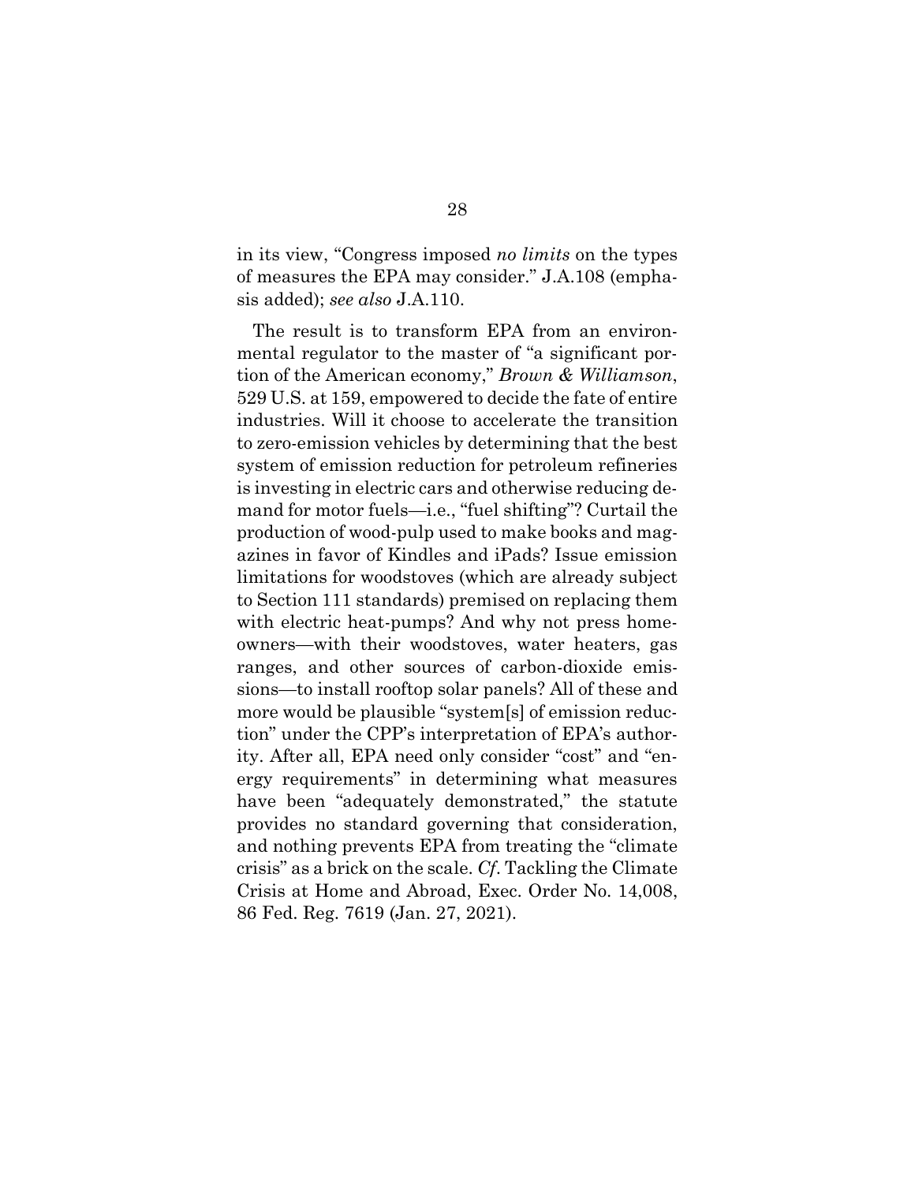in its view, "Congress imposed *no limits* on the types of measures the EPA may consider." J.A.108 (emphasis added); *see also* J.A.110.

The result is to transform EPA from an environmental regulator to the master of "a significant portion of the American economy," *Brown & Williamson*, 529 U.S. at 159, empowered to decide the fate of entire industries. Will it choose to accelerate the transition to zero-emission vehicles by determining that the best system of emission reduction for petroleum refineries is investing in electric cars and otherwise reducing demand for motor fuels—i.e., "fuel shifting"? Curtail the production of wood-pulp used to make books and magazines in favor of Kindles and iPads? Issue emission limitations for woodstoves (which are already subject to Section 111 standards) premised on replacing them with electric heat-pumps? And why not press homeowners—with their woodstoves, water heaters, gas ranges, and other sources of carbon-dioxide emissions—to install rooftop solar panels? All of these and more would be plausible "system[s] of emission reduction" under the CPP's interpretation of EPA's authority. After all, EPA need only consider "cost" and "energy requirements" in determining what measures have been "adequately demonstrated," the statute provides no standard governing that consideration, and nothing prevents EPA from treating the "climate crisis" as a brick on the scale. *Cf.* Tackling the Climate Crisis at Home and Abroad, Exec. Order No. 14,008, 86 Fed. Reg. 7619 (Jan. 27, 2021).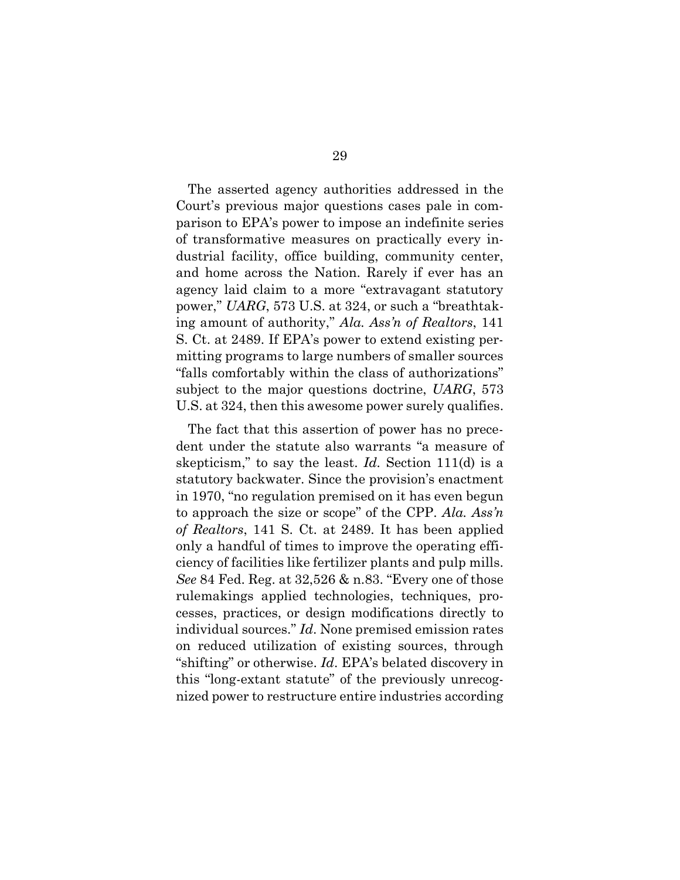The asserted agency authorities addressed in the Court's previous major questions cases pale in comparison to EPA's power to impose an indefinite series of transformative measures on practically every industrial facility, office building, community center, and home across the Nation. Rarely if ever has an agency laid claim to a more "extravagant statutory power," *UARG*, 573 U.S. at 324, or such a "breathtaking amount of authority," *Ala. Ass'n of Realtors*, 141 S. Ct. at 2489. If EPA's power to extend existing permitting programs to large numbers of smaller sources "falls comfortably within the class of authorizations" subject to the major questions doctrine, *UARG*, 573 U.S. at 324, then this awesome power surely qualifies.

The fact that this assertion of power has no precedent under the statute also warrants "a measure of skepticism," to say the least. *Id.* Section 111(d) is a statutory backwater. Since the provision's enactment in 1970, "no regulation premised on it has even begun to approach the size or scope" of the CPP. *Ala. Ass'n of Realtors*, 141 S. Ct. at 2489. It has been applied only a handful of times to improve the operating efficiency of facilities like fertilizer plants and pulp mills. *See* 84 Fed. Reg. at 32,526 & n.83. "Every one of those rulemakings applied technologies, techniques, processes, practices, or design modifications directly to individual sources." *Id*. None premised emission rates on reduced utilization of existing sources, through "shifting" or otherwise. *Id*. EPA's belated discovery in this "long-extant statute" of the previously unrecognized power to restructure entire industries according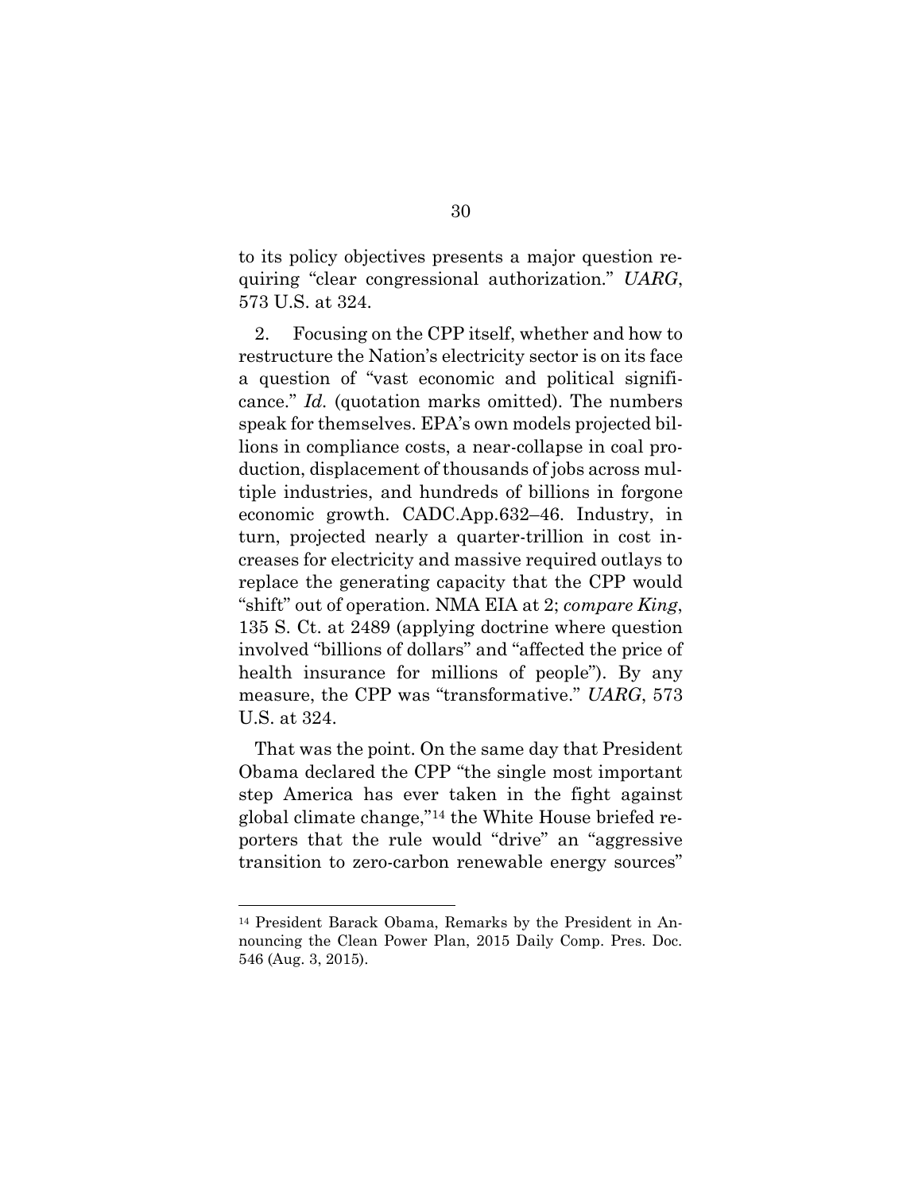to its policy objectives presents a major question requiring "clear congressional authorization." *UARG*, 573 U.S. at 324.

2. Focusing on the CPP itself, whether and how to restructure the Nation's electricity sector is on its face a question of "vast economic and political significance." *Id.* (quotation marks omitted). The numbers speak for themselves. EPA's own models projected billions in compliance costs, a near-collapse in coal production, displacement of thousands of jobs across multiple industries, and hundreds of billions in forgone economic growth. CADC.App.632–46. Industry, in turn, projected nearly a quarter-trillion in cost increases for electricity and massive required outlays to replace the generating capacity that the CPP would "shift" out of operation. NMA EIA at 2; *compare King*, 135 S. Ct. at 2489 (applying doctrine where question involved "billions of dollars" and "affected the price of health insurance for millions of people"). By any measure, the CPP was "transformative." *UARG*, 573 U.S. at 324.

That was the point. On the same day that President Obama declared the CPP "the single most important step America has ever taken in the fight against global climate change,"[14] the White House briefed reporters that the rule would "drive" an "aggressive transition to zero-carbon renewable energy sources"

---

[14] President Barack Obama, Remarks by the President in Announcing the Clean Power Plan, 2015 Daily Comp. Pres. Doc. 546 (Aug. 3, 2015).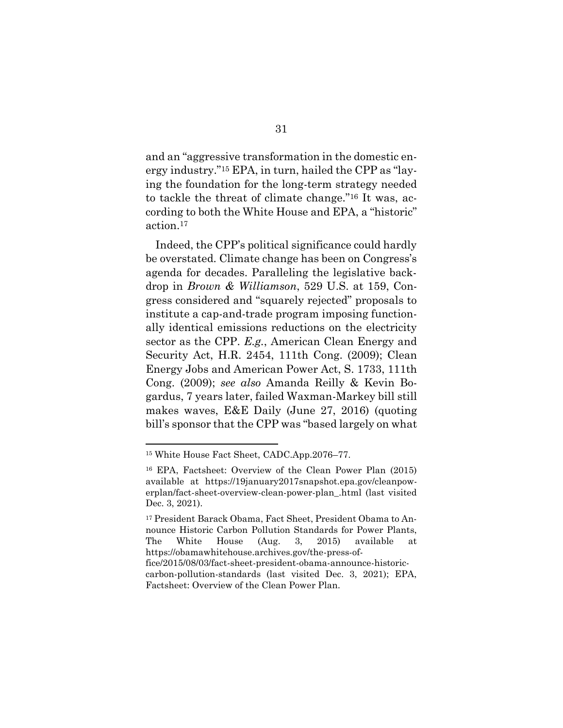and an "aggressive transformation in the domestic energy industry."[15] EPA, in turn, hailed the CPP as "laying the foundation for the long-term strategy needed to tackle the threat of climate change."[16] It was, according to both the White House and EPA, a "historic" action.[17]

Indeed, the CPP's political significance could hardly be overstated. Climate change has been on Congress's agenda for decades. Paralleling the legislative backdrop in *Brown & Williamson*, 529 U.S. at 159, Congress considered and "squarely rejected" proposals to institute a cap-and-trade program imposing functionally identical emissions reductions on the electricity sector as the CPP. *E.g.*, American Clean Energy and Security Act, H.R. 2454, 111th Cong. (2009); Clean Energy Jobs and American Power Act, S. 1733, 111th Cong. (2009); *see also* Amanda Reilly & Kevin Bogardus, 7 years later, failed Waxman-Markey bill still makes waves, E&E Daily (June 27, 2016) (quoting bill's sponsor that the CPP was "based largely on what

---

[15] White House Fact Sheet, CADC.App.2076–77.

[16] EPA, Factsheet: Overview of the Clean Power Plan (2015) available at https://19january2017snapshot.epa.gov/cleanpowerplan/fact-sheet-overview-clean-power-plan_.html (last visited Dec. 3, 2021).

[17] President Barack Obama, Fact Sheet, President Obama to Announce Historic Carbon Pollution Standards for Power Plants, The White House (Aug. 3, 2015) available at https://obamawhitehouse.archives.gov/the-press-office/2015/08/03/fact-sheet-president-obama-announce-historic-carbon-pollution-standards (last visited Dec. 3, 2021); EPA, Factsheet: Overview of the Clean Power Plan.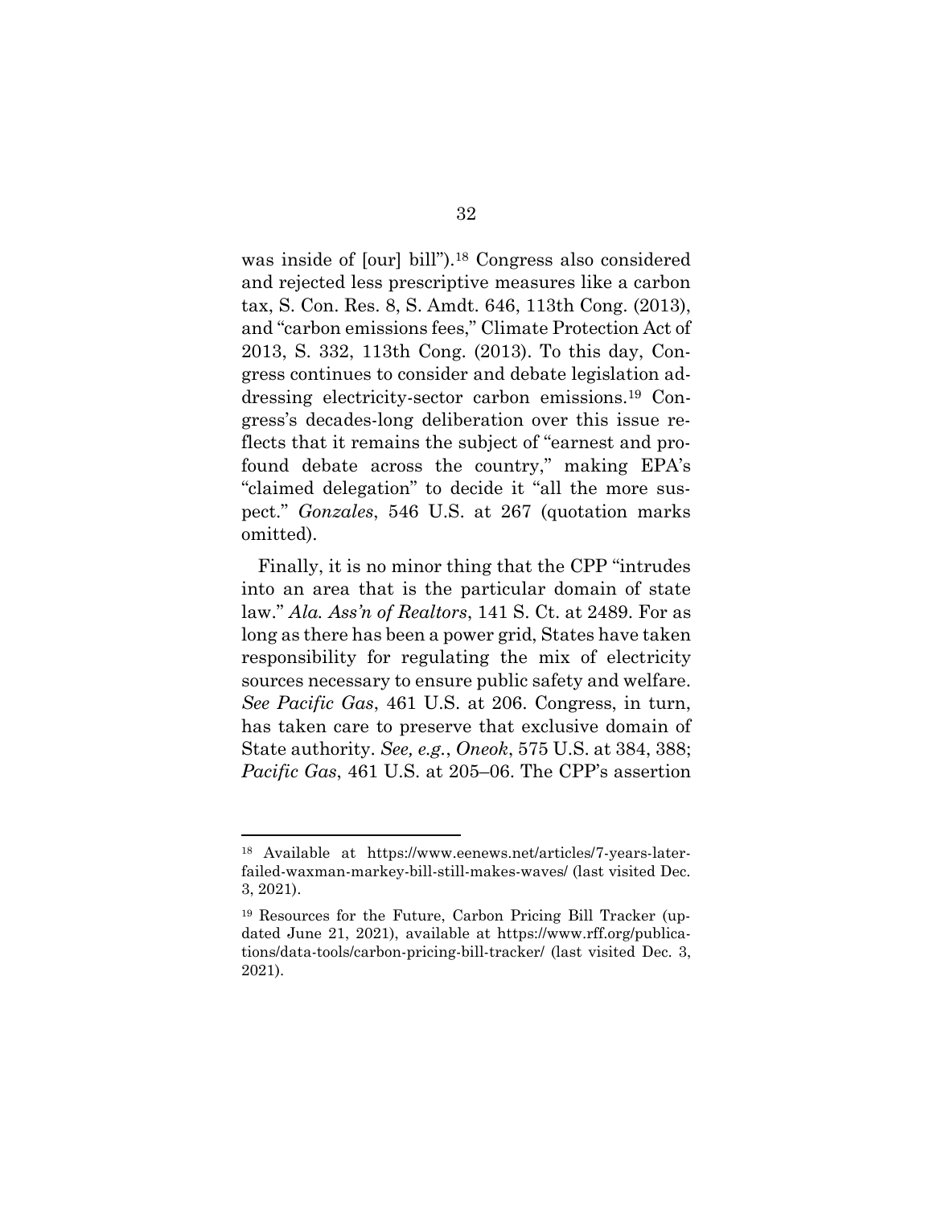was inside of [our] bill").[18] Congress also considered and rejected less prescriptive measures like a carbon tax, S. Con. Res. 8, S. Amdt. 646, 113th Cong. (2013), and "carbon emissions fees," Climate Protection Act of 2013, S. 332, 113th Cong. (2013). To this day, Congress continues to consider and debate legislation addressing electricity-sector carbon emissions.[19] Congress's decades-long deliberation over this issue reflects that it remains the subject of "earnest and profound debate across the country," making EPA's "claimed delegation" to decide it "all the more suspect." *Gonzales*, 546 U.S. at 267 (quotation marks omitted).

Finally, it is no minor thing that the CPP "intrudes into an area that is the particular domain of state law." *Ala. Ass'n of Realtors*, 141 S. Ct. at 2489. For as long as there has been a power grid, States have taken responsibility for regulating the mix of electricity sources necessary to ensure public safety and welfare. *See Pacific Gas*, 461 U.S. at 206. Congress, in turn, has taken care to preserve that exclusive domain of State authority. *See, e.g.*, *Oneok*, 575 U.S. at 384, 388; *Pacific Gas*, 461 U.S. at 205–06. The CPP's assertion

---

[18] Available at https://www.eenews.net/articles/7-years-later-failed-waxman-markey-bill-still-makes-waves/ (last visited Dec. 3, 2021).

[19] Resources for the Future, Carbon Pricing Bill Tracker (updated June 21, 2021), available at https://www.rff.org/publications/data-tools/carbon-pricing-bill-tracker/ (last visited Dec. 3, 2021).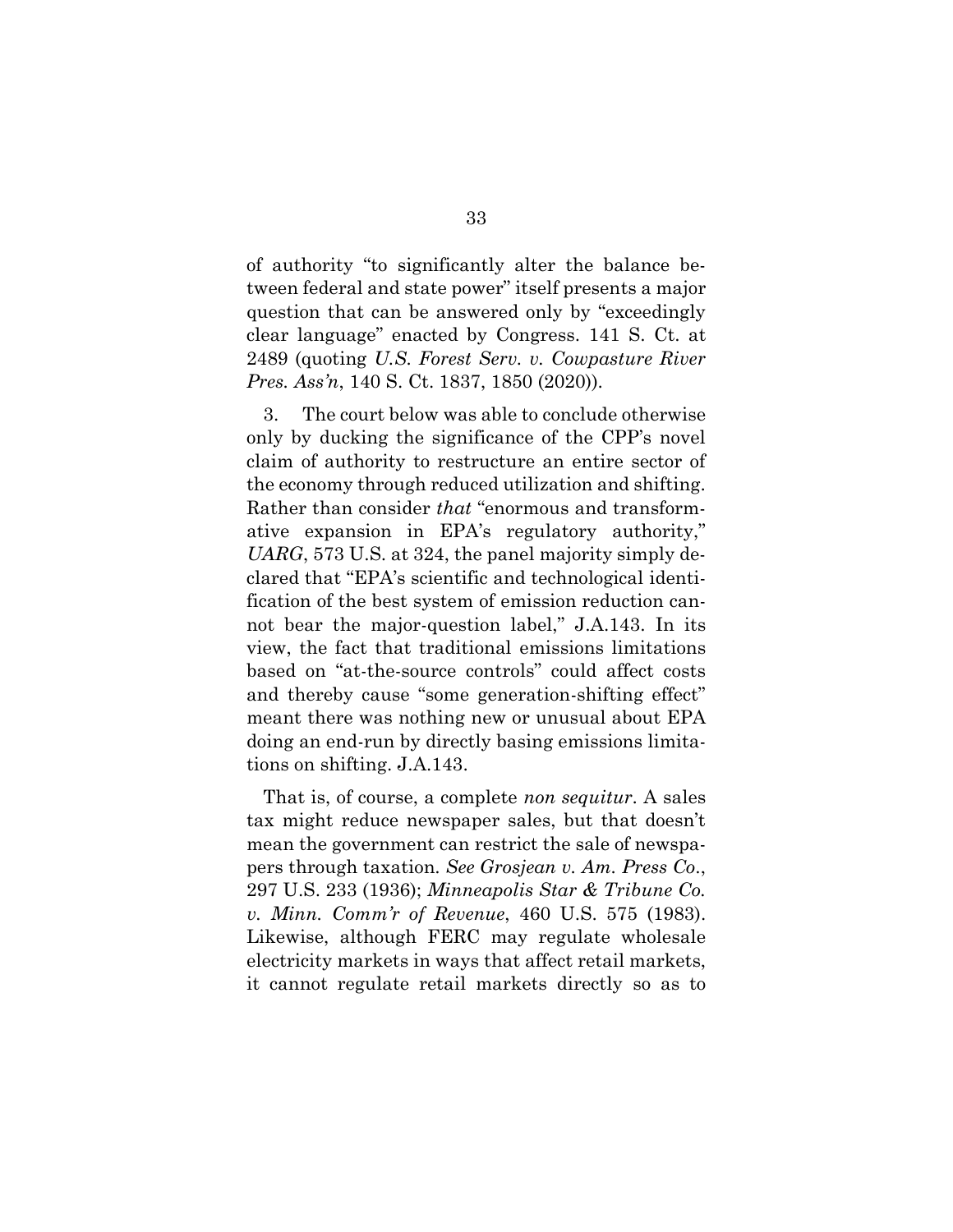of authority "to significantly alter the balance between federal and state power" itself presents a major question that can be answered only by "exceedingly clear language" enacted by Congress. 141 S. Ct. at 2489 (quoting *U.S. Forest Serv. v. Cowpasture River Pres. Ass'n*, 140 S. Ct. 1837, 1850 (2020)).

3. The court below was able to conclude otherwise only by ducking the significance of the CPP's novel claim of authority to restructure an entire sector of the economy through reduced utilization and shifting. Rather than consider *that* "enormous and transformative expansion in EPA's regulatory authority," *UARG*, 573 U.S. at 324, the panel majority simply declared that "EPA's scientific and technological identification of the best system of emission reduction cannot bear the major-question label," J.A.143. In its view, the fact that traditional emissions limitations based on "at-the-source controls" could affect costs and thereby cause "some generation-shifting effect" meant there was nothing new or unusual about EPA doing an end-run by directly basing emissions limitations on shifting. J.A.143.

That is, of course, a complete *non sequitur*. A sales tax might reduce newspaper sales, but that doesn't mean the government can restrict the sale of newspapers through taxation. *See Grosjean v. Am. Press Co.*, 297 U.S. 233 (1936); *Minneapolis Star & Tribune Co. v. Minn. Comm'r of Revenue*, 460 U.S. 575 (1983). Likewise, although FERC may regulate wholesale electricity markets in ways that affect retail markets, it cannot regulate retail markets directly so as to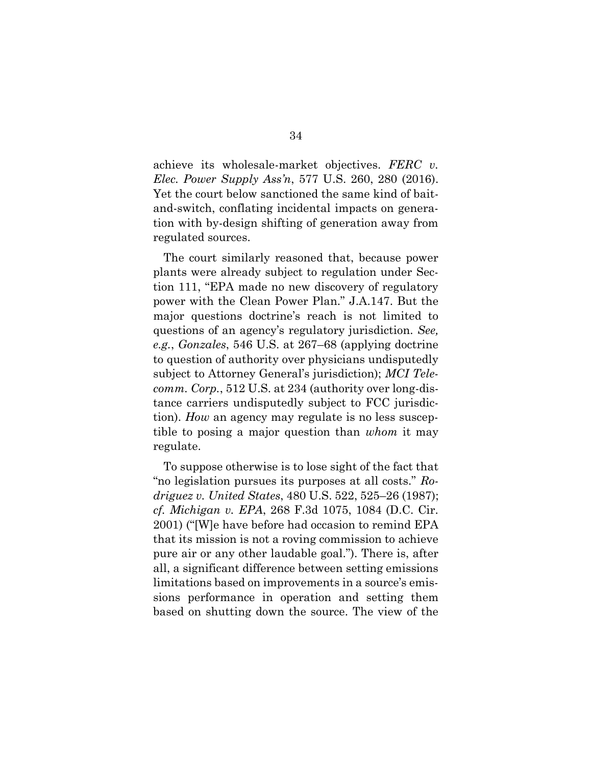achieve its wholesale-market objectives. *FERC v. Elec. Power Supply Ass'n*, 577 U.S. 260, 280 (2016). Yet the court below sanctioned the same kind of bait-and-switch, conflating incidental impacts on generation with by-design shifting of generation away from regulated sources.

The court similarly reasoned that, because power plants were already subject to regulation under Section 111, "EPA made no new discovery of regulatory power with the Clean Power Plan." J.A.147. But the major questions doctrine's reach is not limited to questions of an agency's regulatory jurisdiction. *See, e.g.*, *Gonzales*, 546 U.S. at 267–68 (applying doctrine to question of authority over physicians undisputedly subject to Attorney General's jurisdiction); *MCI Telecomm. Corp.*, 512 U.S. at 234 (authority over long-distance carriers undisputedly subject to FCC jurisdiction). *How* an agency may regulate is no less susceptible to posing a major question than *whom* it may regulate.

To suppose otherwise is to lose sight of the fact that "no legislation pursues its purposes at all costs." *Rodriguez v. United States*, 480 U.S. 522, 525–26 (1987); *cf. Michigan v. EPA*, 268 F.3d 1075, 1084 (D.C. Cir. 2001) ("[W]e have before had occasion to remind EPA that its mission is not a roving commission to achieve pure air or any other laudable goal."). There is, after all, a significant difference between setting emissions limitations based on improvements in a source's emissions performance in operation and setting them based on shutting down the source. The view of the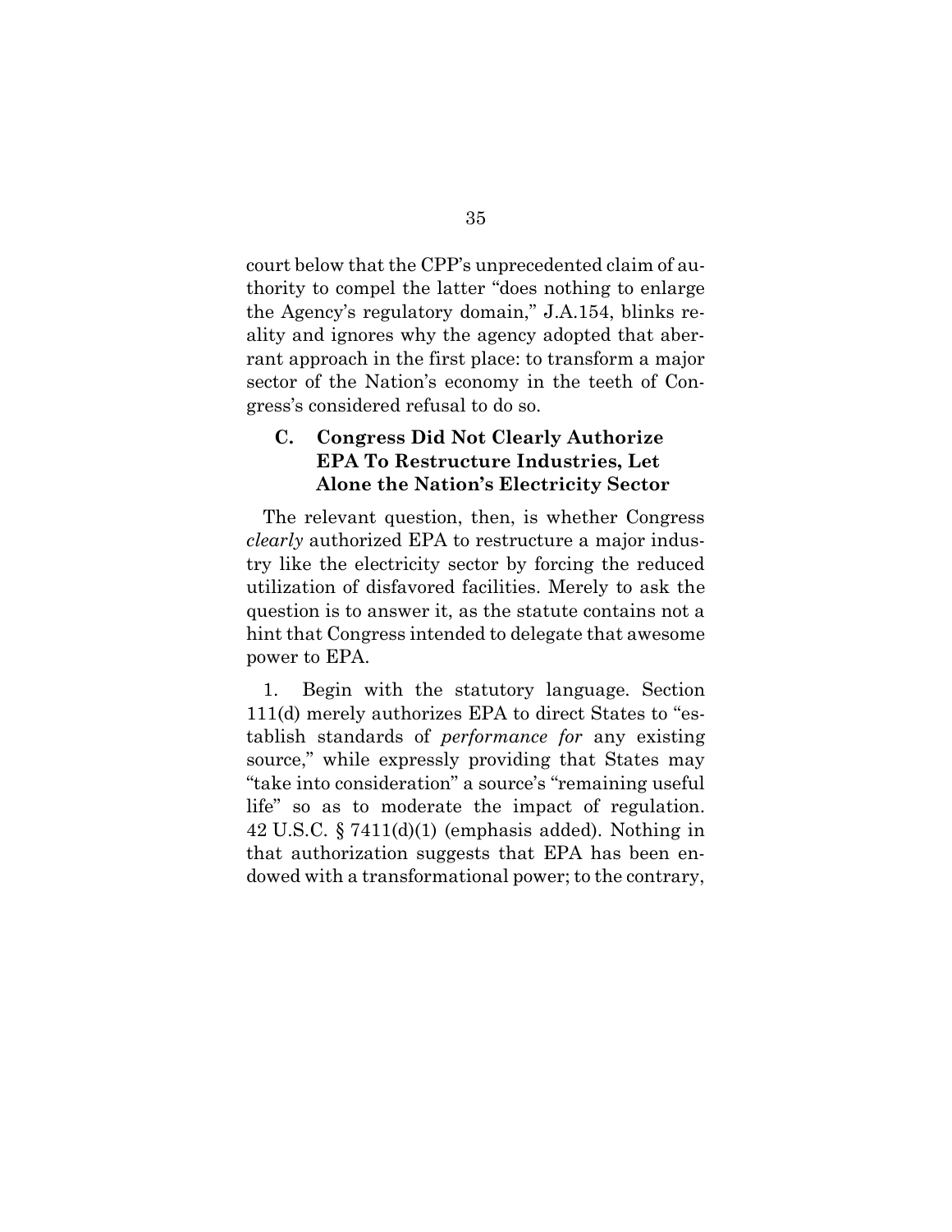court below that the CPP's unprecedented claim of authority to compel the latter "does nothing to enlarge the Agency's regulatory domain," J.A.154, blinks reality and ignores why the agency adopted that aberrant approach in the first place: to transform a major sector of the Nation's economy in the teeth of Congress's considered refusal to do so.

### C. Congress Did Not Clearly Authorize EPA To Restructure Industries, Let Alone the Nation's Electricity Sector

The relevant question, then, is whether Congress *clearly* authorized EPA to restructure a major industry like the electricity sector by forcing the reduced utilization of disfavored facilities. Merely to ask the question is to answer it, as the statute contains not a hint that Congress intended to delegate that awesome power to EPA.

1. Begin with the statutory language. Section 111(d) merely authorizes EPA to direct States to "establish standards of *performance for* any existing source," while expressly providing that States may "take into consideration" a source's "remaining useful life" so as to moderate the impact of regulation. 42 U.S.C. § 7411(d)(1) (emphasis added). Nothing in that authorization suggests that EPA has been endowed with a transformational power; to the contrary,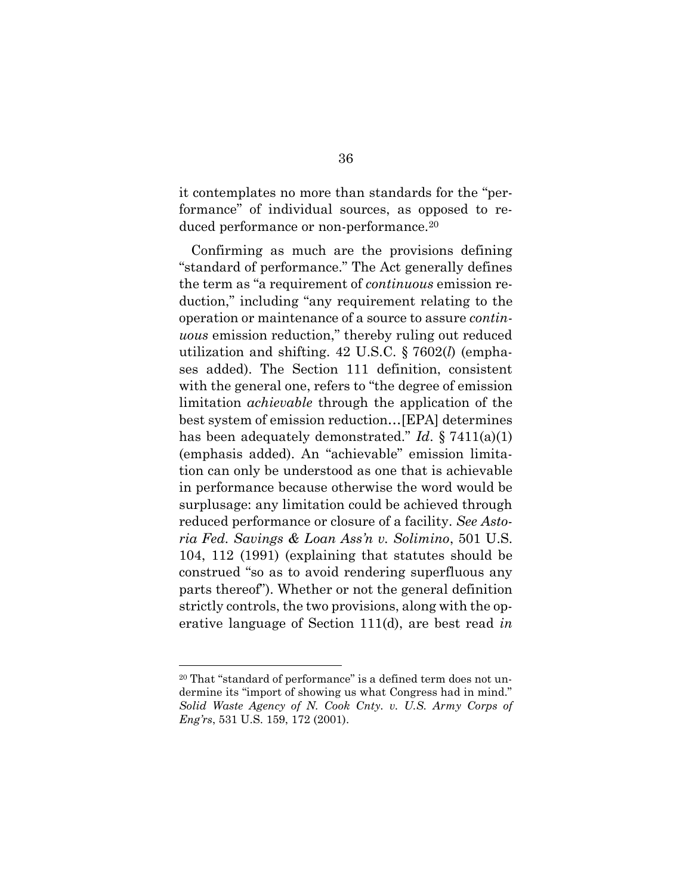it contemplates no more than standards for the "performance" of individual sources, as opposed to reduced performance or non-performance.[20]

Confirming as much are the provisions defining "standard of performance." The Act generally defines the term as "a requirement of *continuous* emission reduction," including "any requirement relating to the operation or maintenance of a source to assure *continuous* emission reduction," thereby ruling out reduced utilization and shifting. 42 U.S.C. § 7602(*l*) (emphases added). The Section 111 definition, consistent with the general one, refers to "the degree of emission limitation *achievable* through the application of the best system of emission reduction…[EPA] determines has been adequately demonstrated." *Id*. § 7411(a)(1) (emphasis added). An "achievable" emission limitation can only be understood as one that is achievable in performance because otherwise the word would be surplusage: any limitation could be achieved through reduced performance or closure of a facility. *See Astoria Fed. Savings & Loan Ass'n v. Solimino*, 501 U.S. 104, 112 (1991) (explaining that statutes should be construed "so as to avoid rendering superfluous any parts thereof"). Whether or not the general definition strictly controls, the two provisions, along with the operative language of Section 111(d), are best read *in*

---

[20] That "standard of performance" is a defined term does not undermine its "import of showing us what Congress had in mind." *Solid Waste Agency of N. Cook Cnty. v. U.S. Army Corps of Eng'rs*, 531 U.S. 159, 172 (2001).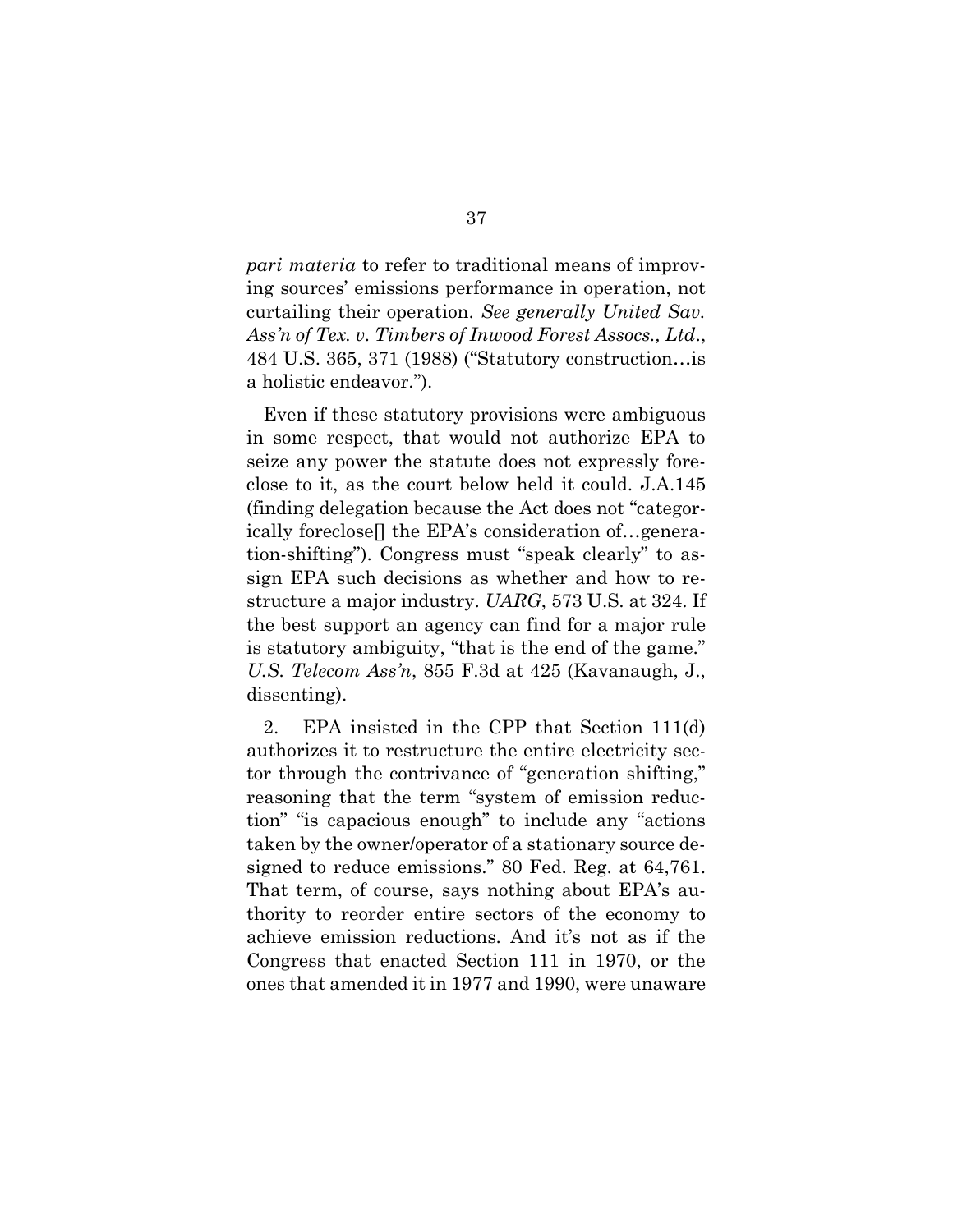*pari materia* to refer to traditional means of improving sources' emissions performance in operation, not curtailing their operation. *See generally United Sav. Ass'n of Tex. v. Timbers of Inwood Forest Assocs., Ltd.*, 484 U.S. 365, 371 (1988) ("Statutory construction…is a holistic endeavor.").

Even if these statutory provisions were ambiguous in some respect, that would not authorize EPA to seize any power the statute does not expressly foreclose to it, as the court below held it could. J.A.145 (finding delegation because the Act does not "categorically foreclose[] the EPA's consideration of…generation-shifting"). Congress must "speak clearly" to assign EPA such decisions as whether and how to restructure a major industry. *UARG*, 573 U.S. at 324. If the best support an agency can find for a major rule is statutory ambiguity, "that is the end of the game." *U.S. Telecom Ass'n*, 855 F.3d at 425 (Kavanaugh, J., dissenting).

2. EPA insisted in the CPP that Section 111(d) authorizes it to restructure the entire electricity sector through the contrivance of "generation shifting," reasoning that the term "system of emission reduction" "is capacious enough" to include any "actions taken by the owner/operator of a stationary source designed to reduce emissions." 80 Fed. Reg. at 64,761. That term, of course, says nothing about EPA's authority to reorder entire sectors of the economy to achieve emission reductions. And it's not as if the Congress that enacted Section 111 in 1970, or the ones that amended it in 1977 and 1990, were unaware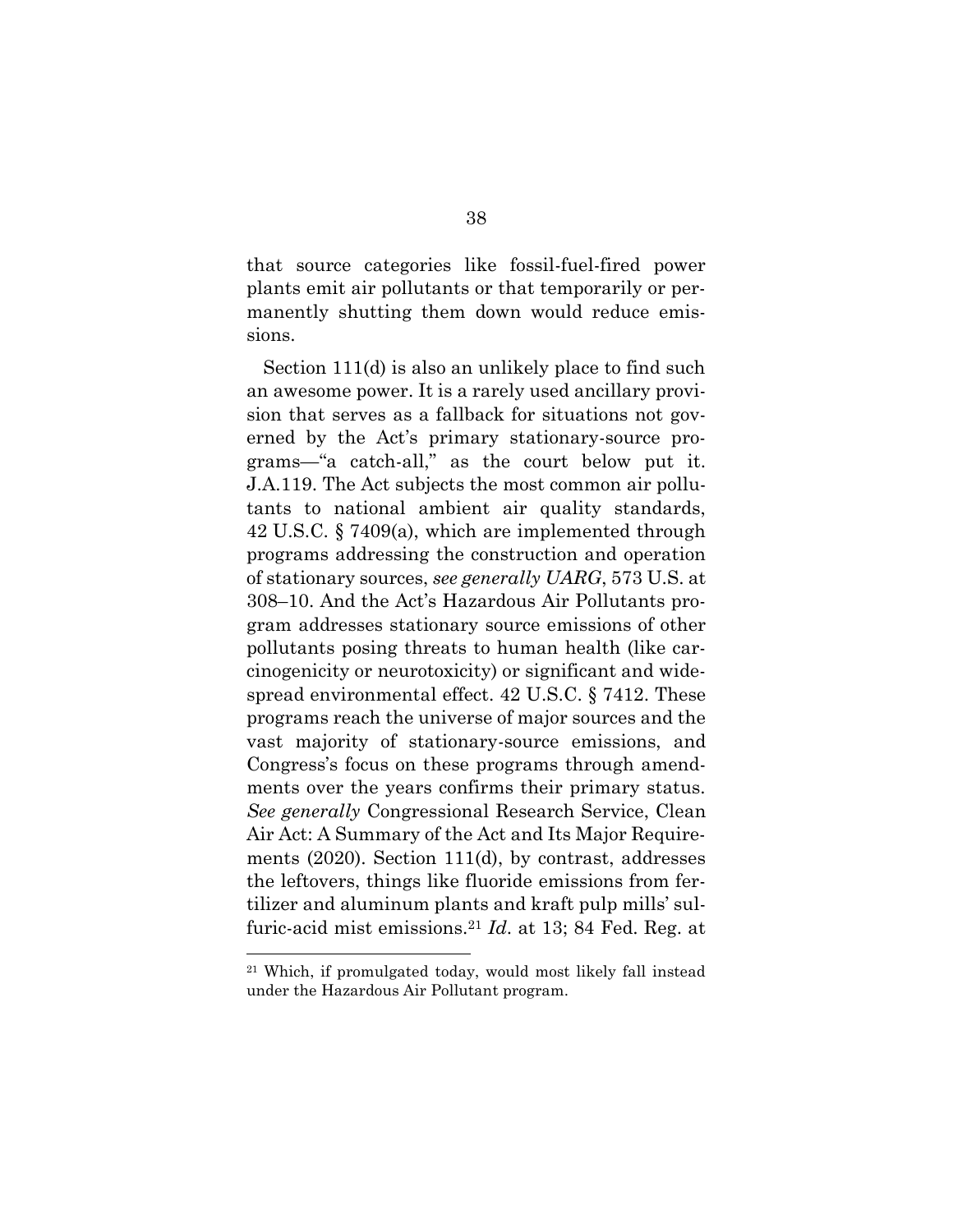that source categories like fossil-fuel-fired power plants emit air pollutants or that temporarily or permanently shutting them down would reduce emissions.

Section 111(d) is also an unlikely place to find such an awesome power. It is a rarely used ancillary provision that serves as a fallback for situations not governed by the Act's primary stationary-source programs—"a catch-all," as the court below put it. J.A.119. The Act subjects the most common air pollutants to national ambient air quality standards, 42 U.S.C. § 7409(a), which are implemented through programs addressing the construction and operation of stationary sources, *see generally UARG*, 573 U.S. at 308–10. And the Act's Hazardous Air Pollutants program addresses stationary source emissions of other pollutants posing threats to human health (like carcinogenicity or neurotoxicity) or significant and widespread environmental effect. 42 U.S.C. § 7412. These programs reach the universe of major sources and the vast majority of stationary-source emissions, and Congress's focus on these programs through amendments over the years confirms their primary status. *See generally* Congressional Research Service, Clean Air Act: A Summary of the Act and Its Major Requirements (2020). Section 111(d), by contrast, addresses the leftovers, things like fluoride emissions from fertilizer and aluminum plants and kraft pulp mills' sulfuric-acid mist emissions.[21] *Id*. at 13; 84 Fed. Reg. at

---

[21] Which, if promulgated today, would most likely fall instead under the Hazardous Air Pollutant program.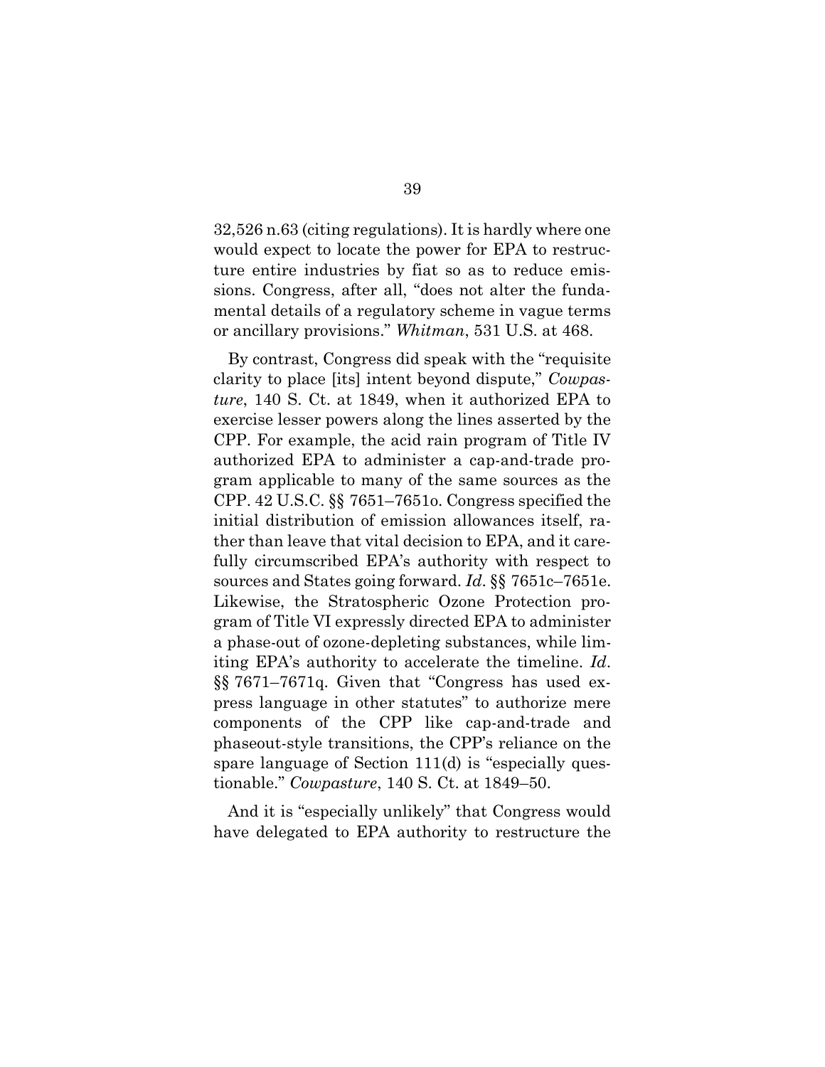32,526 n.63 (citing regulations). It is hardly where one would expect to locate the power for EPA to restructure entire industries by fiat so as to reduce emissions. Congress, after all, "does not alter the fundamental details of a regulatory scheme in vague terms or ancillary provisions." *Whitman*, 531 U.S. at 468.

By contrast, Congress did speak with the "requisite clarity to place [its] intent beyond dispute," *Cowpasture*, 140 S. Ct. at 1849, when it authorized EPA to exercise lesser powers along the lines asserted by the CPP. For example, the acid rain program of Title IV authorized EPA to administer a cap-and-trade program applicable to many of the same sources as the CPP. 42 U.S.C. §§ 7651–7651o. Congress specified the initial distribution of emission allowances itself, rather than leave that vital decision to EPA, and it carefully circumscribed EPA's authority with respect to sources and States going forward. *Id*. §§ 7651c–7651e. Likewise, the Stratospheric Ozone Protection program of Title VI expressly directed EPA to administer a phase-out of ozone-depleting substances, while limiting EPA's authority to accelerate the timeline. *Id*. §§ 7671–7671q. Given that "Congress has used express language in other statutes" to authorize mere components of the CPP like cap-and-trade and phaseout-style transitions, the CPP's reliance on the spare language of Section 111(d) is "especially questionable." *Cowpasture*, 140 S. Ct. at 1849–50.

And it is "especially unlikely" that Congress would have delegated to EPA authority to restructure the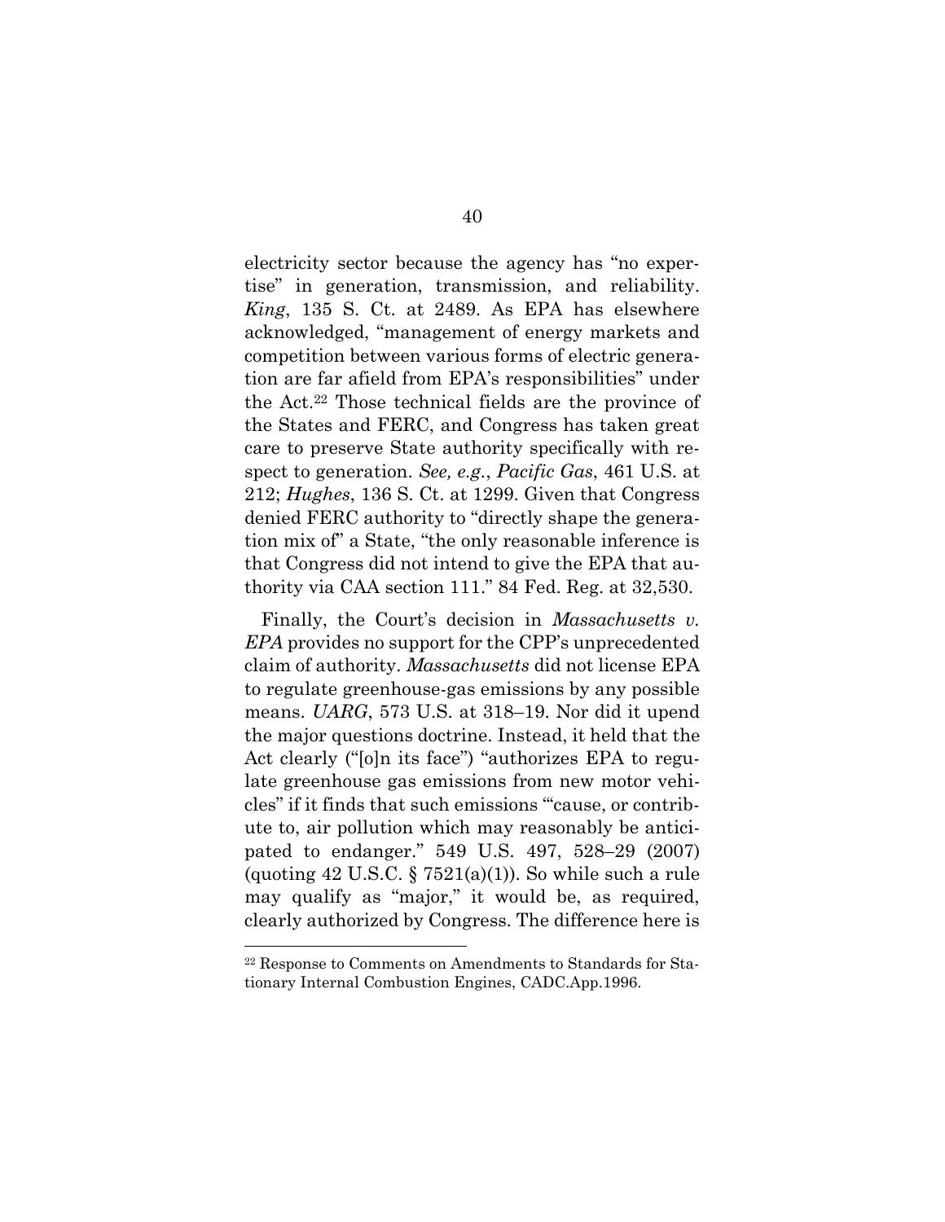electricity sector because the agency has "no expertise" in generation, transmission, and reliability. *King*, 135 S. Ct. at 2489. As EPA has elsewhere acknowledged, "management of energy markets and competition between various forms of electric generation are far afield from EPA's responsibilities" under the Act.[22] Those technical fields are the province of the States and FERC, and Congress has taken great care to preserve State authority specifically with respect to generation. *See, e.g.*, *Pacific Gas*, 461 U.S. at 212; *Hughes*, 136 S. Ct. at 1299. Given that Congress denied FERC authority to "directly shape the generation mix of" a State, "the only reasonable inference is that Congress did not intend to give the EPA that authority via CAA section 111." 84 Fed. Reg. at 32,530.

Finally, the Court's decision in *Massachusetts v. EPA* provides no support for the CPP's unprecedented claim of authority. *Massachusetts* did not license EPA to regulate greenhouse-gas emissions by any possible means. *UARG*, 573 U.S. at 318–19. Nor did it upend the major questions doctrine. Instead, it held that the Act clearly ("[o]n its face") "authorizes EPA to regulate greenhouse gas emissions from new motor vehicles" if it finds that such emissions "'cause, or contribute to, air pollution which may reasonably be anticipated to endanger." 549 U.S. 497, 528–29 (2007) (quoting 42 U.S.C. § 7521(a)(1)). So while such a rule may qualify as "major," it would be, as required, clearly authorized by Congress. The difference here is

[22] Response to Comments on Amendments to Standards for Stationary Internal Combustion Engines, CADC.App.1996.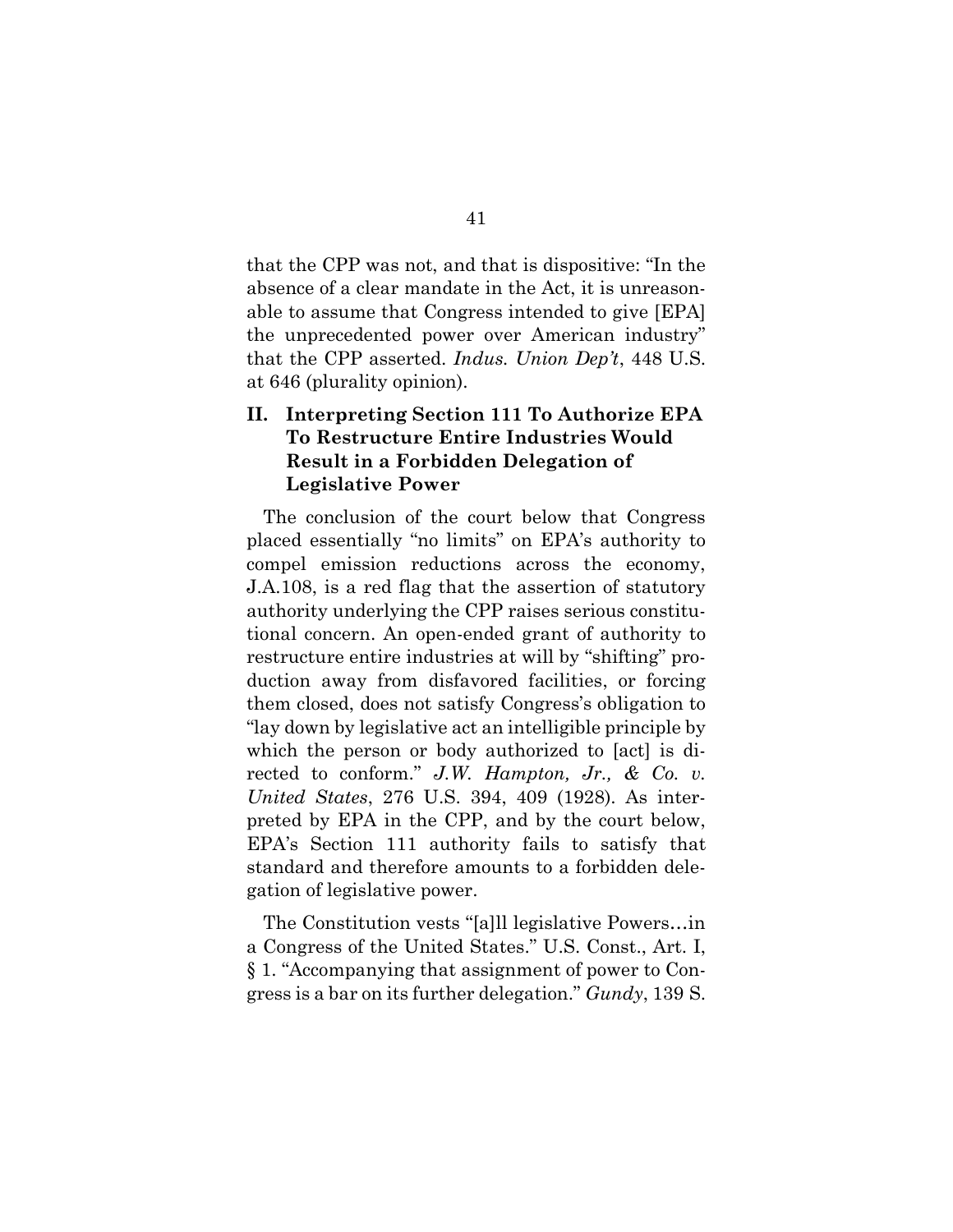that the CPP was not, and that is dispositive: "In the absence of a clear mandate in the Act, it is unreasonable to assume that Congress intended to give [EPA] the unprecedented power over American industry" that the CPP asserted. *Indus. Union Dep't*, 448 U.S. at 646 (plurality opinion).

## II. Interpreting Section 111 To Authorize EPA To Restructure Entire Industries Would Result in a Forbidden Delegation of Legislative Power

The conclusion of the court below that Congress placed essentially "no limits" on EPA's authority to compel emission reductions across the economy, J.A.108, is a red flag that the assertion of statutory authority underlying the CPP raises serious constitutional concern. An open-ended grant of authority to restructure entire industries at will by "shifting" production away from disfavored facilities, or forcing them closed, does not satisfy Congress's obligation to "lay down by legislative act an intelligible principle by which the person or body authorized to [act] is directed to conform." *J.W. Hampton, Jr., & Co. v. United States*, 276 U.S. 394, 409 (1928). As interpreted by EPA in the CPP, and by the court below, EPA's Section 111 authority fails to satisfy that standard and therefore amounts to a forbidden delegation of legislative power.

The Constitution vests "[a]ll legislative Powers…in a Congress of the United States." U.S. Const., Art. I, § 1. "Accompanying that assignment of power to Congress is a bar on its further delegation." *Gundy*, 139 S.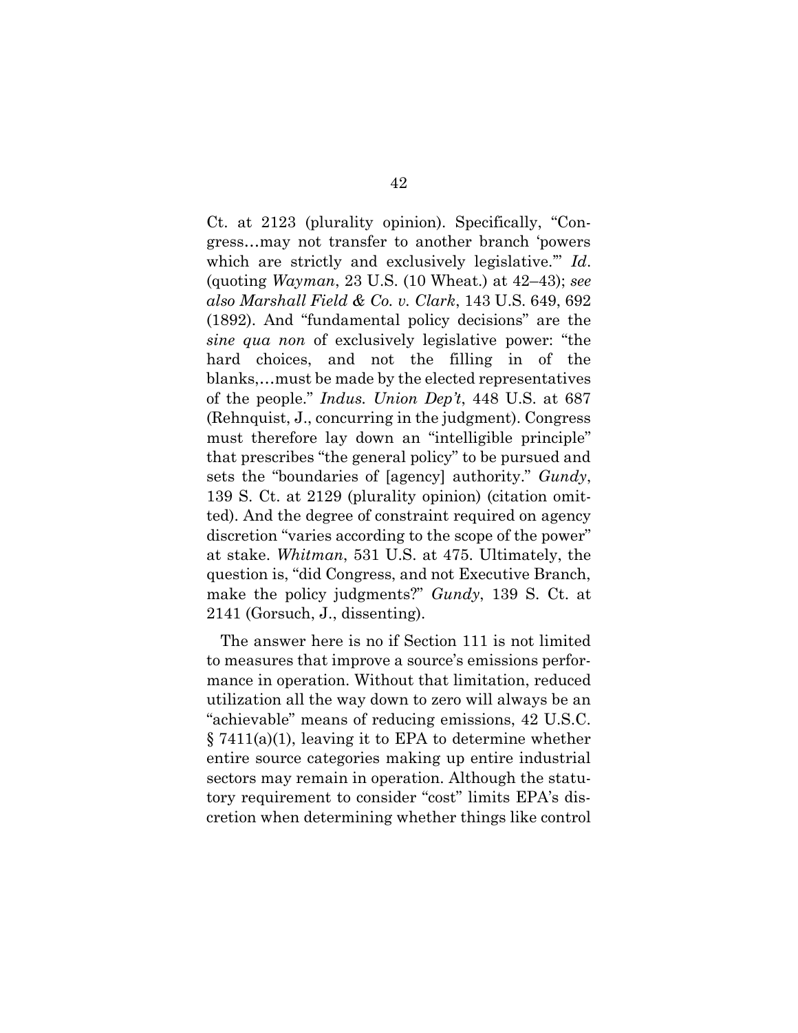Ct. at 2123 (plurality opinion). Specifically, "Congress…may not transfer to another branch 'powers which are strictly and exclusively legislative.'" *Id*. (quoting *Wayman*, 23 U.S. (10 Wheat.) at 42–43); *see also Marshall Field & Co. v. Clark*, 143 U.S. 649, 692 (1892). And "fundamental policy decisions" are the *sine qua non* of exclusively legislative power: "the hard choices, and not the filling in of the blanks,…must be made by the elected representatives of the people." *Indus. Union Dep't*, 448 U.S. at 687 (Rehnquist, J., concurring in the judgment). Congress must therefore lay down an "intelligible principle" that prescribes "the general policy" to be pursued and sets the "boundaries of [agency] authority." *Gundy*, 139 S. Ct. at 2129 (plurality opinion) (citation omitted). And the degree of constraint required on agency discretion "varies according to the scope of the power" at stake. *Whitman*, 531 U.S. at 475. Ultimately, the question is, "did Congress, and not Executive Branch, make the policy judgments?" *Gundy*, 139 S. Ct. at 2141 (Gorsuch, J., dissenting).

The answer here is no if Section 111 is not limited to measures that improve a source's emissions performance in operation. Without that limitation, reduced utilization all the way down to zero will always be an "achievable" means of reducing emissions, 42 U.S.C. § 7411(a)(1), leaving it to EPA to determine whether entire source categories making up entire industrial sectors may remain in operation. Although the statutory requirement to consider "cost" limits EPA's discretion when determining whether things like control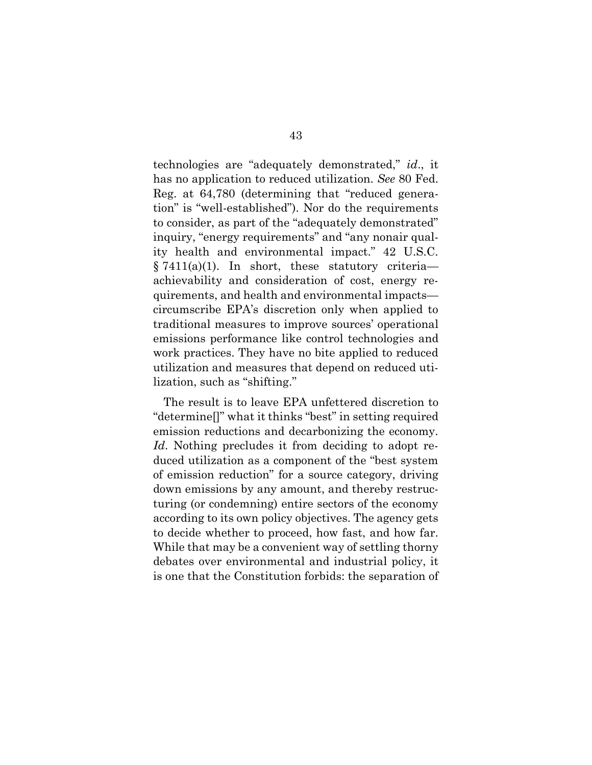technologies are "adequately demonstrated," *id*., it has no application to reduced utilization. *See* 80 Fed. Reg. at 64,780 (determining that "reduced generation" is "well-established"). Nor do the requirements to consider, as part of the "adequately demonstrated" inquiry, "energy requirements" and "any nonair quality health and environmental impact." 42 U.S.C. § 7411(a)(1). In short, these statutory criteria—achievability and consideration of cost, energy requirements, and health and environmental impacts—circumscribe EPA's discretion only when applied to traditional measures to improve sources' operational emissions performance like control technologies and work practices. They have no bite applied to reduced utilization and measures that depend on reduced utilization, such as "shifting."

The result is to leave EPA unfettered discretion to "determine[]" what it thinks "best" in setting required emission reductions and decarbonizing the economy. *Id*. Nothing precludes it from deciding to adopt reduced utilization as a component of the "best system of emission reduction" for a source category, driving down emissions by any amount, and thereby restructuring (or condemning) entire sectors of the economy according to its own policy objectives. The agency gets to decide whether to proceed, how fast, and how far. While that may be a convenient way of settling thorny debates over environmental and industrial policy, it is one that the Constitution forbids: the separation of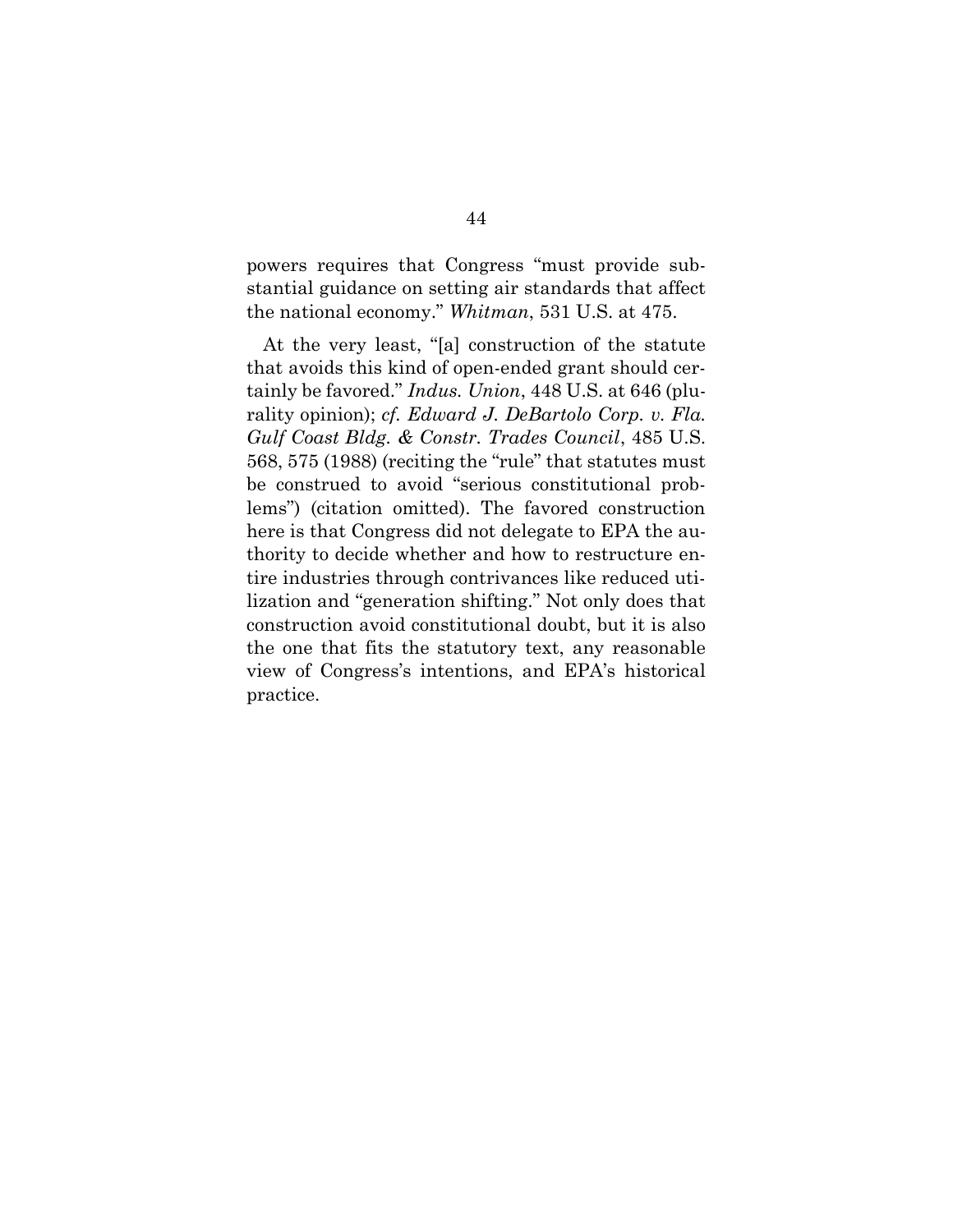powers requires that Congress "must provide substantial guidance on setting air standards that affect the national economy." *Whitman*, 531 U.S. at 475.

At the very least, "[a] construction of the statute that avoids this kind of open-ended grant should certainly be favored." *Indus. Union*, 448 U.S. at 646 (plurality opinion); *cf. Edward J. DeBartolo Corp. v. Fla. Gulf Coast Bldg. & Constr. Trades Council*, 485 U.S. 568, 575 (1988) (reciting the "rule" that statutes must be construed to avoid "serious constitutional problems") (citation omitted). The favored construction here is that Congress did not delegate to EPA the authority to decide whether and how to restructure entire industries through contrivances like reduced utilization and "generation shifting." Not only does that construction avoid constitutional doubt, but it is also the one that fits the statutory text, any reasonable view of Congress's intentions, and EPA's historical practice.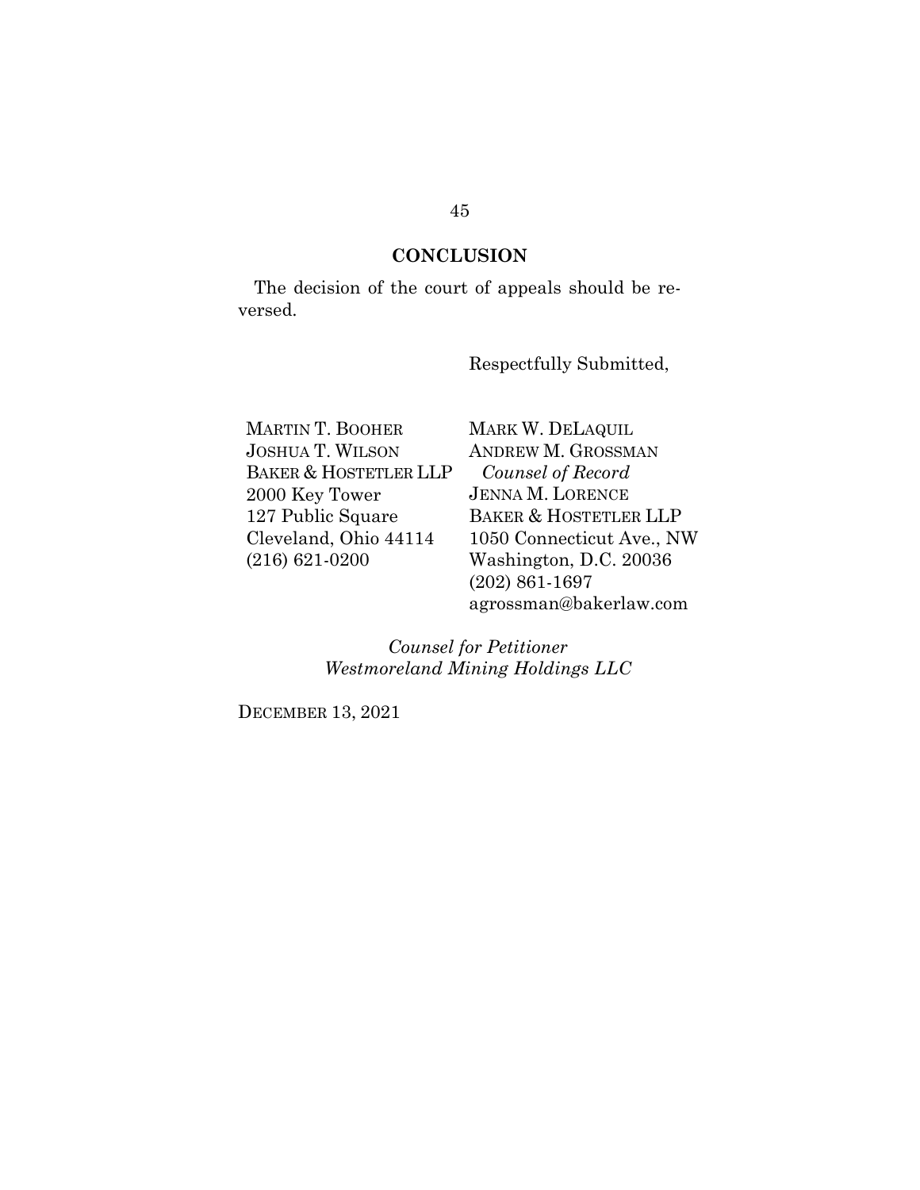## CONCLUSION

The decision of the court of appeals should be reversed.

Respectfully Submitted,

MARTIN T. BOOHER
JOSHUA T. WILSON
BAKER & HOSTETLER LLP
2000 Key Tower
127 Public Square
Cleveland, Ohio 44114
(216) 621-0200

MARK W. DELAQUIL
ANDREW M. GROSSMAN
*Counsel of Record*
JENNA M. LORENCE
BAKER & HOSTETLER LLP
1050 Connecticut Ave., NW
Washington, D.C. 20036
(202) 861-1697
agrossman@bakerlaw.com

*Counsel for Petitioner*
*Westmoreland Mining Holdings LLC*

DECEMBER 13, 2021